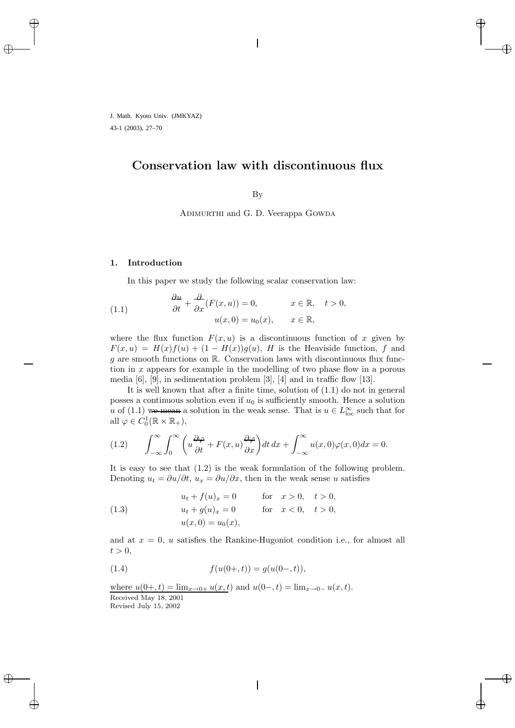J. Math. Kyoto Univ. (JMKYAZ)
43-1 (2003), 27–70

# Conservation law with discontinuous flux

By

Adimurthi and G. D. Veerappa Gowda

## 1. Introduction

In this paper we study the following scalar conservation law:

$$
\begin{aligned}
&\frac{\partial u}{\partial t} + \frac{\partial}{\partial x}(F(x,u)) = 0, \qquad x \in \mathbb{R}, \quad t > 0, \\
&\qquad\qquad u(x,0) = u_0(x), \qquad x \in \mathbb{R},
\end{aligned}
\tag{1.1}
$$

where the flux function $F(x,u)$ is a discontinuous function of $x$ given by $F(x,u) = H(x)f(u) + (1 - H(x))g(u)$, $H$ is the Heaviside function, $f$ and $g$ are smooth functions on $\mathbb{R}$. Conservation laws with discontinuous flux function in $x$ appears for example in the modelling of two phase flow in a porous media [6], [9], in sedimentation problem [3], [4] and in traffic flow [13].

It is well known that after a finite time, solution of (1.1) do not in general posses a continuous solution even if $u_0$ is sufficiently smooth. Hence a solution $u$ of (1.1) we mean a solution in the weak sense. That is $u \in L^\infty_{\text{loc}}$ such that for all $\varphi \in C^1_0(\mathbb{R} \times \mathbb{R}_+)$,

$$
\int_{-\infty}^{\infty}\int_0^{\infty}\left(u\frac{\partial\varphi}{\partial t} + F(x,u)\frac{\partial\varphi}{\partial x}\right)dt\,dx + \int_{-\infty}^{\infty} u(x,0)\varphi(x,0)dx = 0.
\tag{1.2}
$$

It is easy to see that (1.2) is the weak formulation of the following problem. Denoting $u_t = \partial u/\partial t$, $u_x = \partial u/\partial x$, then in the weak sense $u$ satisfies

$$
\begin{aligned}
&u_t + f(u)_x = 0 \qquad \text{for} \quad x > 0, \quad t > 0, \\
&u_t + g(u)_x = 0 \qquad \text{for} \quad x < 0, \quad t > 0, \\
&u(x,0) = u_0(x),
\end{aligned}
\tag{1.3}
$$

and at $x = 0$, $u$ satisfies the Rankine-Hugoniot condition i.e., for almost all $t > 0$,

$$
f(u(0+,t)) = g(u(0-,t)),
\tag{1.4}
$$

where $u(0+,t) = \lim_{x\to 0+} u(x,t)$ and $u(0-,t) = \lim_{x\to 0-} u(x,t)$.

Received May 18, 2001
Revised July 15, 2002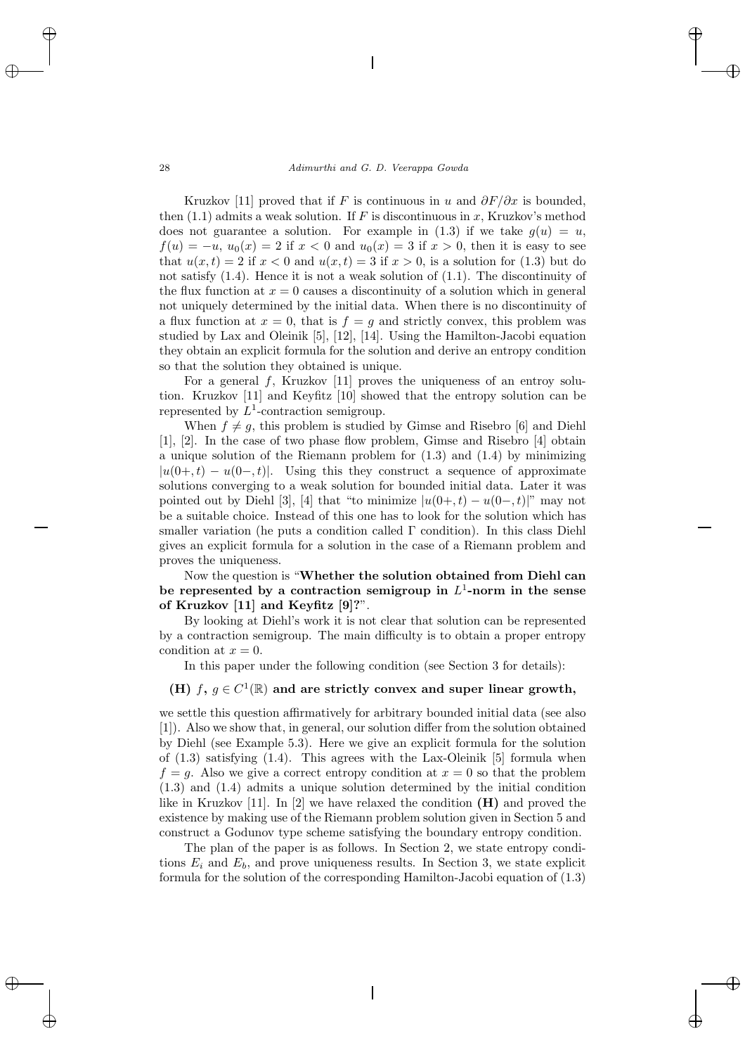Kruzkov [11] proved that if $F$ is continuous in $u$ and $\partial F/\partial x$ is bounded, then (1.1) admits a weak solution. If $F$ is discontinuous in $x$, Kruzkov's method does not guarantee a solution. For example in (1.3) if we take $g(u) = u$, $f(u) = -u$, $u_0(x) = 2$ if $x < 0$ and $u_0(x) = 3$ if $x > 0$, then it is easy to see that $u(x,t) = 2$ if $x < 0$ and $u(x,t) = 3$ if $x > 0$, is a solution for (1.3) but do not satisfy (1.4). Hence it is not a weak solution of (1.1). The discontinuity of the flux function at $x = 0$ causes a discontinuity of a solution which in general not uniquely determined by the initial data. When there is no discontinuity of a flux function at $x = 0$, that is $f = g$ and strictly convex, this problem was studied by Lax and Oleinik [5], [12], [14]. Using the Hamilton-Jacobi equation they obtain an explicit formula for the solution and derive an entropy condition so that the solution they obtained is unique.

For a general $f$, Kruzkov [11] proves the uniqueness of an entroy solution. Kruzkov [11] and Keyfitz [10] showed that the entropy solution can be represented by $L^1$-contraction semigroup.

When $f \neq g$, this problem is studied by Gimse and Risebro [6] and Diehl [1], [2]. In the case of two phase flow problem, Gimse and Risebro [4] obtain a unique solution of the Riemann problem for (1.3) and (1.4) by minimizing $|u(0+,t) - u(0-,t)|$. Using this they construct a sequence of approximate solutions converging to a weak solution for bounded initial data. Later it was pointed out by Diehl [3], [4] that "to minimize $|u(0+,t) - u(0-,t)|$" may not be a suitable choice. Instead of this one has to look for the solution which has smaller variation (he puts a condition called $\Gamma$ condition). In this class Diehl gives an explicit formula for a solution in the case of a Riemann problem and proves the uniqueness.

Now the question is "**Whether the solution obtained from Diehl can be represented by a contraction semigroup in $L^1$-norm in the sense of Kruzkov [11] and Keyfitz [9]?**".

By looking at Diehl's work it is not clear that solution can be represented by a contraction semigroup. The main difficulty is to obtain a proper entropy condition at $x = 0$.

In this paper under the following condition (see Section 3 for details):

**(H)** $f$, $g \in C^1(\mathbb{R})$ **and are strictly convex and super linear growth,**

we settle this question affirmatively for arbitrary bounded initial data (see also [1]). Also we show that, in general, our solution differ from the solution obtained by Diehl (see Example 5.3). Here we give an explicit formula for the solution of (1.3) satisfying (1.4). This agrees with the Lax-Oleinik [5] formula when $f = g$. Also we give a correct entropy condition at $x = 0$ so that the problem (1.3) and (1.4) admits a unique solution determined by the initial condition like in Kruzkov [11]. In [2] we have relaxed the condition **(H)** and proved the existence by making use of the Riemann problem solution given in Section 5 and construct a Godunov type scheme satisfying the boundary entropy condition.

The plan of the paper is as follows. In Section 2, we state entropy conditions $E_i$ and $E_b$, and prove uniqueness results. In Section 3, we state explicit formula for the solution of the corresponding Hamilton-Jacobi equation of (1.3)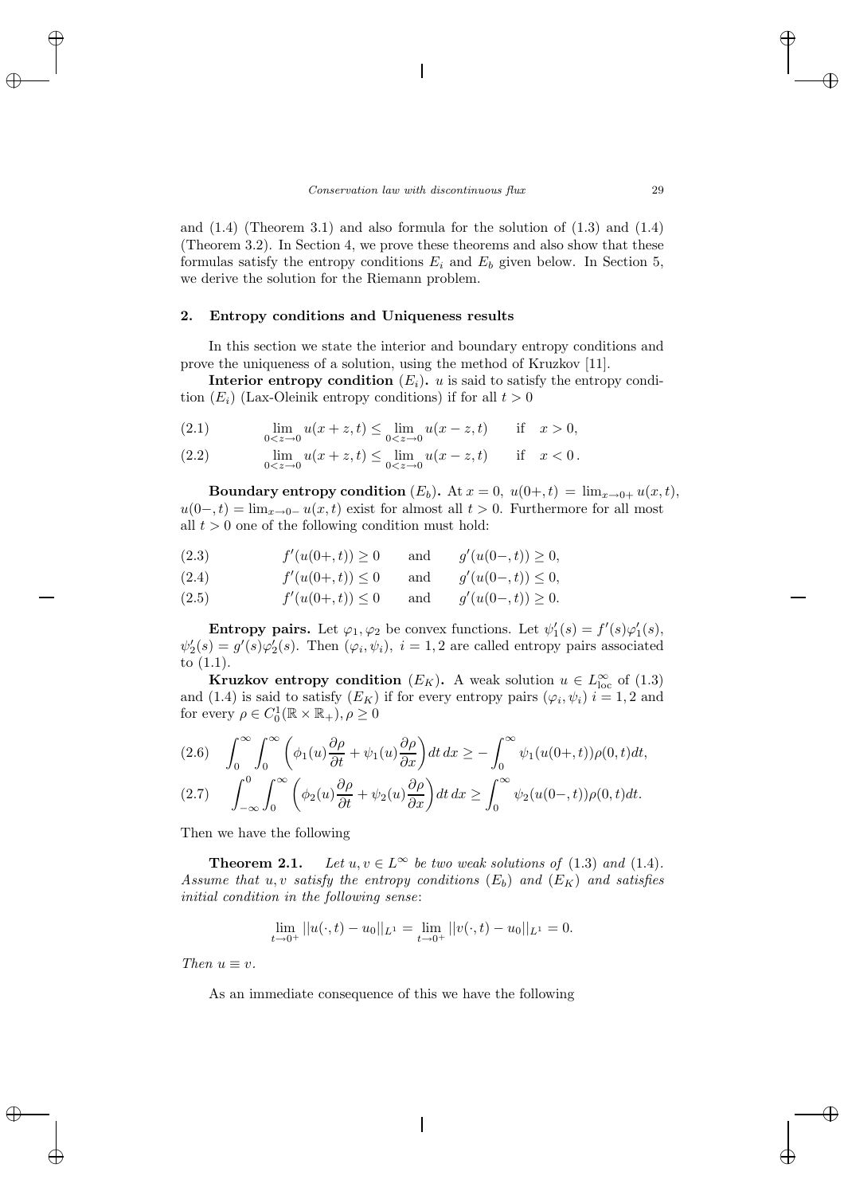and (1.4) (Theorem 3.1) and also formula for the solution of (1.3) and (1.4) (Theorem 3.2). In Section 4, we prove these theorems and also show that these formulas satisfy the entropy conditions $E_i$ and $E_b$ given below. In Section 5, we derive the solution for the Riemann problem.

## 2. Entropy conditions and Uniqueness results

In this section we state the interior and boundary entropy conditions and prove the uniqueness of a solution, using the method of Kruzkov [11].

**Interior entropy condition** $(E_i)$**.** $u$ is said to satisfy the entropy condition $(E_i)$ (Lax-Oleinik entropy conditions) if for all $t > 0$

$$\lim_{0<z\to 0} u(x+z,t) \le \lim_{0<z\to 0} u(x-z,t) \qquad \text{if} \quad x > 0, \tag{2.1}$$

$$\lim_{0<z\to 0} u(x+z,t) \le \lim_{0<z\to 0} u(x-z,t) \qquad \text{if} \quad x < 0\,. \tag{2.2}$$

**Boundary entropy condition** $(E_b)$**.** At $x = 0$, $u(0+,t) = \lim_{x\to 0+} u(x,t)$, $u(0-,t) = \lim_{x\to 0-} u(x,t)$ exist for almost all $t > 0$. Furthermore for all most all $t > 0$ one of the following condition must hold:

$$f'(u(0+,t)) \ge 0 \qquad \text{and} \qquad g'(u(0-,t)) \ge 0, \tag{2.3}$$

$$f'(u(0+,t)) \le 0 \qquad \text{and} \qquad g'(u(0-,t)) \le 0, \tag{2.4}$$

$$f'(u(0+,t)) \le 0 \qquad \text{and} \qquad g'(u(0-,t)) \ge 0. \tag{2.5}$$

**Entropy pairs.** Let $\varphi_1, \varphi_2$ be convex functions. Let $\psi_1'(s) = f'(s)\varphi_1'(s)$, $\psi_2'(s) = g'(s)\varphi_2'(s)$. Then $(\varphi_i, \psi_i)$, $i = 1, 2$ are called entropy pairs associated to (1.1).

**Kruzkov entropy condition** $(E_K)$**.** A weak solution $u \in L^\infty_{\text{loc}}$ of (1.3) and (1.4) is said to satisfy $(E_K)$ if for every entropy pairs $(\varphi_i, \psi_i)$ $i = 1, 2$ and for every $\rho \in C_0^1(\mathbb{R} \times \mathbb{R}_+), \rho \ge 0$

$$\int_0^\infty \int_0^\infty \left( \phi_1(u)\frac{\partial \rho}{\partial t} + \psi_1(u)\frac{\partial \rho}{\partial x}\right) dt\, dx \ge -\int_0^\infty \psi_1(u(0+,t))\rho(0,t)dt, \tag{2.6}$$

$$\int_{-\infty}^0 \int_0^\infty \left( \phi_2(u)\frac{\partial \rho}{\partial t} + \psi_2(u)\frac{\partial \rho}{\partial x}\right) dt\, dx \ge \int_0^\infty \psi_2(u(0-,t))\rho(0,t)dt. \tag{2.7}$$

Then we have the following

**Theorem 2.1.** *Let $u, v \in L^\infty$ be two weak solutions of* (1.3) *and* (1.4)*. Assume that $u, v$ satisfy the entropy conditions $(E_b)$ and $(E_K)$ and satisfies initial condition in the following sense*:

$$\lim_{t\to 0^+} ||u(\cdot,t) - u_0||_{L^1} = \lim_{t\to 0^+} ||v(\cdot,t) - u_0||_{L^1} = 0.$$

*Then $u \equiv v$.*

As an immediate consequence of this we have the following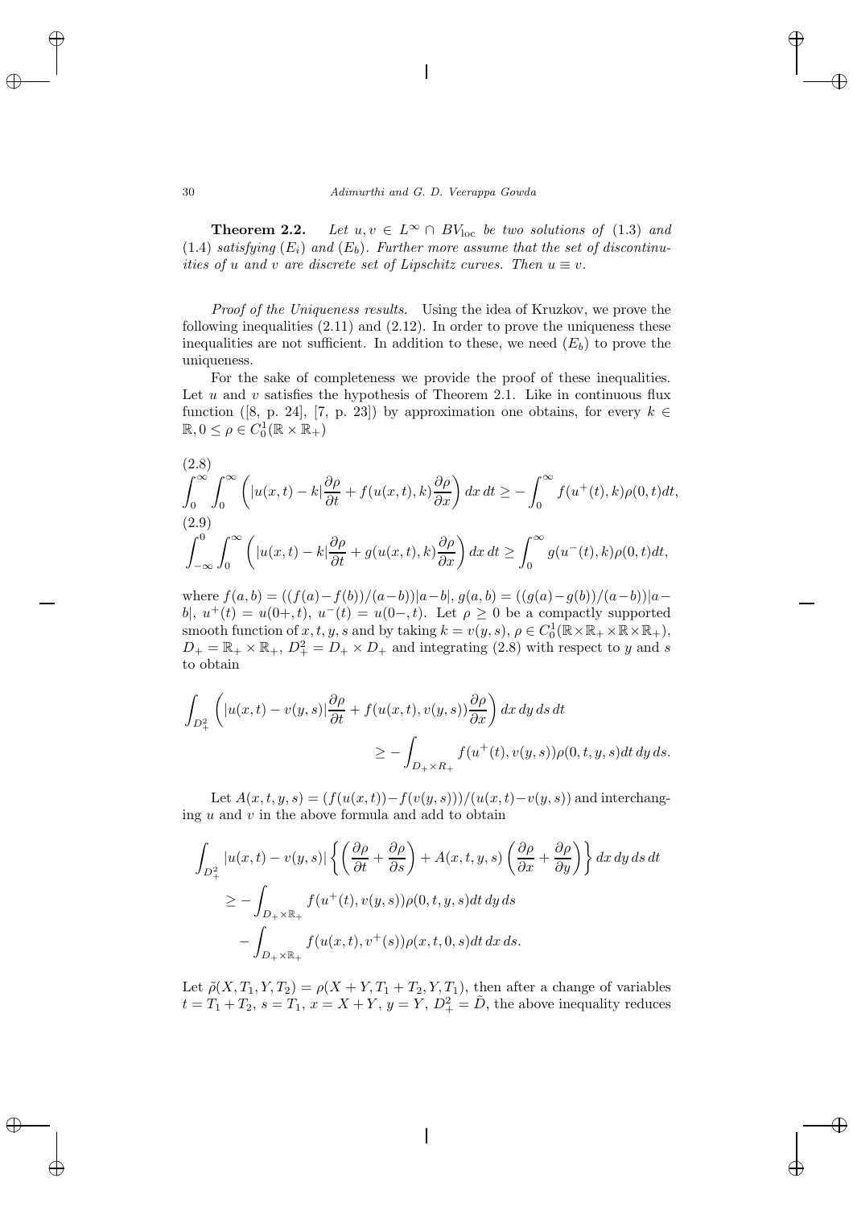**Theorem 2.2.** *Let $u, v \in L^\infty \cap BV_{\rm loc}$ be two solutions of* (1.3) *and* (1.4) *satisfying* $(E_i)$ *and* $(E_b)$. *Further more assume that the set of discontinuities of $u$ and $v$ are discrete set of Lipschitz curves. Then $u \equiv v$.*

*Proof of the Uniqueness results.* Using the idea of Kruzkov, we prove the following inequalities (2.11) and (2.12). In order to prove the uniqueness these inequalities are not sufficient. In addition to these, we need $(E_b)$ to prove the uniqueness.

For the sake of completeness we provide the proof of these inequalities. Let $u$ and $v$ satisfies the hypothesis of Theorem 2.1. Like in continuous flux function ([8, p. 24], [7, p. 23]) by approximation one obtains, for every $k \in \mathbb{R}, 0 \le \rho \in C_0^1(\mathbb{R} \times \mathbb{R}_+)$

(2.8)
$$\int_0^\infty \int_0^\infty \left( |u(x,t) - k| \frac{\partial \rho}{\partial t} + f(u(x,t), k) \frac{\partial \rho}{\partial x} \right) dx\, dt \ge - \int_0^\infty f(u^+(t), k) \rho(0,t) dt,$$

(2.9)
$$\int_{-\infty}^0 \int_0^\infty \left( |u(x,t) - k| \frac{\partial \rho}{\partial t} + g(u(x,t), k) \frac{\partial \rho}{\partial x} \right) dx\, dt \ge \int_0^\infty g(u^-(t), k) \rho(0,t) dt,$$

where $f(a,b) = ((f(a) - f(b))/(a-b))|a-b|$, $g(a,b) = ((g(a) - g(b))/(a-b))|a-b|$, $u^+(t) = u(0+,t)$, $u^-(t) = u(0-,t)$. Let $\rho \ge 0$ be a compactly supported smooth function of $x, t, y, s$ and by taking $k = v(y,s)$, $\rho \in C_0^1(\mathbb{R} \times \mathbb{R}_+ \times \mathbb{R} \times \mathbb{R}_+)$, $D_+ = \mathbb{R}_+ \times \mathbb{R}_+$, $D_+^2 = D_+ \times D_+$ and integrating (2.8) with respect to $y$ and $s$ to obtain

$$\int_{D_+^2} \left( |u(x,t) - v(y,s)| \frac{\partial \rho}{\partial t} + f(u(x,t), v(y,s)) \frac{\partial \rho}{\partial x} \right) dx\, dy\, ds\, dt$$
$$\ge - \int_{D_+ \times R_+} f(u^+(t), v(y,s)) \rho(0,t,y,s) dt\, dy\, ds.$$

Let $A(x,t,y,s) = (f(u(x,t)) - f(v(y,s)))/(u(x,t) - v(y,s))$ and interchanging $u$ and $v$ in the above formula and add to obtain

$$\int_{D_+^2} |u(x,t) - v(y,s)| \left\{ \left( \frac{\partial \rho}{\partial t} + \frac{\partial \rho}{\partial s} \right) + A(x,t,y,s) \left( \frac{\partial \rho}{\partial x} + \frac{\partial \rho}{\partial y} \right) \right\} dx\, dy\, ds\, dt$$
$$\ge - \int_{D_+ \times \mathbb{R}_+} f(u^+(t), v(y,s)) \rho(0,t,y,s) dt\, dy\, ds$$
$$- \int_{D_+ \times \mathbb{R}_+} f(u(x,t), v^+(s)) \rho(x,t,0,s) dt\, dx\, ds.$$

Let $\tilde{\rho}(X, T_1, Y, T_2) = \rho(X+Y, T_1 + T_2, Y, T_1)$, then after a change of variables $t = T_1 + T_2$, $s = T_1$, $x = X + Y$, $y = Y$, $D_+^2 = \tilde{D}$, the above inequality reduces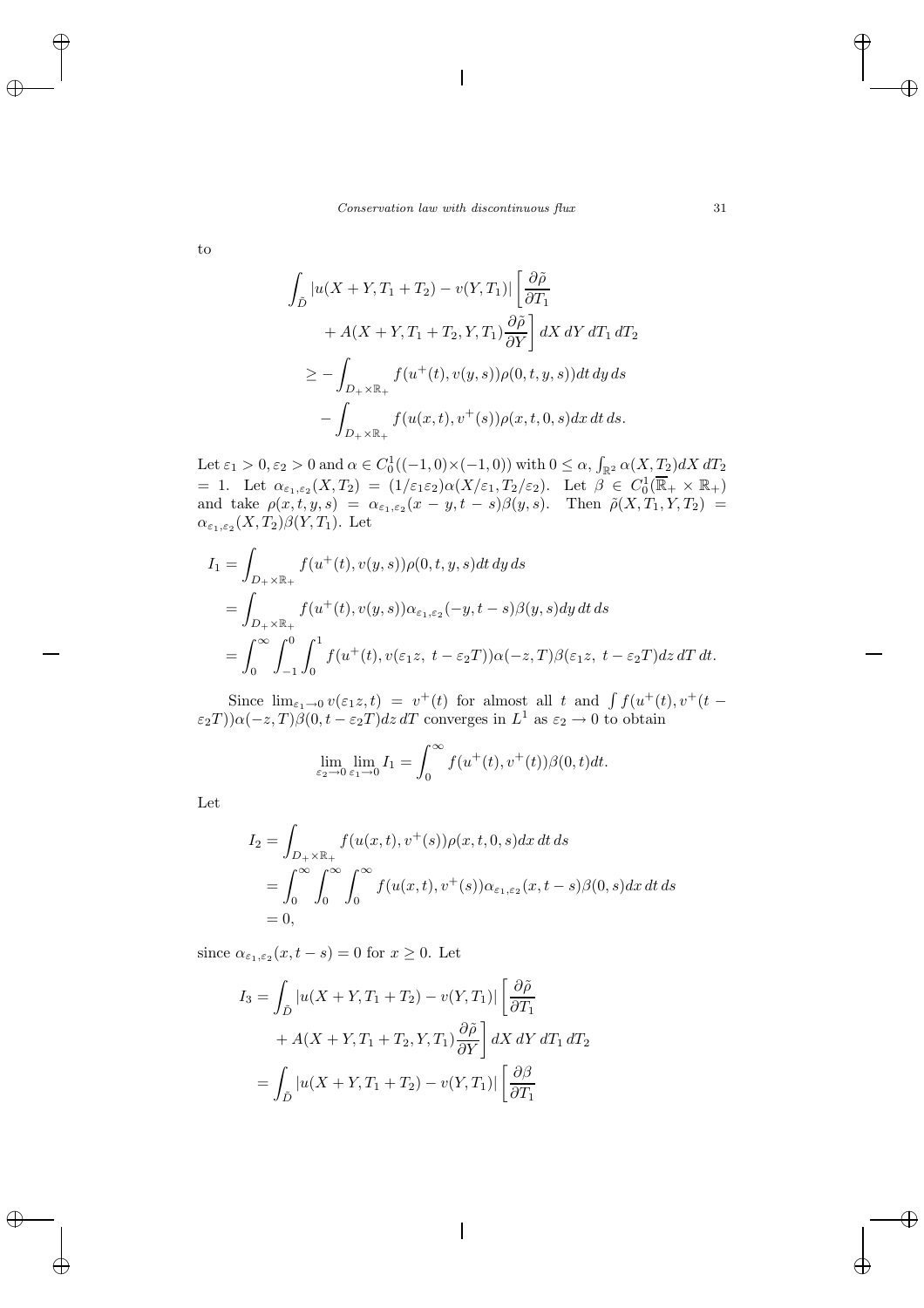to

$$\int_{\tilde{D}} |u(X+Y, T_1+T_2) - v(Y, T_1)| \left[ \frac{\partial \tilde{\rho}}{\partial T_1} + A(X+Y, T_1+T_2, Y, T_1) \frac{\partial \tilde{\rho}}{\partial Y} \right] dX\, dY\, dT_1\, dT_2$$
$$\geq - \int_{D_+ \times \mathbb{R}_+} f(u^+(t), v(y,s)) \rho(0,t,y,s) dt\, dy\, ds$$
$$- \int_{D_+ \times \mathbb{R}_+} f(u(x,t), v^+(s)) \rho(x,t,0,s) dx\, dt\, ds.$$

Let $\varepsilon_1 > 0, \varepsilon_2 > 0$ and $\alpha \in C_0^1((-1,0)\times(-1,0))$ with $0 \leq \alpha$, $\int_{\mathbb{R}^2} \alpha(X, T_2) dX\, dT_2 = 1$. Let $\alpha_{\varepsilon_1,\varepsilon_2}(X,T_2) = (1/\varepsilon_1\varepsilon_2)\alpha(X/\varepsilon_1, T_2/\varepsilon_2)$. Let $\beta \in C_0^1(\overline{\mathbb{R}}_+ \times \mathbb{R}_+)$ and take $\rho(x,t,y,s) = \alpha_{\varepsilon_1,\varepsilon_2}(x-y, t-s)\beta(y,s)$. Then $\tilde{\rho}(X,T_1,Y,T_2) = \alpha_{\varepsilon_1,\varepsilon_2}(X,T_2)\beta(Y,T_1)$. Let

$$\begin{aligned}
I_1 &= \int_{D_+ \times \mathbb{R}_+} f(u^+(t), v(y,s)) \rho(0,t,y,s) dt\, dy\, ds \\
&= \int_{D_+ \times \mathbb{R}_+} f(u^+(t), v(y,s)) \alpha_{\varepsilon_1,\varepsilon_2}(-y, t-s) \beta(y,s) dy\, dt\, ds \\
&= \int_0^\infty \int_{-1}^0 \int_0^1 f(u^+(t), v(\varepsilon_1 z,\ t-\varepsilon_2 T)) \alpha(-z, T) \beta(\varepsilon_1 z,\ t - \varepsilon_2 T) dz\, dT\, dt.
\end{aligned}$$

Since $\lim_{\varepsilon_1 \to 0} v(\varepsilon_1 z, t) = v^+(t)$ for almost all $t$ and $\int f(u^+(t), v^+(t - \varepsilon_2 T))\alpha(-z,T)\beta(0, t-\varepsilon_2 T) dz\, dT$ converges in $L^1$ as $\varepsilon_2 \to 0$ to obtain

$$\lim_{\varepsilon_2 \to 0} \lim_{\varepsilon_1 \to 0} I_1 = \int_0^\infty f(u^+(t), v^+(t))\beta(0,t) dt.$$

Let

$$\begin{aligned}
I_2 &= \int_{D_+ \times \mathbb{R}_+} f(u(x,t), v^+(s)) \rho(x,t,0,s) dx\, dt\, ds \\
&= \int_0^\infty \int_0^\infty \int_0^\infty f(u(x,t), v^+(s)) \alpha_{\varepsilon_1,\varepsilon_2}(x, t-s) \beta(0,s) dx\, dt\, ds \\
&= 0,
\end{aligned}$$

since $\alpha_{\varepsilon_1,\varepsilon_2}(x, t-s) = 0$ for $x \geq 0$. Let

$$\begin{aligned}
I_3 &= \int_{\tilde{D}} |u(X+Y, T_1+T_2) - v(Y,T_1)| \left[ \frac{\partial \tilde{\rho}}{\partial T_1} + A(X+Y, T_1+T_2, Y, T_1) \frac{\partial \tilde{\rho}}{\partial Y} \right] dX\, dY\, dT_1\, dT_2 \\
&= \int_{\tilde{D}} |u(X+Y, T_1+T_2) - v(Y,T_1)| \left[ \frac{\partial \beta}{\partial T_1} \right.
\end{aligned}$$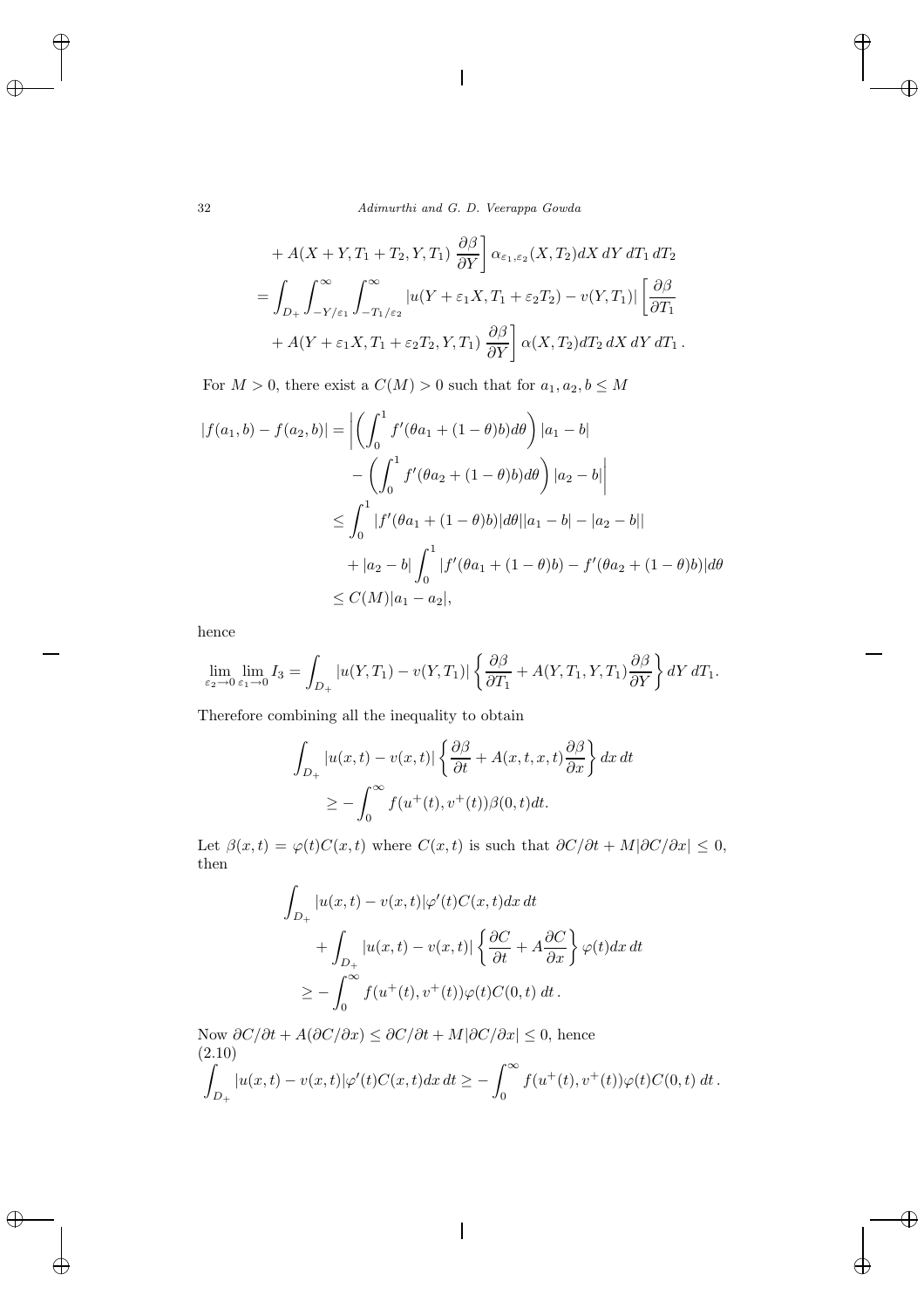$$
\begin{aligned}
&+ A(X+Y, T_1+T_2, Y, T_1)\, \frac{\partial \beta}{\partial Y}\Bigg]\, \alpha_{\varepsilon_1,\varepsilon_2}(X,T_2)\,dX\,dY\,dT_1\,dT_2 \\
&= \int_{D_+}\int_{-Y/\varepsilon_1}^{\infty}\int_{-T_1/\varepsilon_2}^{\infty} |u(Y+\varepsilon_1 X, T_1+\varepsilon_2 T_2) - v(Y,T_1)| \left[\frac{\partial \beta}{\partial T_1}\right. \\
&\quad \left. + A(Y+\varepsilon_1 X, T_1+\varepsilon_2 T_2, Y, T_1)\, \frac{\partial \beta}{\partial Y}\right] \alpha(X,T_2)\,dT_2\,dX\,dY\,dT_1\,.
\end{aligned}
$$

For $M > 0$, there exist a $C(M) > 0$ such that for $a_1, a_2, b \le M$

$$
\begin{aligned}
|f(a_1,b) - f(a_2,b)| &= \Bigg|\left(\int_0^1 f'(\theta a_1 + (1-\theta)b)d\theta\right)|a_1 - b| \\
&\qquad - \left(\int_0^1 f'(\theta a_2 + (1-\theta)b)d\theta\right)|a_2 - b|\Bigg| \\
&\le \int_0^1 |f'(\theta a_1 + (1-\theta)b)|d\theta\, ||a_1 - b| - |a_2 - b|| \\
&\quad + |a_2 - b|\int_0^1 |f'(\theta a_1 + (1-\theta)b) - f'(\theta a_2 + (1-\theta)b)|d\theta \\
&\le C(M)|a_1 - a_2|,
\end{aligned}
$$

hence

$$
\lim_{\varepsilon_2\to 0}\lim_{\varepsilon_1\to 0} I_3 = \int_{D_+} |u(Y,T_1) - v(Y,T_1)| \left\{\frac{\partial \beta}{\partial T_1} + A(Y,T_1,Y,T_1)\frac{\partial \beta}{\partial Y}\right\} dY\,dT_1.
$$

Therefore combining all the inequality to obtain

$$
\begin{aligned}
\int_{D_+} |u(x,t) - v(x,t)| &\left\{\frac{\partial \beta}{\partial t} + A(x,t,x,t)\frac{\partial \beta}{\partial x}\right\} dx\,dt \\
&\ge -\int_0^\infty f(u^+(t), v^+(t))\beta(0,t)dt.
\end{aligned}
$$

Let $\beta(x,t) = \varphi(t)C(x,t)$ where $C(x,t)$ is such that $\partial C/\partial t + M|\partial C/\partial x| \le 0$, then

$$
\begin{aligned}
\int_{D_+} &|u(x,t) - v(x,t)|\varphi'(t)C(x,t)dx\,dt \\
&+ \int_{D_+} |u(x,t) - v(x,t)| \left\{\frac{\partial C}{\partial t} + A\frac{\partial C}{\partial x}\right\}\varphi(t)dx\,dt \\
&\ge -\int_0^\infty f(u^+(t), v^+(t))\varphi(t)C(0,t)\,dt\,.
\end{aligned}
$$

Now $\partial C/\partial t + A(\partial C/\partial x) \le \partial C/\partial t + M|\partial C/\partial x| \le 0$, hence
(2.10)

$$
\int_{D_+} |u(x,t) - v(x,t)|\varphi'(t)C(x,t)dx\,dt \ge -\int_0^\infty f(u^+(t), v^+(t))\varphi(t)C(0,t)\,dt\,.
$$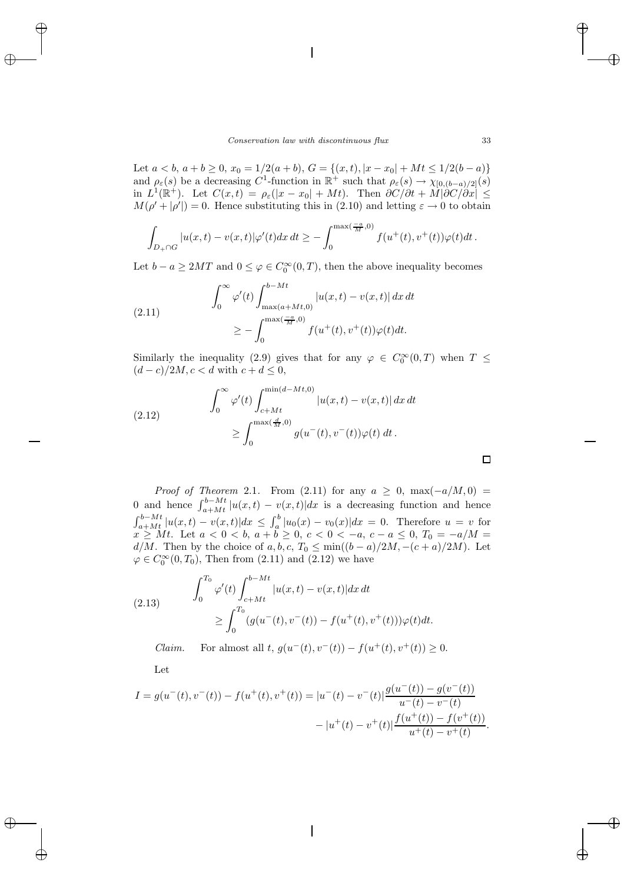Let $a < b$, $a + b \geq 0$, $x_0 = 1/2(a+b)$, $G = \{(x,t), |x - x_0| + Mt \leq 1/2(b-a)\}$ and $\rho_\varepsilon(s)$ be a decreasing $C^1$-function in $\mathbb{R}^+$ such that $\rho_\varepsilon(s) \to \chi_{[0,(b-a)/2]}(s)$ in $L^1(\mathbb{R}^+)$. Let $C(x,t) = \rho_\varepsilon(|x - x_0| + Mt)$. Then $\partial C/\partial t + M|\partial C/\partial x| \leq M(\rho' + |\rho'|) = 0$. Hence substituting this in (2.10) and letting $\varepsilon \to 0$ to obtain

$$\int_{D_+ \cap G} |u(x,t) - v(x,t)|\varphi'(t)dx\,dt \geq -\int_0^{\max(\frac{-a}{M},0)} f(u^+(t), v^+(t))\varphi(t)dt\,.$$

Let $b - a \geq 2MT$ and $0 \leq \varphi \in C_0^\infty(0,T)$, then the above inequality becomes

$$\tag{2.11} \begin{aligned} \int_0^\infty \varphi'(t) \int_{\max(a+Mt,0)}^{b-Mt} |u(x,t) - v(x,t)|\,dx\,dt \\ \geq -\int_0^{\max(\frac{-a}{M},0)} f(u^+(t), v^+(t))\varphi(t)dt. \end{aligned}$$

Similarly the inequality (2.9) gives that for any $\varphi \in C_0^\infty(0,T)$ when $T \leq (d-c)/2M$, $c < d$ with $c + d \leq 0$,

$$\tag{2.12} \begin{aligned} \int_0^\infty \varphi'(t) \int_{c+Mt}^{\min(d-Mt,0)} |u(x,t) - v(x,t)|\,dx\,dt \\ \geq \int_0^{\max(\frac{d}{M},0)} g(u^-(t), v^-(t))\varphi(t)\,dt\,. \end{aligned}$$

□

*Proof of Theorem* 2.1. From (2.11) for any $a \geq 0$, $\max(-a/M, 0) = 0$ and hence $\int_{a+Mt}^{b-Mt} |u(x,t) - v(x,t)|dx$ is a decreasing function and hence $\int_{a+Mt}^{b-Mt} |u(x,t) - v(x,t)|dx \leq \int_a^b |u_0(x) - v_0(x)|dx = 0$. Therefore $u = v$ for $x \geq Mt$. Let $a < 0 < b$, $a + b \geq 0$, $c < 0 < -a$, $c - a \leq 0$, $T_0 = -a/M = d/M$. Then by the choice of $a, b, c$, $T_0 \leq \min((b-a)/2M, -(c+a)/2M)$. Let $\varphi \in C_0^\infty(0, T_0)$, Then from (2.11) and (2.12) we have

$$\tag{2.13} \begin{aligned} \int_0^{T_0} \varphi'(t) \int_{c+Mt}^{b-Mt} |u(x,t) - v(x,t)|dx\,dt \\ \geq \int_0^{T_0} (g(u^-(t), v^-(t)) - f(u^+(t), v^+(t)))\varphi(t)dt. \end{aligned}$$

*Claim.* For almost all $t$, $g(u^-(t), v^-(t)) - f(u^+(t), v^+(t)) \geq 0$.

Let

$$\begin{aligned} I = g(u^-(t), v^-(t)) - f(u^+(t), v^+(t)) = |u^-(t) - v^-(t)|\frac{g(u^-(t)) - g(v^-(t))}{u^-(t) - v^-(t)} \\ - |u^+(t) - v^+(t)|\frac{f(u^+(t)) - f(v^+(t))}{u^+(t) - v^+(t)}. \end{aligned}$$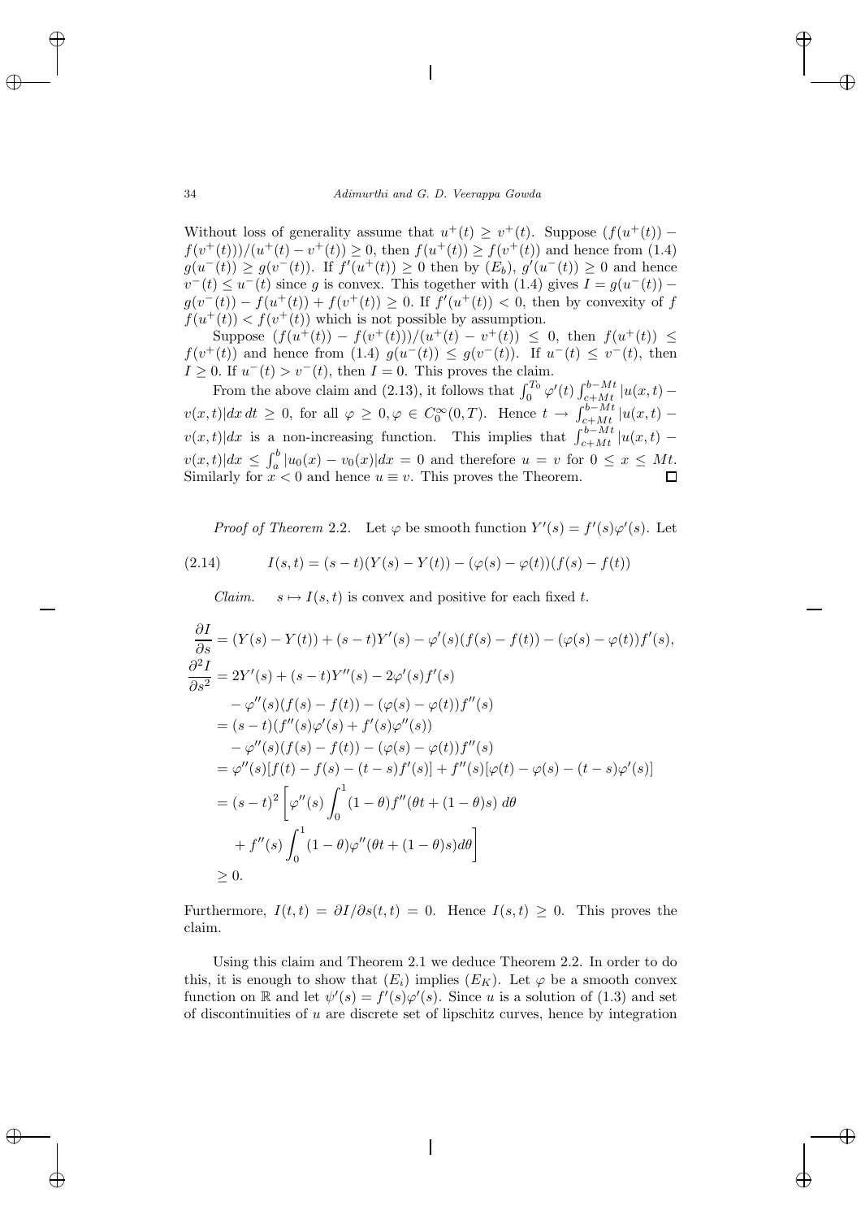Without loss of generality assume that $u^+(t) \geq v^+(t)$. Suppose $(f(u^+(t)) - f(v^+(t)))/(u^+(t) - v^+(t)) \geq 0$, then $f(u^+(t)) \geq f(v^+(t))$ and hence from (1.4) $g(u^-(t)) \geq g(v^-(t))$. If $f'(u^+(t)) \geq 0$ then by $(E_b)$, $g'(u^-(t)) \geq 0$ and hence $v^-(t) \leq u^-(t)$ since $g$ is convex. This together with (1.4) gives $I = g(u^-(t)) - g(v^-(t)) - f(u^+(t)) + f(v^+(t)) \geq 0$. If $f'(u^+(t)) < 0$, then by convexity of $f$ $f(u^+(t)) < f(v^+(t))$ which is not possible by assumption.

Suppose $(f(u^+(t)) - f(v^+(t)))/(u^+(t) - v^+(t)) \leq 0$, then $f(u^+(t)) \leq f(v^+(t))$ and hence from (1.4) $g(u^-(t)) \leq g(v^-(t))$. If $u^-(t) \leq v^-(t)$, then $I \geq 0$. If $u^-(t) > v^-(t)$, then $I = 0$. This proves the claim.

From the above claim and (2.13), it follows that $\int_0^{T_0} \varphi'(t) \int_{c+Mt}^{b-Mt} |u(x,t) - v(x,t)| dx\, dt \geq 0$, for all $\varphi \geq 0, \varphi \in C_0^\infty(0,T)$. Hence $t \to \int_{c+Mt}^{b-Mt} |u(x,t) - v(x,t)| dx$ is a non-increasing function. This implies that $\int_{c+Mt}^{b-Mt} |u(x,t) - v(x,t)| dx \leq \int_a^b |u_0(x) - v_0(x)| dx = 0$ and therefore $u = v$ for $0 \leq x \leq Mt$. Similarly for $x < 0$ and hence $u \equiv v$. This proves the Theorem. $\square$

*Proof of Theorem* 2.2. Let $\varphi$ be smooth function $Y'(s) = f'(s)\varphi'(s)$. Let

$$I(s,t) = (s-t)(Y(s) - Y(t)) - (\varphi(s) - \varphi(t))(f(s) - f(t)) \tag{2.14}$$

*Claim.* $s \mapsto I(s,t)$ is convex and positive for each fixed $t$.

$$
\begin{aligned}
\frac{\partial I}{\partial s} &= (Y(s) - Y(t)) + (s-t)Y'(s) - \varphi'(s)(f(s) - f(t)) - (\varphi(s) - \varphi(t))f'(s),\\
\frac{\partial^2 I}{\partial s^2} &= 2Y'(s) + (s-t)Y''(s) - 2\varphi'(s)f'(s)\\
&\quad - \varphi''(s)(f(s) - f(t)) - (\varphi(s) - \varphi(t))f''(s)\\
&= (s-t)(f''(s)\varphi'(s) + f'(s)\varphi''(s))\\
&\quad - \varphi''(s)(f(s) - f(t)) - (\varphi(s) - \varphi(t))f''(s)\\
&= \varphi''(s)[f(t) - f(s) - (t-s)f'(s)] + f''(s)[\varphi(t) - \varphi(s) - (t-s)\varphi'(s)]\\
&= (s-t)^2 \bigg[\varphi''(s) \int_0^1 (1-\theta) f''(\theta t + (1-\theta)s)\, d\theta\\
&\quad + f''(s) \int_0^1 (1-\theta)\varphi''(\theta t + (1-\theta)s) d\theta\bigg]\\
&\geq 0.
\end{aligned}
$$

Furthermore, $I(t,t) = \partial I/\partial s(t,t) = 0$. Hence $I(s,t) \geq 0$. This proves the claim.

Using this claim and Theorem 2.1 we deduce Theorem 2.2. In order to do this, it is enough to show that $(E_i)$ implies $(E_K)$. Let $\varphi$ be a smooth convex function on $\mathbb{R}$ and let $\psi'(s) = f'(s)\varphi'(s)$. Since $u$ is a solution of (1.3) and set of discontinuities of $u$ are discrete set of lipschitz curves, hence by integration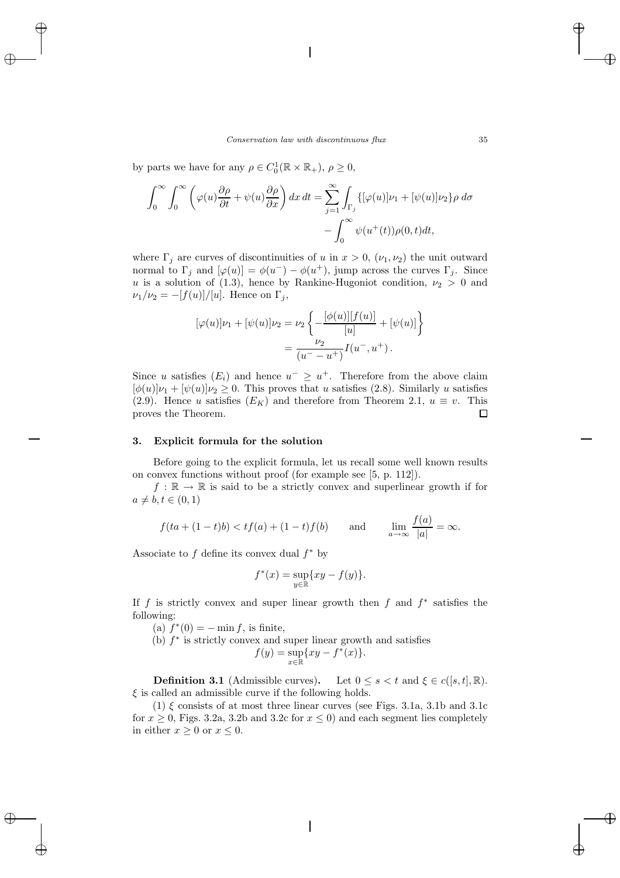by parts we have for any $\rho \in C_0^1(\mathbb{R} \times \mathbb{R}_+)$, $\rho \geq 0$,

$$\int_0^\infty \int_0^\infty \left( \varphi(u) \frac{\partial \rho}{\partial t} + \psi(u) \frac{\partial \rho}{\partial x} \right) dx\, dt = \sum_{j=1}^\infty \int_{\Gamma_j} \{ [\varphi(u)] \nu_1 + [\psi(u)] \nu_2 \} \rho \, d\sigma - \int_0^\infty \psi(u^+(t)) \rho(0,t) dt,$$

where $\Gamma_j$ are curves of discontinuities of $u$ in $x > 0$, $(\nu_1, \nu_2)$ the unit outward normal to $\Gamma_j$ and $[\varphi(u)] = \phi(u^-) - \phi(u^+)$, jump across the curves $\Gamma_j$. Since $u$ is a solution of (1.3), hence by Rankine-Hugoniot condition, $\nu_2 > 0$ and $\nu_1/\nu_2 = -[f(u)]/[u]$. Hence on $\Gamma_j$,

$$[\varphi(u)]\nu_1 + [\psi(u)]\nu_2 = \nu_2 \left\{ -\frac{[\phi(u)][f(u)]}{[u]} + [\psi(u)] \right\} = \frac{\nu_2}{(u^- - u^+)} I(u^-, u^+)\,.$$

Since $u$ satisfies $(E_i)$ and hence $u^- \geq u^+$. Therefore from the above claim $[\phi(u)]\nu_1 + [\psi(u)]\nu_2 \geq 0$. This proves that $u$ satisfies (2.8). Similarly $u$ satisfies (2.9). Hence $u$ satisfies $(E_K)$ and therefore from Theorem 2.1, $u \equiv v$. This proves the Theorem. $\square$

## 3. Explicit formula for the solution

Before going to the explicit formula, let us recall some well known results on convex functions without proof (for example see [5, p. 112]).

$f : \mathbb{R} \to \mathbb{R}$ is said to be a strictly convex and superlinear growth if for $a \neq b, t \in (0,1)$

$$f(ta + (1-t)b) < tf(a) + (1-t)f(b) \qquad \text{and} \qquad \lim_{a \to \infty} \frac{f(a)}{|a|} = \infty.$$

Associate to $f$ define its convex dual $f^*$ by

$$f^*(x) = \sup_{y \in \mathbb{R}} \{xy - f(y)\}.$$

If $f$ is strictly convex and super linear growth then $f$ and $f^*$ satisfies the following:

(a) $f^*(0) = -\min f$, is finite,

(b) $f^*$ is strictly convex and super linear growth and satisfies

$$f(y) = \sup_{x \in \mathbb{R}} \{xy - f^*(x)\}.$$

**Definition 3.1** (Admissible curves)**.** Let $0 \leq s < t$ and $\xi \in c([s,t], \mathbb{R})$. $\xi$ is called an admissible curve if the following holds.

(1) $\xi$ consists of at most three linear curves (see Figs. 3.1a, 3.1b and 3.1c for $x \geq 0$, Figs. 3.2a, 3.2b and 3.2c for $x \leq 0$) and each segment lies completely in either $x \geq 0$ or $x \leq 0$.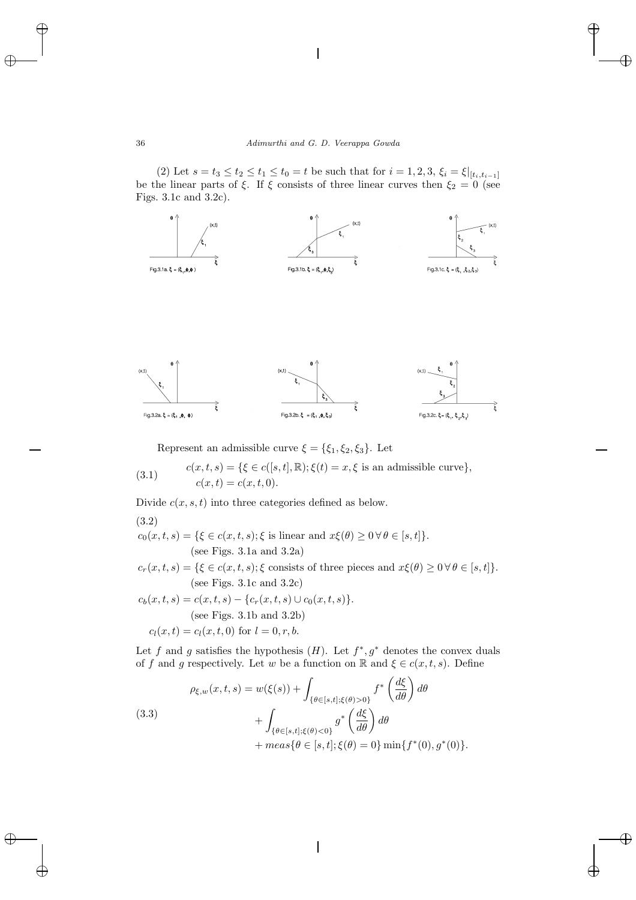(2) Let $s = t_3 \leq t_2 \leq t_1 \leq t_0 = t$ be such that for $i = 1, 2, 3$, $\xi_i = \xi|_{[t_i, t_{i-1}]}$ be the linear parts of $\xi$. If $\xi$ consists of three linear curves then $\xi_2 = 0$ (see Figs. 3.1c and 3.2c).

Fig.3.1a. $\xi = (\xi_1, \phi, \phi)$

Fig.3.1b. $\xi = (\xi_1, \phi, \xi_3)$

Fig.3.1c. $\xi = (\xi_1, \xi_2, \xi_3)$

Fig.3.2a. $\xi = (\xi_1, \phi, \phi)$

Fig.3.2b. $\xi = (\xi_1, \phi, \xi_3)$

Fig.3.2c. $\xi = (\xi_1, \xi_2, \xi_3)$

Represent an admissible curve $\xi = \{\xi_1, \xi_2, \xi_3\}$. Let

$$
\begin{aligned}
(3.1) \qquad & c(x,t,s) = \{\xi \in c([s,t], \mathbb{R}); \xi(t) = x, \xi \text{ is an admissible curve}\}, \\
& c(x,t) = c(x,t,0).
\end{aligned}
$$

Divide $c(x,s,t)$ into three categories defined as below.

(3.2)

$$
\begin{aligned}
c_0(x,t,s) &= \{\xi \in c(x,t,s); \xi \text{ is linear and } x\xi(\theta) \geq 0 \,\forall\, \theta \in [s,t]\}. \\
&\quad \text{(see Figs. 3.1a and 3.2a)} \\
c_r(x,t,s) &= \{\xi \in c(x,t,s); \xi \text{ consists of three pieces and } x\xi(\theta) \geq 0 \,\forall\, \theta \in [s,t]\}. \\
&\quad \text{(see Figs. 3.1c and 3.2c)} \\
c_b(x,t,s) &= c(x,t,s) - \{c_r(x,t,s) \cup c_0(x,t,s)\}. \\
&\quad \text{(see Figs. 3.1b and 3.2b)} \\
c_l(x,t) &= c_l(x,t,0) \text{ for } l = 0, r, b.
\end{aligned}
$$

Let $f$ and $g$ satisfies the hypothesis $(H)$. Let $f^*, g^*$ denotes the convex duals of $f$ and $g$ respectively. Let $w$ be a function on $\mathbb{R}$ and $\xi \in c(x,t,s)$. Define

$$
\begin{aligned}
(3.3) \qquad \rho_{\xi,w}(x,t,s) = w(\xi(s)) &+ \int_{\{\theta \in [s,t]; \xi(\theta) > 0\}} f^*\left(\frac{d\xi}{d\theta}\right) d\theta \\
&+ \int_{\{\theta \in [s,t]; \xi(\theta) < 0\}} g^*\left(\frac{d\xi}{d\theta}\right) d\theta \\
&+ meas\{\theta \in [s,t]; \xi(\theta) = 0\} \min\{f^*(0), g^*(0)\}.
\end{aligned}
$$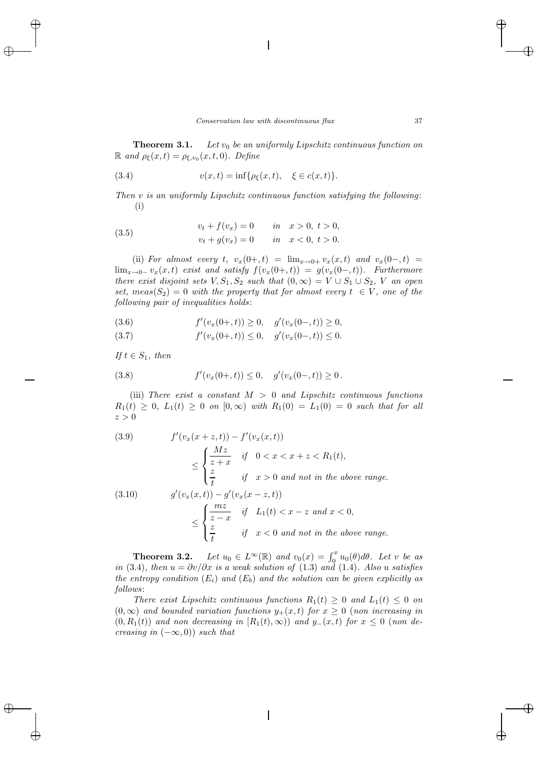**Theorem 3.1.** *Let $v_0$ be an uniformly Lipschitz continuous function on $\mathbb{R}$ and $\rho_\xi(x,t) = \rho_{\xi,v_0}(x,t,0)$. Define*

$$v(x,t) = \inf\{\rho_\xi(x,t), \quad \xi \in c(x,t)\}. \tag{3.4}$$

*Then $v$ is an uniformly Lipschitz continuous function satisfying the following*:
(i)

$$\begin{aligned} v_t + f(v_x) &= 0 \qquad in \quad x > 0,\ t > 0, \\ v_t + g(v_x) &= 0 \qquad in \quad x < 0,\ t > 0. \end{aligned} \tag{3.5}$$

(ii) *For almost every $t$, $v_x(0+,t) = \lim_{x\to 0+} v_x(x,t)$ and $v_x(0-,t) = \lim_{x\to 0-} v_x(x,t)$ exist and satisfy $f(v_x(0+,t)) = g(v_x(0-,t))$. Furthermore there exist disjoint sets $V, S_1, S_2$ such that $(0,\infty) = V \cup S_1 \cup S_2$, $V$ an open set, $meas(S_2) = 0$ with the property that for almost every $t \in V$, one of the following pair of inequalities holds*:

$$f'(v_x(0+,t)) \geq 0, \quad g'(v_x(0-,t)) \geq 0, \tag{3.6}$$

$$f'(v_x(0+,t)) \leq 0, \quad g'(v_x(0-,t)) \leq 0. \tag{3.7}$$

*If $t \in S_1$, then*

$$f'(v_x(0+,t)) \leq 0, \quad g'(v_x(0-,t)) \geq 0\,. \tag{3.8}$$

(iii) *There exist a constant $M > 0$ and Lipschitz continuous functions $R_1(t) \geq 0$, $L_1(t) \geq 0$ on $[0,\infty)$ with $R_1(0) = L_1(0) = 0$ such that for all $z > 0$*

$$\begin{aligned} &f'(v_x(x+z,t)) - f'(v_x(x,t)) \\ &\qquad \leq \begin{cases} \dfrac{Mz}{z+x} & if \quad 0 < x < x+z < R_1(t), \\[2mm] \dfrac{z}{t} & if \quad x > 0 \text{ and not in the above range.} \end{cases} \end{aligned} \tag{3.9}$$

$$\begin{aligned} &g'(v_x(x,t)) - g'(v_x(x-z,t)) \\ &\qquad \leq \begin{cases} \dfrac{mz}{z-x} & if \quad L_1(t) < x-z \text{ and } x < 0, \\[2mm] \dfrac{z}{t} & if \quad x < 0 \text{ and not in the above range.} \end{cases} \end{aligned} \tag{3.10}$$

**Theorem 3.2.** *Let $u_0 \in L^\infty(\mathbb{R})$ and $v_0(x) = \int_0^x u_0(\theta)d\theta$. Let $v$ be as in (3.4), then $u = \partial v/\partial x$ is a weak solution of (1.3) and (1.4). Also $u$ satisfies the entropy condition $(E_i)$ and $(E_b)$ and the solution can be given explicitly as follows*:

*There exist Lipschitz continuous functions $R_1(t) \geq 0$ and $L_1(t) \leq 0$ on $(0,\infty)$ and bounded variation functions $y_+(x,t)$ for $x \geq 0$ (non increasing in $(0, R_1(t))$ and non decreasing in $[R_1(t),\infty)$) and $y_-(x,t)$ for $x \leq 0$ (non decreasing in $(-\infty, 0)$) such that*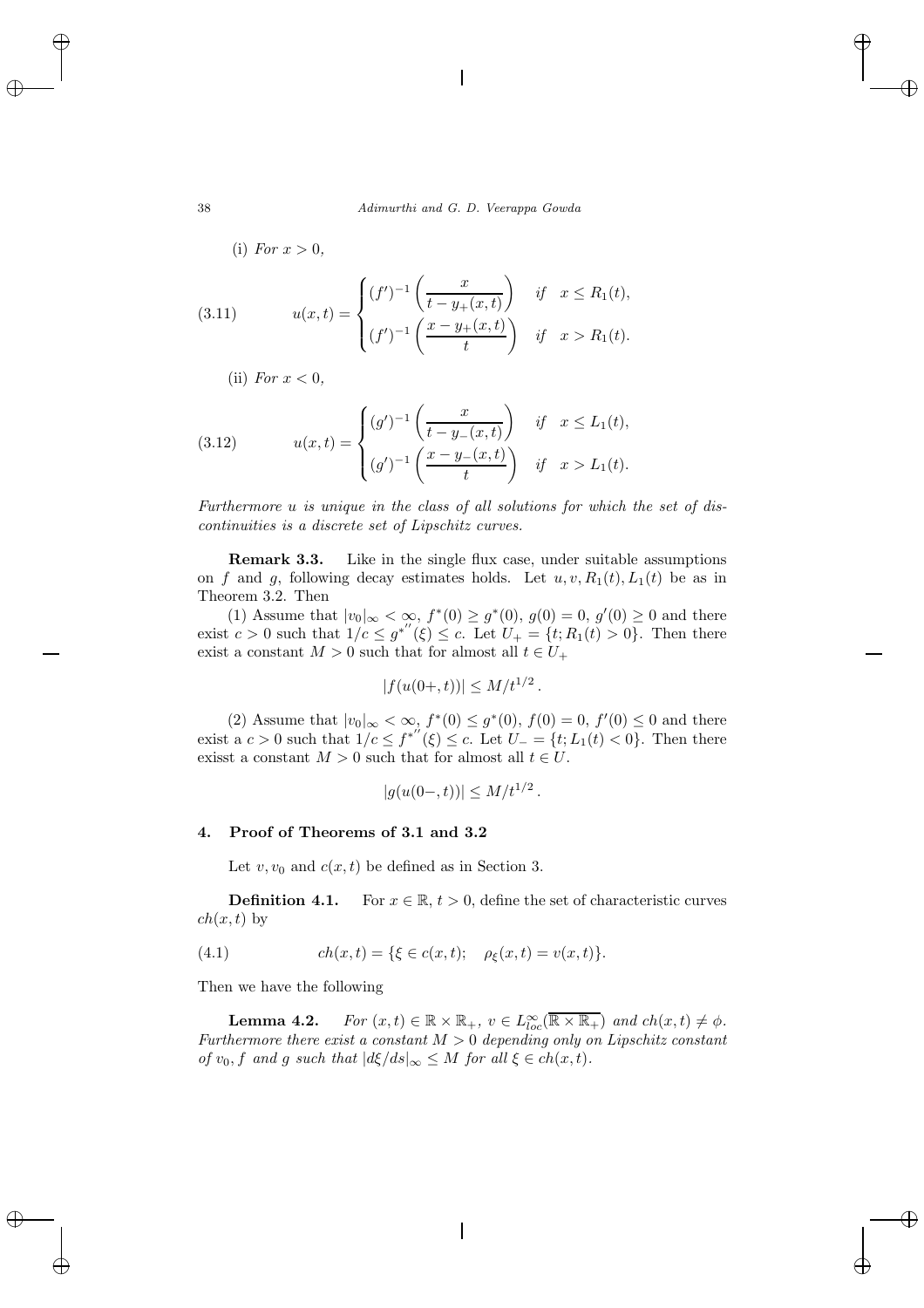(i) *For* $x > 0$,

$$
u(x,t) = \begin{cases} (f')^{-1}\left(\dfrac{x}{t - y_+(x,t)}\right) & \text{if} \quad x \le R_1(t), \\ (f')^{-1}\left(\dfrac{x - y_+(x,t)}{t}\right) & \text{if} \quad x > R_1(t). \end{cases} \tag{3.11}
$$

(ii) *For* $x < 0$,

$$
u(x,t) = \begin{cases} (g')^{-1}\left(\dfrac{x}{t - y_-(x,t)}\right) & \text{if} \quad x \le L_1(t), \\ (g')^{-1}\left(\dfrac{x - y_-(x,t)}{t}\right) & \text{if} \quad x > L_1(t). \end{cases} \tag{3.12}
$$

*Furthermore $u$ is unique in the class of all solutions for which the set of discontinuities is a discrete set of Lipschitz curves.*

**Remark 3.3.** Like in the single flux case, under suitable assumptions on $f$ and $g$, following decay estimates holds. Let $u, v, R_1(t), L_1(t)$ be as in Theorem 3.2. Then

(1) Assume that $|v_0|_\infty < \infty$, $f^*(0) \ge g^*(0)$, $g(0) = 0$, $g'(0) \ge 0$ and there exist $c > 0$ such that $1/c \le g^{*''}(\xi) \le c$. Let $U_+ = \{t; R_1(t) > 0\}$. Then there exist a constant $M > 0$ such that for almost all $t \in U_+$

$$
|f(u(0+,t))| \le M/t^{1/2} .
$$

(2) Assume that $|v_0|_\infty < \infty$, $f^*(0) \le g^*(0)$, $f(0) = 0$, $f'(0) \le 0$ and there exist a $c > 0$ such that $1/c \le f^{*''}(\xi) \le c$. Let $U_- = \{t; L_1(t) < 0\}$. Then there exisst a constant $M > 0$ such that for almost all $t \in U$.

$$
|g(u(0-,t))| \le M/t^{1/2} .
$$

## 4. Proof of Theorems of 3.1 and 3.2

Let $v, v_0$ and $c(x,t)$ be defined as in Section 3.

**Definition 4.1.** For $x \in \mathbb{R}$, $t > 0$, define the set of characteristic curves $ch(x,t)$ by

$$
ch(x,t) = \{\xi \in c(x,t); \quad \rho_\xi(x,t) = v(x,t)\}. \tag{4.1}
$$

Then we have the following

**Lemma 4.2.** *For $(x,t) \in \mathbb{R} \times \mathbb{R}_+$, $v \in L^\infty_{loc}(\overline{\mathbb{R} \times \mathbb{R}_+})$ and $ch(x,t) \ne \phi$. Furthermore there exist a constant $M > 0$ depending only on Lipschitz constant of $v_0, f$ and $g$ such that $|d\xi/ds|_\infty \le M$ for all $\xi \in ch(x,t)$.*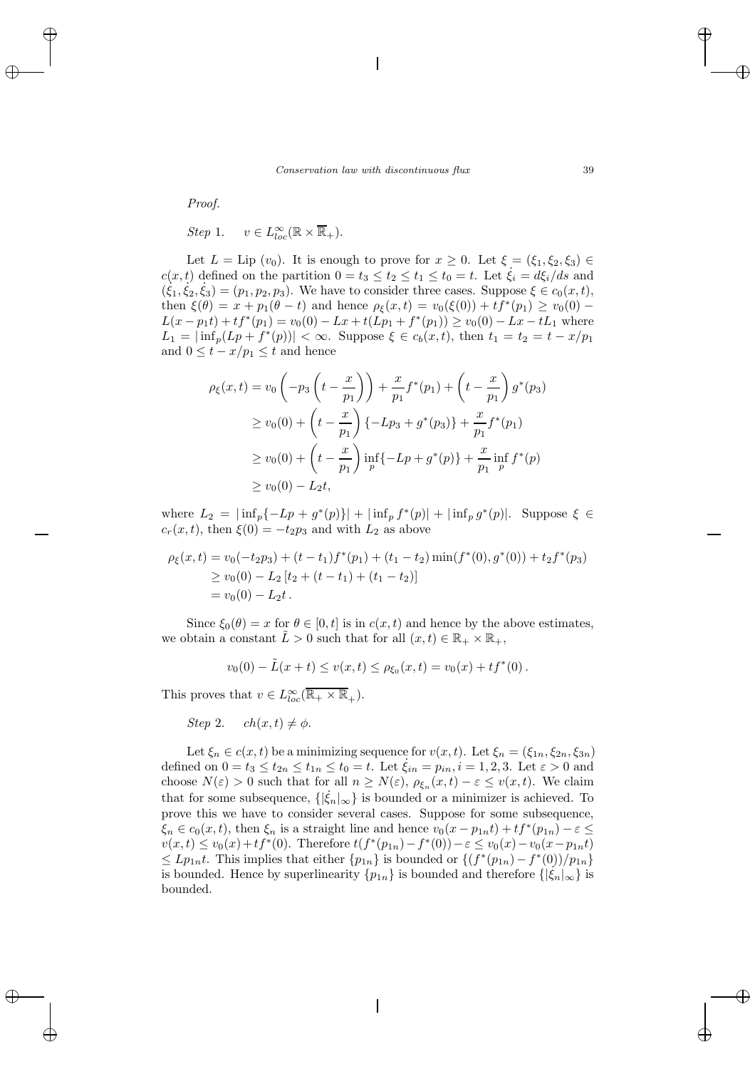*Proof.*

*Step* 1. $\quad v \in L^\infty_{loc}(\mathbb{R} \times \overline{\mathbb{R}}_+)$.

Let $L = \text{Lip}\,(v_0)$. It is enough to prove for $x \geq 0$. Let $\xi = (\xi_1, \xi_2, \xi_3) \in c(x,t)$ defined on the partition $0 = t_3 \leq t_2 \leq t_1 \leq t_0 = t$. Let $\dot{\xi}_i = d\xi_i/ds$ and $(\dot{\xi}_1, \dot{\xi}_2, \dot{\xi}_3) = (p_1, p_2, p_3)$. We have to consider three cases. Suppose $\xi \in c_0(x,t)$, then $\xi(\theta) = x + p_1(\theta - t)$ and hence $\rho_\xi(x,t) = v_0(\xi(0)) + tf^*(p_1) \geq v_0(0) - L(x - p_1 t) + tf^*(p_1) = v_0(0) - Lx + t(Lp_1 + f^*(p_1)) \geq v_0(0) - Lx - tL_1$ where $L_1 = |\inf_p (Lp + f^*(p))| < \infty$. Suppose $\xi \in c_b(x,t)$, then $t_1 = t_2 = t - x/p_1$ and $0 \leq t - x/p_1 \leq t$ and hence

$$
\begin{aligned}
\rho_\xi(x,t) &= v_0\left(-p_3\left(t - \frac{x}{p_1}\right)\right) + \frac{x}{p_1} f^*(p_1) + \left(t - \frac{x}{p_1}\right) g^*(p_3) \\
&\geq v_0(0) + \left(t - \frac{x}{p_1}\right)\{-Lp_3 + g^*(p_3)\} + \frac{x}{p_1} f^*(p_1) \\
&\geq v_0(0) + \left(t - \frac{x}{p_1}\right)\inf_p\{-Lp + g^*(p)\} + \frac{x}{p_1}\inf_p f^*(p) \\
&\geq v_0(0) - L_2 t,
\end{aligned}
$$

where $L_2 = |\inf_p\{-Lp + g^*(p)\}| + |\inf_p f^*(p)| + |\inf_p g^*(p)|$. Suppose $\xi \in c_r(x,t)$, then $\xi(0) = -t_2 p_3$ and with $L_2$ as above

$$
\begin{aligned}
\rho_\xi(x,t) &= v_0(-t_2 p_3) + (t - t_1) f^*(p_1) + (t_1 - t_2)\min(f^*(0), g^*(0)) + t_2 f^*(p_3) \\
&\geq v_0(0) - L_2\left[t_2 + (t - t_1) + (t_1 - t_2)\right] \\
&= v_0(0) - L_2 t\,.
\end{aligned}
$$

Since $\xi_0(\theta) = x$ for $\theta \in [0,t]$ is in $c(x,t)$ and hence by the above estimates, we obtain a constant $\tilde{L} > 0$ such that for all $(x,t) \in \mathbb{R}_+ \times \mathbb{R}_+$,

$$
v_0(0) - \tilde{L}(x + t) \leq v(x,t) \leq \rho_{\xi_0}(x,t) = v_0(x) + tf^*(0)\,.
$$

This proves that $v \in L^\infty_{loc}(\overline{\mathbb{R}_+ \times \mathbb{R}}_+)$.

*Step* 2. $\quad ch(x,t) \neq \phi$.

Let $\xi_n \in c(x,t)$ be a minimizing sequence for $v(x,t)$. Let $\xi_n = (\xi_{1n}, \xi_{2n}, \xi_{3n})$ defined on $0 = t_3 \leq t_{2n} \leq t_{1n} \leq t_0 = t$. Let $\dot{\xi}_{in} = p_{in}, i = 1,2,3$. Let $\varepsilon > 0$ and choose $N(\varepsilon) > 0$ such that for all $n \geq N(\varepsilon)$, $\rho_{\xi_n}(x,t) - \varepsilon \leq v(x,t)$. We claim that for some subsequence, $\{|\dot{\xi}_n|_\infty\}$ is bounded or a minimizer is achieved. To prove this we have to consider several cases. Suppose for some subsequence, $\xi_n \in c_0(x,t)$, then $\xi_n$ is a straight line and hence $v_0(x - p_{1n}t) + tf^*(p_{1n}) - \varepsilon \leq v(x,t) \leq v_0(x) + tf^*(0)$. Therefore $t(f^*(p_{1n}) - f^*(0)) - \varepsilon \leq v_0(x) - v_0(x - p_{1n}t) \leq Lp_{1n}t$. This implies that either $\{p_{1n}\}$ is bounded or $\{(f^*(p_{1n}) - f^*(0))/p_{1n}\}$ is bounded. Hence by superlinearity $\{p_{1n}\}$ is bounded and therefore $\{|\dot{\xi}_n|_\infty\}$ is bounded.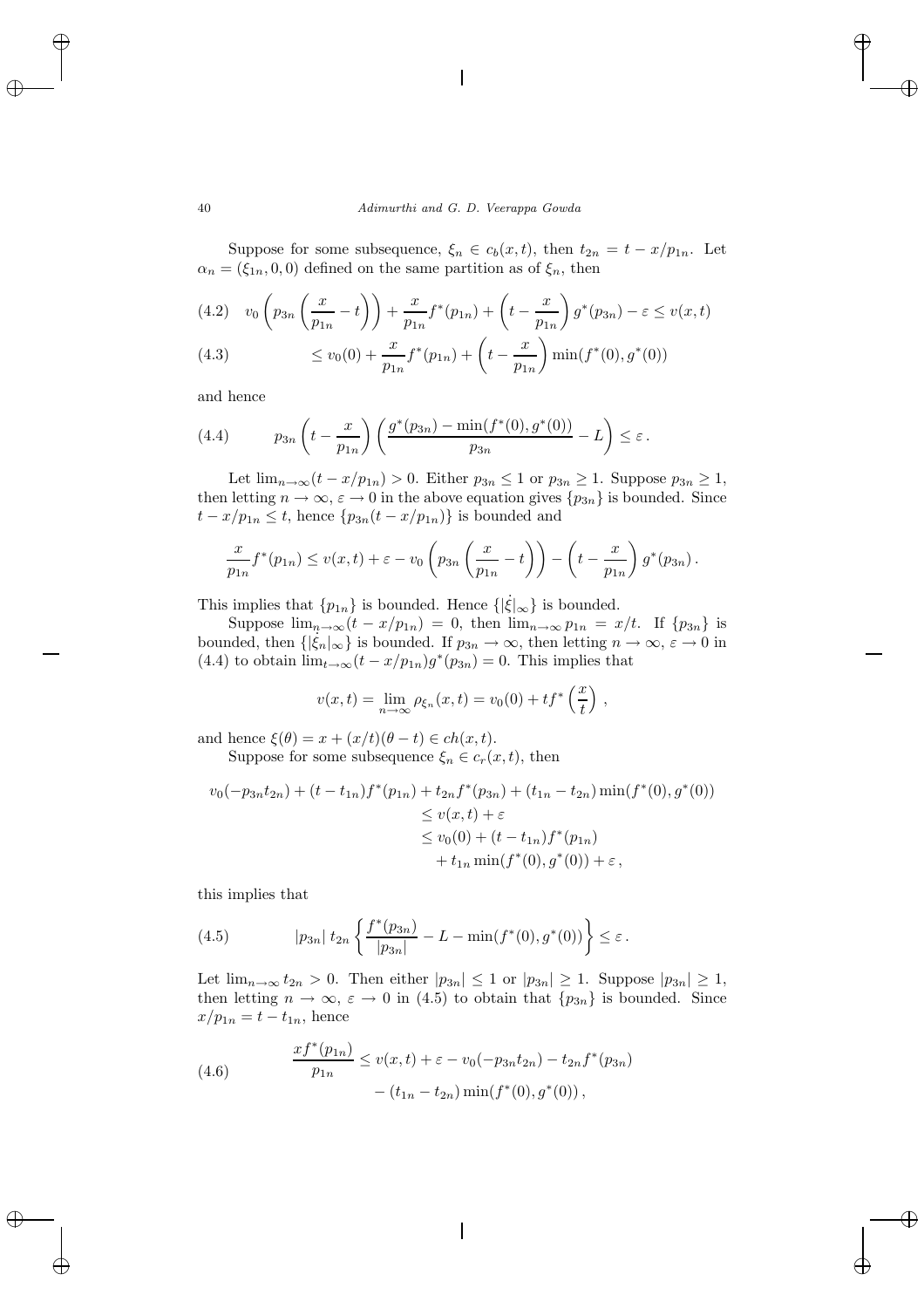Suppose for some subsequence, $\xi_n \in c_b(x,t)$, then $t_{2n} = t - x/p_{1n}$. Let $\alpha_n = (\xi_{1n}, 0, 0)$ defined on the same partition as of $\xi_n$, then

$$
\begin{aligned}
(4.2)\quad & v_0\left(p_{3n}\left(\frac{x}{p_{1n}} - t\right)\right) + \frac{x}{p_{1n}} f^*(p_{1n}) + \left(t - \frac{x}{p_{1n}}\right) g^*(p_{3n}) - \varepsilon \le v(x,t) \\
(4.3)\quad & \le v_0(0) + \frac{x}{p_{1n}} f^*(p_{1n}) + \left(t - \frac{x}{p_{1n}}\right) \min(f^*(0), g^*(0))
\end{aligned}
$$

and hence

$$
(4.4)\qquad p_{3n}\left(t - \frac{x}{p_{1n}}\right)\left(\frac{g^*(p_{3n}) - \min(f^*(0), g^*(0))}{p_{3n}} - L\right) \le \varepsilon\,.
$$

Let $\lim_{n\to\infty}(t - x/p_{1n}) > 0$. Either $p_{3n} \le 1$ or $p_{3n} \ge 1$. Suppose $p_{3n} \ge 1$, then letting $n \to \infty$, $\varepsilon \to 0$ in the above equation gives $\{p_{3n}\}$ is bounded. Since $t - x/p_{1n} \le t$, hence $\{p_{3n}(t - x/p_{1n})\}$ is bounded and

$$
\frac{x}{p_{1n}} f^*(p_{1n}) \le v(x,t) + \varepsilon - v_0\left(p_{3n}\left(\frac{x}{p_{1n}} - t\right)\right) - \left(t - \frac{x}{p_{1n}}\right) g^*(p_{3n})\,.
$$

This implies that $\{p_{1n}\}$ is bounded. Hence $\{|\dot{\xi}|_\infty\}$ is bounded.

Suppose $\lim_{n\to\infty}(t - x/p_{1n}) = 0$, then $\lim_{n\to\infty} p_{1n} = x/t$. If $\{p_{3n}\}$ is bounded, then $\{|\dot{\xi}_n|_\infty\}$ is bounded. If $p_{3n} \to \infty$, then letting $n \to \infty$, $\varepsilon \to 0$ in (4.4) to obtain $\lim_{t\to\infty}(t - x/p_{1n}) g^*(p_{3n}) = 0$. This implies that

$$
v(x,t) = \lim_{n\to\infty} \rho_{\xi_n}(x,t) = v_0(0) + t f^*\left(\frac{x}{t}\right)\,,
$$

and hence $\xi(\theta) = x + (x/t)(\theta - t) \in ch(x,t)$.

Suppose for some subsequence $\xi_n \in c_r(x,t)$, then

$$
\begin{aligned}
v_0(-p_{3n}t_{2n}) + (t - t_{1n}) f^*(p_{1n}) + t_{2n} f^*(p_{3n}) + (t_{1n} - t_{2n}) \min(f^*(0), g^*(0)) \\
\le v(x,t) + \varepsilon \\
\le v_0(0) + (t - t_{1n}) f^*(p_{1n}) \\
+ t_{1n} \min(f^*(0), g^*(0)) + \varepsilon\,,
\end{aligned}
$$

this implies that

$$
(4.5)\qquad |p_{3n}|\, t_{2n} \left\{ \frac{f^*(p_{3n})}{|p_{3n}|} - L - \min(f^*(0), g^*(0)) \right\} \le \varepsilon\,.
$$

Let $\lim_{n\to\infty} t_{2n} > 0$. Then either $|p_{3n}| \le 1$ or $|p_{3n}| \ge 1$. Suppose $|p_{3n}| \ge 1$, then letting $n \to \infty$, $\varepsilon \to 0$ in (4.5) to obtain that $\{p_{3n}\}$ is bounded. Since $x/p_{1n} = t - t_{1n}$, hence

$$
\begin{aligned}
(4.6)\qquad \frac{x f^*(p_{1n})}{p_{1n}} \le v(x,t) + \varepsilon - v_0(-p_{3n}t_{2n}) - t_{2n} f^*(p_{3n}) \\
- (t_{1n} - t_{2n}) \min(f^*(0), g^*(0))\,,
\end{aligned}
$$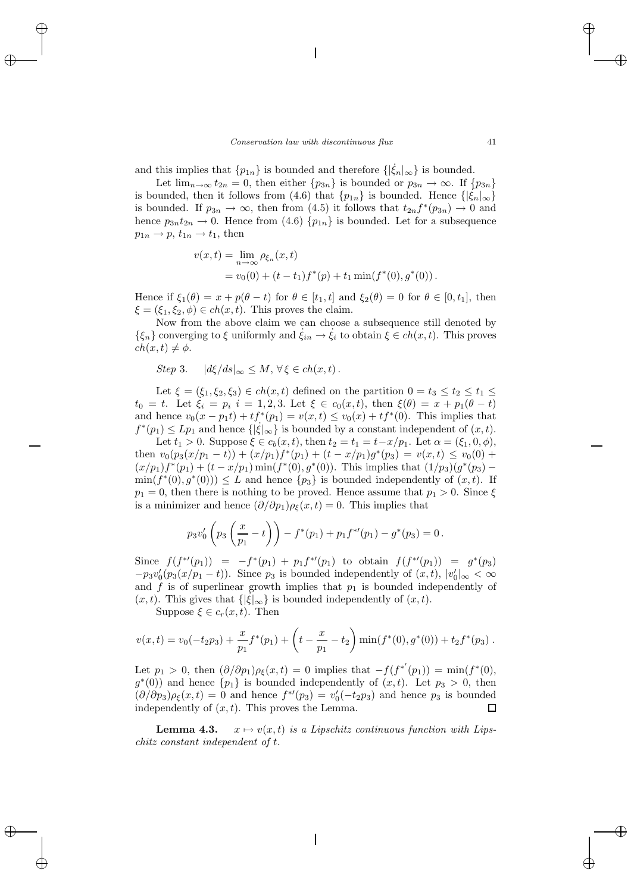and this implies that $\{p_{1n}\}$ is bounded and therefore $\{|\dot{\xi}_n|_\infty\}$ is bounded.

Let $\lim_{n\to\infty} t_{2n} = 0$, then either $\{p_{3n}\}$ is bounded or $p_{3n} \to \infty$. If $\{p_{3n}\}$ is bounded, then it follows from (4.6) that $\{p_{1n}\}$ is bounded. Hence $\{|\dot{\xi}_n|_\infty\}$ is bounded. If $p_{3n} \to \infty$, then from (4.5) it follows that $t_{2n} f^*(p_{3n}) \to 0$ and hence $p_{3n} t_{2n} \to 0$. Hence from (4.6) $\{p_{1n}\}$ is bounded. Let for a subsequence $p_{1n} \to p$, $t_{1n} \to t_1$, then

$$
\begin{aligned}
v(x,t) &= \lim_{n\to\infty} \rho_{\xi_n}(x,t) \\
&= v_0(0) + (t - t_1) f^*(p) + t_1 \min(f^*(0), g^*(0)) \,.
\end{aligned}
$$

Hence if $\xi_1(\theta) = x + p(\theta - t)$ for $\theta \in [t_1, t]$ and $\xi_2(\theta) = 0$ for $\theta \in [0, t_1]$, then $\xi = (\xi_1, \xi_2, \phi) \in ch(x,t)$. This proves the claim.

Now from the above claim we can choose a subsequence still denoted by $\{\xi_n\}$ converging to $\xi$ uniformly and $\dot{\xi}_{in} \to \dot{\xi}_i$ to obtain $\xi \in ch(x,t)$. This proves $ch(x,t) \neq \phi$.

*Step* 3. $\quad |d\xi/ds|_\infty \le M, \ \forall\, \xi \in ch(x,t)\,.$

Let $\xi = (\xi_1, \xi_2, \xi_3) \in ch(x,t)$ defined on the partition $0 = t_3 \le t_2 \le t_1 \le t_0 = t$. Let $\dot{\xi}_i = p_i \ i = 1,2,3$. Let $\xi \in c_0(x,t)$, then $\xi(\theta) = x + p_1(\theta - t)$ and hence $v_0(x - p_1 t) + t f^*(p_1) = v(x,t) \le v_0(x) + t f^*(0)$. This implies that $f^*(p_1) \le L p_1$ and hence $\{|\dot{\xi}|_\infty\}$ is bounded by a constant independent of $(x,t)$.

Let $t_1 > 0$. Suppose $\xi \in c_b(x,t)$, then $t_2 = t_1 = t - x/p_1$. Let $\alpha = (\xi_1, 0, \phi)$, then $v_0(p_3(x/p_1 - t)) + (x/p_1) f^*(p_1) + (t - x/p_1) g^*(p_3) = v(x,t) \le v_0(0) + (x/p_1) f^*(p_1) + (t - x/p_1) \min(f^*(0), g^*(0))$. This implies that $(1/p_3)(g^*(p_3) - \min(f^*(0), g^*(0))) \le L$ and hence $\{p_3\}$ is bounded independently of $(x,t)$. If $p_1 = 0$, then there is nothing to be proved. Hence assume that $p_1 > 0$. Since $\xi$ is a minimizer and hence $(\partial/\partial p_1)\rho_\xi(x,t) = 0$. This implies that

$$
p_3 v_0'\left(p_3\left(\frac{x}{p_1} - t\right)\right) - f^*(p_1) + p_1 f^{*\prime}(p_1) - g^*(p_3) = 0\,.
$$

Since $f(f^{*\prime}(p_1)) = -f^*(p_1) + p_1 f^{*\prime}(p_1)$ to obtain $f(f^{*\prime}(p_1)) = g^*(p_3)$ $- p_3 v_0'(p_3(x/p_1 - t))$. Since $p_3$ is bounded independently of $(x,t)$, $|v_0'|_\infty < \infty$ and $f$ is of superlinear growth implies that $p_1$ is bounded independently of $(x,t)$. This gives that $\{|\dot{\xi}|_\infty\}$ is bounded independently of $(x,t)$.

Suppose $\xi \in c_r(x,t)$. Then

$$
v(x,t) = v_0(-t_2 p_3) + \frac{x}{p_1} f^*(p_1) + \left(t - \frac{x}{p_1} - t_2\right) \min(f^*(0), g^*(0)) + t_2 f^*(p_3)\,.
$$

Let $p_1 > 0$, then $(\partial/\partial p_1)\rho_\xi(x,t) = 0$ implies that $-f(f^{*'}(p_1)) = \min(f^*(0), g^*(0))$ and hence $\{p_1\}$ is bounded independently of $(x,t)$. Let $p_3 > 0$, then $(\partial/\partial p_3)\rho_\xi(x,t) = 0$ and hence $f^{*\prime}(p_3) = v_0'(-t_2 p_3)$ and hence $p_3$ is bounded independently of $(x,t)$. This proves the Lemma. $\square$

**Lemma 4.3.** *$x \mapsto v(x,t)$ is a Lipschitz continuous function with Lipschitz constant independent of $t$.*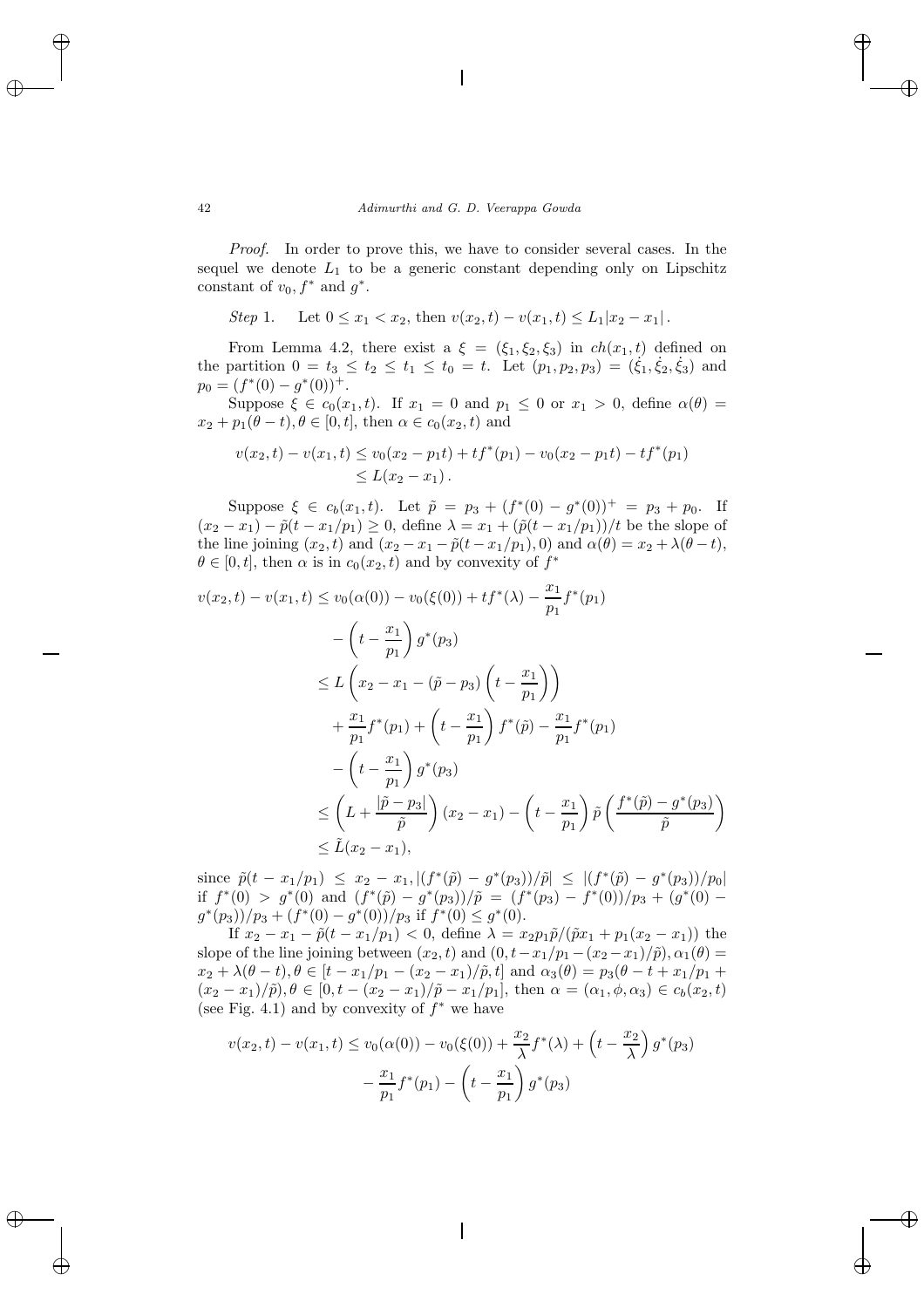*Proof.* In order to prove this, we have to consider several cases. In the sequel we denote $L_1$ to be a generic constant depending only on Lipschitz constant of $v_0, f^*$ and $g^*$.

*Step 1.* Let $0 \le x_1 < x_2$, then $v(x_2,t) - v(x_1,t) \le L_1|x_2 - x_1|$.

From Lemma 4.2, there exist a $\xi = (\xi_1, \xi_2, \xi_3)$ in $ch(x_1,t)$ defined on the partition $0 = t_3 \le t_2 \le t_1 \le t_0 = t$. Let $(p_1,p_2,p_3) = (\dot{\xi}_1, \dot{\xi}_2, \dot{\xi}_3)$ and $p_0 = (f^*(0) - g^*(0))^+$.

Suppose $\xi \in c_0(x_1,t)$. If $x_1 = 0$ and $p_1 \le 0$ or $x_1 > 0$, define $\alpha(\theta) = x_2 + p_1(\theta - t), \theta \in [0,t]$, then $\alpha \in c_0(x_2,t)$ and

$$
\begin{aligned}
v(x_2,t) - v(x_1,t) &\le v_0(x_2 - p_1 t) + t f^*(p_1) - v_0(x_2 - p_1 t) - t f^*(p_1) \\
&\le L(x_2 - x_1)\,.
\end{aligned}
$$

Suppose $\xi \in c_b(x_1,t)$. Let $\tilde{p} = p_3 + (f^*(0) - g^*(0))^+ = p_3 + p_0$. If $(x_2 - x_1) - \tilde{p}(t - x_1/p_1) \ge 0$, define $\lambda = x_1 + (\tilde{p}(t - x_1/p_1))/t$ be the slope of the line joining $(x_2,t)$ and $(x_2 - x_1 - \tilde{p}(t - x_1/p_1), 0)$ and $\alpha(\theta) = x_2 + \lambda(\theta - t)$, $\theta \in [0,t]$, then $\alpha$ is in $c_0(x_2,t)$ and by convexity of $f^*$

$$
\begin{aligned}
v(x_2,t) - v(x_1,t) &\le v_0(\alpha(0)) - v_0(\xi(0)) + t f^*(\lambda) - \frac{x_1}{p_1} f^*(p_1) \\
&\quad - \left(t - \frac{x_1}{p_1}\right) g^*(p_3) \\
&\le L\left(x_2 - x_1 - (\tilde{p} - p_3)\left(t - \frac{x_1}{p_1}\right)\right) \\
&\quad + \frac{x_1}{p_1} f^*(p_1) + \left(t - \frac{x_1}{p_1}\right) f^*(\tilde{p}) - \frac{x_1}{p_1} f^*(p_1) \\
&\quad - \left(t - \frac{x_1}{p_1}\right) g^*(p_3) \\
&\le \left(L + \frac{|\tilde{p} - p_3|}{\tilde{p}}\right)(x_2 - x_1) - \left(t - \frac{x_1}{p_1}\right)\tilde{p}\left(\frac{f^*(\tilde{p}) - g^*(p_3)}{\tilde{p}}\right) \\
&\le \tilde{L}(x_2 - x_1),
\end{aligned}
$$

since $\tilde{p}(t - x_1/p_1) \le x_2 - x_1, |(f^*(\tilde{p}) - g^*(p_3))/\tilde{p}| \le |(f^*(\tilde{p}) - g^*(p_3))/p_0|$ if $f^*(0) > g^*(0)$ and $(f^*(\tilde{p}) - g^*(p_3))/\tilde{p} = (f^*(p_3) - f^*(0))/p_3 + (g^*(0) - g^*(p_3))/p_3 + (f^*(0) - g^*(0))/p_3$ if $f^*(0) \le g^*(0)$.

If $x_2 - x_1 - \tilde{p}(t - x_1/p_1) < 0$, define $\lambda = x_2 p_1 \tilde{p}/(\tilde{p} x_1 + p_1(x_2 - x_1))$ the slope of the line joining between $(x_2,t)$ and $(0, t - x_1/p_1 - (x_2 - x_1)/\tilde{p}), \alpha_1(\theta) = x_2 + \lambda(\theta - t), \theta \in [t - x_1/p_1 - (x_2 - x_1)/\tilde{p}, t]$ and $\alpha_3(\theta) = p_3(\theta - t + x_1/p_1 + (x_2 - x_1)/\tilde{p}), \theta \in [0, t - (x_2 - x_1)/\tilde{p} - x_1/p_1]$, then $\alpha = (\alpha_1, \phi, \alpha_3) \in c_b(x_2,t)$ (see Fig. 4.1) and by convexity of $f^*$ we have

$$
\begin{aligned}
v(x_2,t) - v(x_1,t) &\le v_0(\alpha(0)) - v_0(\xi(0)) + \frac{x_2}{\lambda} f^*(\lambda) + \left(t - \frac{x_2}{\lambda}\right) g^*(p_3) \\
&\quad - \frac{x_1}{p_1} f^*(p_1) - \left(t - \frac{x_1}{p_1}\right) g^*(p_3)
\end{aligned}
$$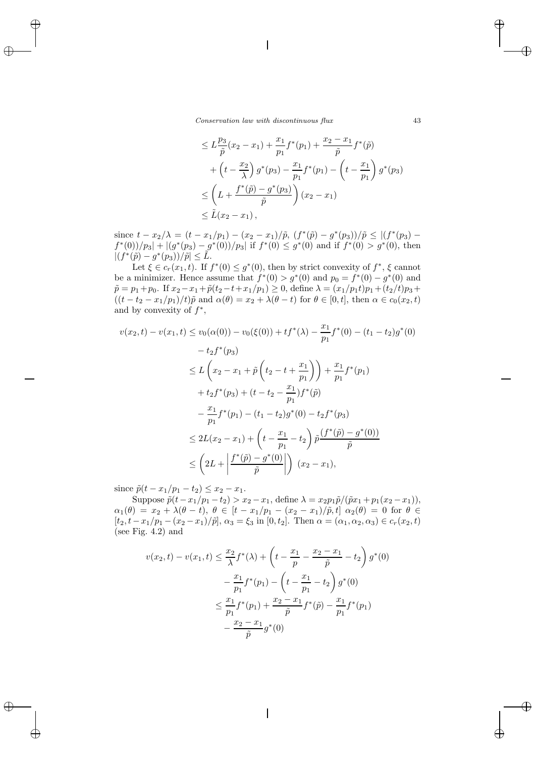$$
\begin{aligned}
&\leq L\frac{p_3}{\tilde{p}}(x_2-x_1)+\frac{x_1}{p_1}f^*(p_1)+\frac{x_2-x_1}{\tilde{p}}f^*(\tilde{p})\\
&\quad+\left(t-\frac{x_2}{\lambda}\right)g^*(p_3)-\frac{x_1}{p_1}f^*(p_1)-\left(t-\frac{x_1}{p_1}\right)g^*(p_3)\\
&\leq\left(L+\frac{f^*(\tilde{p})-g^*(p_3)}{\tilde{p}}\right)(x_2-x_1)\\
&\leq\tilde{L}(x_2-x_1)\,,
\end{aligned}
$$

since $t-x_2/\lambda=(t-x_1/p_1)-(x_2-x_1)/\tilde{p}$, $(f^*(\tilde{p})-g^*(p_3))/\tilde{p}\leq|(f^*(p_3)-f^*(0))/p_3|+|(g^*(p_3)-g^*(0))/p_3|$ if $f^*(0)\leq g^*(0)$ and if $f^*(0)>g^*(0)$, then $|(f^*(\tilde{p})-g^*(p_3))/\tilde{p}|\leq\tilde{L}$.

Let $\xi\in c_r(x_1,t)$. If $f^*(0)\leq g^*(0)$, then by strict convexity of $f^*$, $\xi$ cannot be a minimizer. Hence assume that $f^*(0)>g^*(0)$ and $p_0=f^*(0)-g^*(0)$ and $\tilde{p}=p_1+p_0$. If $x_2-x_1+\tilde{p}(t_2-t+x_1/p_1)\geq 0$, define $\lambda=(x_1/p_1t)p_1+(t_2/t)p_3+((t-t_2-x_1/p_1)/t)\tilde{p}$ and $\alpha(\theta)=x_2+\lambda(\theta-t)$ for $\theta\in[0,t]$, then $\alpha\in c_0(x_2,t)$ and by convexity of $f^*$,

$$
\begin{aligned}
v(x_2,t)-v(x_1,t)&\leq v_0(\alpha(0))-v_0(\xi(0))+tf^*(\lambda)-\frac{x_1}{p_1}f^*(0)-(t_1-t_2)g^*(0)\\
&\quad-t_2f^*(p_3)\\
&\leq L\left(x_2-x_1+\tilde{p}\left(t_2-t+\frac{x_1}{p_1}\right)\right)+\frac{x_1}{p_1}f^*(p_1)\\
&\quad+t_2f^*(p_3)+(t-t_2-\frac{x_1}{p_1})f^*(\tilde{p})\\
&\quad-\frac{x_1}{p_1}f^*(p_1)-(t_1-t_2)g^*(0)-t_2f^*(p_3)\\
&\leq 2L(x_2-x_1)+\left(t-\frac{x_1}{p_1}-t_2\right)\tilde{p}\frac{(f^*(\tilde{p})-g^*(0))}{\tilde{p}}\\
&\leq\left(2L+\left|\frac{f^*(\tilde{p})-g^*(0)}{\tilde{p}}\right|\right)\,(x_2-x_1),
\end{aligned}
$$

since $\tilde{p}(t-x_1/p_1-t_2)\leq x_2-x_1$.

Suppose $\tilde{p}(t-x_1/p_1-t_2)>x_2-x_1$, define $\lambda=x_2p_1\tilde{p}/(\tilde{p}x_1+p_1(x_2-x_1))$, $\alpha_1(\theta)=x_2+\lambda(\theta-t)$, $\theta\in[t-x_1/p_1-(x_2-x_1)/\tilde{p},t]$ $\alpha_2(\theta)=0$ for $\theta\in[t_2,t-x_1/p_1-(x_2-x_1)/\tilde{p}]$, $\alpha_3=\xi_3$ in $[0,t_2]$. Then $\alpha=(\alpha_1,\alpha_2,\alpha_3)\in c_r(x_2,t)$ (see Fig. 4.2) and

$$
\begin{aligned}
v(x_2,t)-v(x_1,t)&\leq\frac{x_2}{\lambda}f^*(\lambda)+\left(t-\frac{x_1}{p}-\frac{x_2-x_1}{\tilde{p}}-t_2\right)g^*(0)\\
&\quad-\frac{x_1}{p_1}f^*(p_1)-\left(t-\frac{x_1}{p_1}-t_2\right)g^*(0)\\
&\leq\frac{x_1}{p_1}f^*(p_1)+\frac{x_2-x_1}{\tilde{p}}f^*(\tilde{p})-\frac{x_1}{p_1}f^*(p_1)\\
&\quad-\frac{x_2-x_1}{\tilde{p}}g^*(0)
\end{aligned}
$$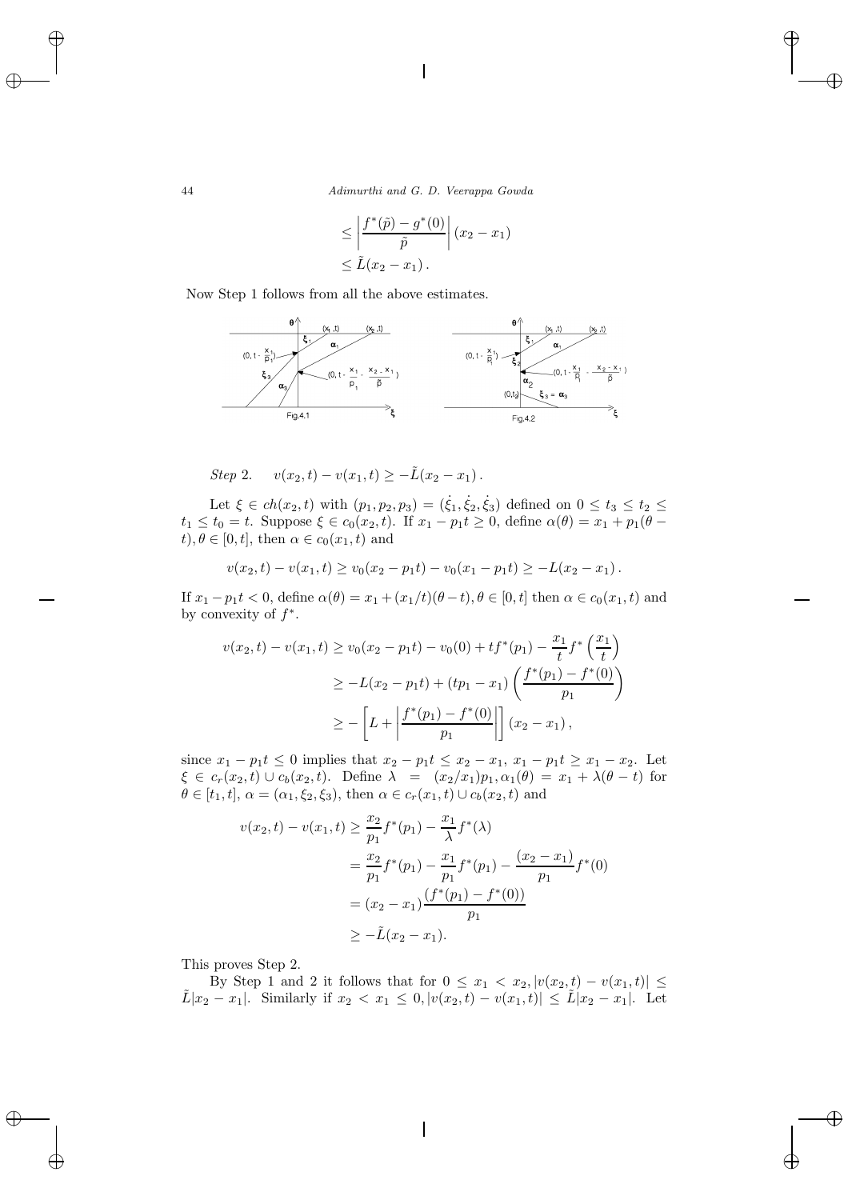$$
\begin{aligned}
&\leq \left| \frac{f^*(\tilde{p}) - g^*(0)}{\tilde{p}} \right| (x_2 - x_1) \\
&\leq \tilde{L}(x_2 - x_1)\,.
\end{aligned}
$$

Now Step 1 follows from all the above estimates.

Fig.4.1 Fig.4.2

*Step* 2. $\quad v(x_2,t) - v(x_1,t) \geq -\tilde{L}(x_2 - x_1)\,.$

Let $\xi \in ch(x_2,t)$ with $(p_1,p_2,p_3) = (\dot{\xi}_1, \dot{\xi}_2, \dot{\xi}_3)$ defined on $0 \leq t_3 \leq t_2 \leq t_1 \leq t_0 = t$. Suppose $\xi \in c_0(x_2,t)$. If $x_1 - p_1 t \geq 0$, define $\alpha(\theta) = x_1 + p_1(\theta - t), \theta \in [0,t]$, then $\alpha \in c_0(x_1,t)$ and

$$
v(x_2,t) - v(x_1,t) \geq v_0(x_2 - p_1 t) - v_0(x_1 - p_1 t) \geq -L(x_2 - x_1)\,.
$$

If $x_1 - p_1 t < 0$, define $\alpha(\theta) = x_1 + (x_1/t)(\theta - t), \theta \in [0,t]$ then $\alpha \in c_0(x_1,t)$ and by convexity of $f^*$.

$$
\begin{aligned}
v(x_2,t) - v(x_1,t) &\geq v_0(x_2 - p_1 t) - v_0(0) + t f^*(p_1) - \frac{x_1}{t} f^*\left(\frac{x_1}{t}\right) \\
&\geq -L(x_2 - p_1 t) + (t p_1 - x_1)\left(\frac{f^*(p_1) - f^*(0)}{p_1}\right) \\
&\geq -\left[L + \left|\frac{f^*(p_1) - f^*(0)}{p_1}\right|\right](x_2 - x_1)\,,
\end{aligned}
$$

since $x_1 - p_1 t \leq 0$ implies that $x_2 - p_1 t \leq x_2 - x_1$, $x_1 - p_1 t \geq x_1 - x_2$. Let $\xi \in c_r(x_2,t) \cup c_b(x_2,t)$. Define $\lambda = (x_2/x_1)p_1, \alpha_1(\theta) = x_1 + \lambda(\theta - t)$ for $\theta \in [t_1,t]$, $\alpha = (\alpha_1, \xi_2, \xi_3)$, then $\alpha \in c_r(x_1,t) \cup c_b(x_2,t)$ and

$$
\begin{aligned}
v(x_2,t) - v(x_1,t) &\geq \frac{x_2}{p_1} f^*(p_1) - \frac{x_1}{\lambda} f^*(\lambda) \\
&= \frac{x_2}{p_1} f^*(p_1) - \frac{x_1}{p_1} f^*(p_1) - \frac{(x_2 - x_1)}{p_1} f^*(0) \\
&= (x_2 - x_1)\frac{(f^*(p_1) - f^*(0))}{p_1} \\
&\geq -\tilde{L}(x_2 - x_1).
\end{aligned}
$$

This proves Step 2.

By Step 1 and 2 it follows that for $0 \leq x_1 < x_2, |v(x_2,t) - v(x_1,t)| \leq \tilde{L}|x_2 - x_1|$. Similarly if $x_2 < x_1 \leq 0, |v(x_2,t) - v(x_1,t)| \leq \tilde{L}|x_2 - x_1|$. Let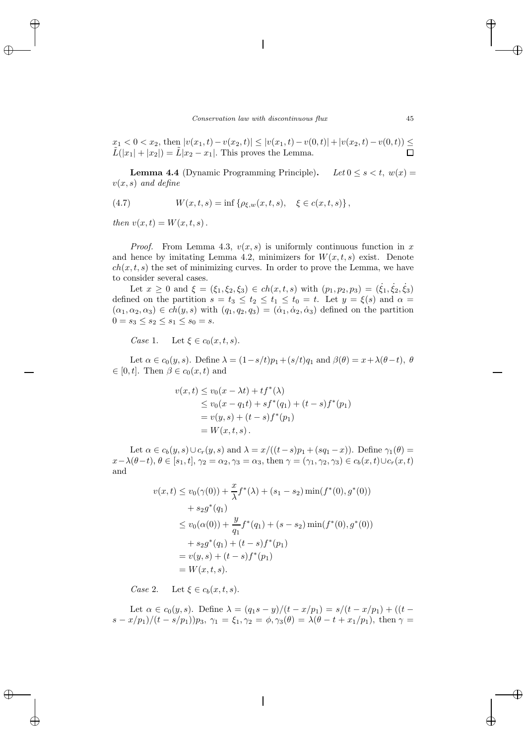$x_1 < 0 < x_2$, then $|v(x_1,t) - v(x_2,t)| \le |v(x_1,t) - v(0,t)| + |v(x_2,t) - v(0,t)) \le \tilde{L}(|x_1| + |x_2|) = \tilde{L}|x_2 - x_1|$. This proves the Lemma. $\square$

**Lemma 4.4** (Dynamic Programming Principle). *Let $0 \le s < t$, $w(x) = v(x,s)$ and define*

$$W(x,t,s) = \inf\left\{\rho_{\xi,w}(x,t,s), \quad \xi \in c(x,t,s)\right\}, \tag{4.7}$$

*then $v(x,t) = W(x,t,s)$.*

*Proof.* From Lemma 4.3, $v(x,s)$ is uniformly continuous function in $x$ and hence by imitating Lemma 4.2, minimizers for $W(x,t,s)$ exist. Denote $ch(x,t,s)$ the set of minimizing curves. In order to prove the Lemma, we have to consider several cases.

Let $x \ge 0$ and $\xi = (\xi_1, \xi_2, \xi_3) \in ch(x,t,s)$ with $(p_1, p_2, p_3) = (\dot{\xi}_1, \dot{\xi}_2, \dot{\xi}_3)$ defined on the partition $s = t_3 \le t_2 \le t_1 \le t_0 = t$. Let $y = \xi(s)$ and $\alpha = (\alpha_1, \alpha_2, \alpha_3) \in ch(y,s)$ with $(q_1, q_2, q_3) = (\dot{\alpha}_1, \dot{\alpha}_2, \dot{\alpha}_3)$ defined on the partition $0 = s_3 \le s_2 \le s_1 \le s_0 = s$.

*Case* 1. Let $\xi \in c_0(x,t,s)$.

Let $\alpha \in c_0(y,s)$. Define $\lambda = (1 - s/t)p_1 + (s/t)q_1$ and $\beta(\theta) = x + \lambda(\theta - t)$, $\theta \in [0,t]$. Then $\beta \in c_0(x,t)$ and

$$\begin{aligned}
v(x,t) &\le v_0(x - \lambda t) + t f^*(\lambda) \\
&\le v_0(x - q_1 t) + s f^*(q_1) + (t-s) f^*(p_1) \\
&= v(y,s) + (t-s) f^*(p_1) \\
&= W(x,t,s).
\end{aligned}$$

Let $\alpha \in c_b(y,s) \cup c_r(y,s)$ and $\lambda = x/((t-s)p_1 + (sq_1 - x))$. Define $\gamma_1(\theta) = x - \lambda(\theta - t)$, $\theta \in [s_1, t]$, $\gamma_2 = \alpha_2, \gamma_3 = \alpha_3$, then $\gamma = (\gamma_1, \gamma_2, \gamma_3) \in c_b(x,t) \cup c_r(x,t)$ and

$$\begin{aligned}
v(x,t) &\le v_0(\gamma(0)) + \frac{x}{\lambda} f^*(\lambda) + (s_1 - s_2)\min(f^*(0), g^*(0)) \\
&\quad + s_2 g^*(q_1) \\
&\le v_0(\alpha(0)) + \frac{y}{q_1} f^*(q_1) + (s - s_2)\min(f^*(0), g^*(0)) \\
&\quad + s_2 g^*(q_1) + (t-s) f^*(p_1) \\
&= v(y,s) + (t-s) f^*(p_1) \\
&= W(x,t,s).
\end{aligned}$$

*Case* 2. Let $\xi \in c_b(x,t,s)$.

Let $\alpha \in c_0(y,s)$. Define $\lambda = (q_1 s - y)/(t - x/p_1) = s/(t - x/p_1) + ((t - s - x/p_1)/(t - s/p_1))p_3$, $\gamma_1 = \xi_1, \gamma_2 = \phi, \gamma_3(\theta) = \lambda(\theta - t + x_1/p_1)$, then $\gamma =$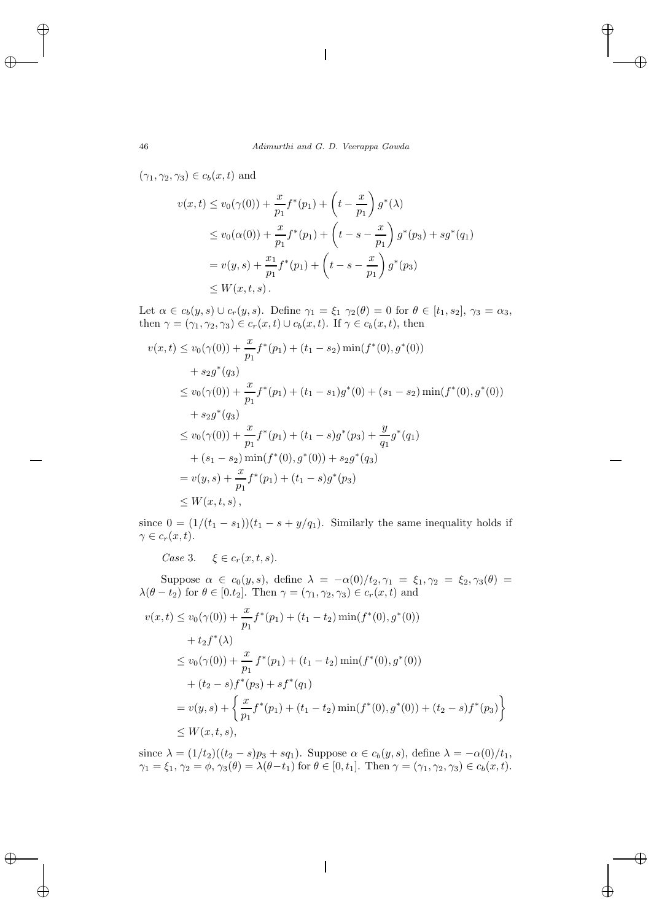$(\gamma_1, \gamma_2, \gamma_3) \in c_b(x,t)$ and

$$
\begin{aligned}
v(x,t) &\le v_0(\gamma(0)) + \frac{x}{p_1} f^*(p_1) + \left(t - \frac{x}{p_1}\right) g^*(\lambda) \\
&\le v_0(\alpha(0)) + \frac{x}{p_1} f^*(p_1) + \left(t - s - \frac{x}{p_1}\right) g^*(p_3) + s g^*(q_1) \\
&= v(y,s) + \frac{x_1}{p_1} f^*(p_1) + \left(t - s - \frac{x}{p_1}\right) g^*(p_3) \\
&\le W(x,t,s)\,.
\end{aligned}
$$

Let $\alpha \in c_b(y,s) \cup c_r(y,s)$. Define $\gamma_1 = \xi_1$ $\gamma_2(\theta) = 0$ for $\theta \in [t_1, s_2]$, $\gamma_3 = \alpha_3$, then $\gamma = (\gamma_1, \gamma_2, \gamma_3) \in c_r(x,t) \cup c_b(x,t)$. If $\gamma \in c_b(x,t)$, then

$$
\begin{aligned}
v(x,t) &\le v_0(\gamma(0)) + \frac{x}{p_1} f^*(p_1) + (t_1 - s_2)\min(f^*(0), g^*(0)) \\
&\quad + s_2 g^*(q_3) \\
&\le v_0(\gamma(0)) + \frac{x}{p_1} f^*(p_1) + (t_1 - s_1) g^*(0) + (s_1 - s_2)\min(f^*(0), g^*(0)) \\
&\quad + s_2 g^*(q_3) \\
&\le v_0(\gamma(0)) + \frac{x}{p_1} f^*(p_1) + (t_1 - s) g^*(p_3) + \frac{y}{q_1} g^*(q_1) \\
&\quad + (s_1 - s_2)\min(f^*(0), g^*(0)) + s_2 g^*(q_3) \\
&= v(y,s) + \frac{x}{p_1} f^*(p_1) + (t_1 - s) g^*(p_3) \\
&\le W(x,t,s)\,,
\end{aligned}
$$

since $0 = (1/(t_1 - s_1))(t_1 - s + y/q_1)$. Similarly the same inequality holds if $\gamma \in c_r(x,t)$.

*Case* 3. $\quad \xi \in c_r(x,t,s)$.

Suppose $\alpha \in c_0(y,s)$, define $\lambda = -\alpha(0)/t_2, \gamma_1 = \xi_1, \gamma_2 = \xi_2, \gamma_3(\theta) = \lambda(\theta - t_2)$ for $\theta \in [0.t_2]$. Then $\gamma = (\gamma_1, \gamma_2, \gamma_3) \in c_r(x,t)$ and

$$
\begin{aligned}
v(x,t) &\le v_0(\gamma(0)) + \frac{x}{p_1} f^*(p_1) + (t_1 - t_2)\min(f^*(0), g^*(0)) \\
&\quad + t_2 f^*(\lambda) \\
&\le v_0(\gamma(0)) + \frac{x}{p_1}\, f^*(p_1) + (t_1 - t_2)\min(f^*(0), g^*(0)) \\
&\quad + (t_2 - s) f^*(p_3) + s f^*(q_1) \\
&= v(y,s) + \left\{ \frac{x}{p_1} f^*(p_1) + (t_1 - t_2)\min(f^*(0), g^*(0)) + (t_2 - s) f^*(p_3) \right\} \\
&\le W(x,t,s),
\end{aligned}
$$

since $\lambda = (1/t_2)((t_2 - s)p_3 + s q_1)$. Suppose $\alpha \in c_b(y,s)$, define $\lambda = -\alpha(0)/t_1$, $\gamma_1 = \xi_1$, $\gamma_2 = \phi$, $\gamma_3(\theta) = \lambda(\theta - t_1)$ for $\theta \in [0, t_1]$. Then $\gamma = (\gamma_1, \gamma_2, \gamma_3) \in c_b(x,t)$.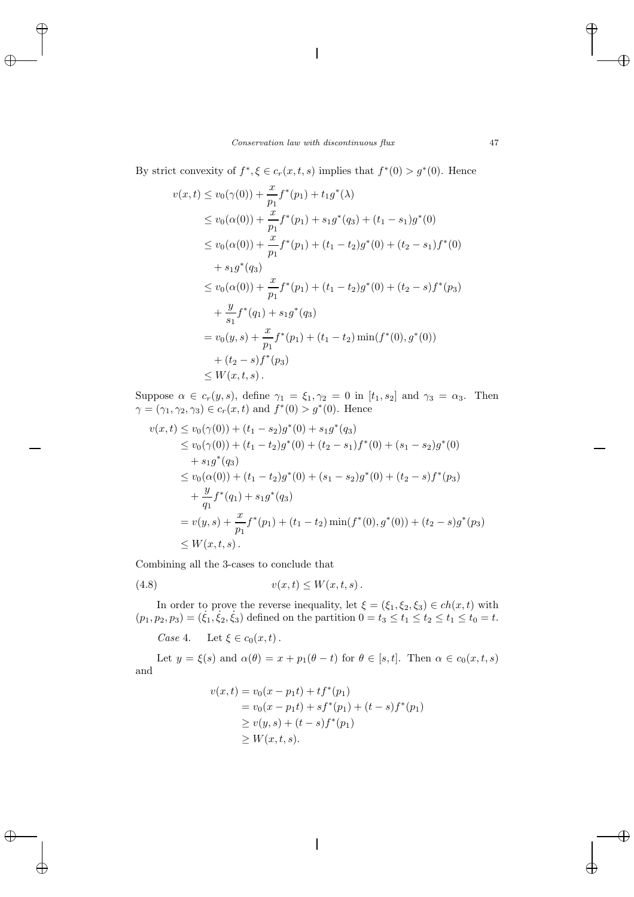By strict convexity of $f^*, \xi \in c_r(x,t,s)$ implies that $f^*(0) > g^*(0)$. Hence

$$
\begin{aligned}
v(x,t) &\leq v_0(\gamma(0)) + \frac{x}{p_1} f^*(p_1) + t_1 g^*(\lambda) \\
&\leq v_0(\alpha(0)) + \frac{x}{p_1} f^*(p_1) + s_1 g^*(q_3) + (t_1 - s_1) g^*(0) \\
&\leq v_0(\alpha(0)) + \frac{x}{p_1} f^*(p_1) + (t_1 - t_2) g^*(0) + (t_2 - s_1) f^*(0) \\
&\quad + s_1 g^*(q_3) \\
&\leq v_0(\alpha(0)) + \frac{x}{p_1} f^*(p_1) + (t_1 - t_2) g^*(0) + (t_2 - s) f^*(p_3) \\
&\quad + \frac{y}{s_1} f^*(q_1) + s_1 g^*(q_3) \\
&= v_0(y,s) + \frac{x}{p_1} f^*(p_1) + (t_1 - t_2) \min(f^*(0), g^*(0)) \\
&\quad + (t_2 - s) f^*(p_3) \\
&\leq W(x,t,s) \,.
\end{aligned}
$$

Suppose $\alpha \in c_r(y,s)$, define $\gamma_1 = \xi_1, \gamma_2 = 0$ in $[t_1, s_2]$ and $\gamma_3 = \alpha_3$. Then $\gamma = (\gamma_1, \gamma_2, \gamma_3) \in c_r(x,t)$ and $f^*(0) > g^*(0)$. Hence

$$
\begin{aligned}
v(x,t) &\leq v_0(\gamma(0)) + (t_1 - s_2) g^*(0) + s_1 g^*(q_3) \\
&\leq v_0(\gamma(0)) + (t_1 - t_2) g^*(0) + (t_2 - s_1) f^*(0) + (s_1 - s_2) g^*(0) \\
&\quad + s_1 g^*(q_3) \\
&\leq v_0(\alpha(0)) + (t_1 - t_2) g^*(0) + (s_1 - s_2) g^*(0) + (t_2 - s) f^*(p_3) \\
&\quad + \frac{y}{q_1} f^*(q_1) + s_1 g^*(q_3) \\
&= v(y,s) + \frac{x}{p_1} f^*(p_1) + (t_1 - t_2) \min(f^*(0), g^*(0)) + (t_2 - s) g^*(p_3) \\
&\leq W(x,t,s) \,.
\end{aligned}
$$

Combining all the 3-cases to conclude that

$$
v(x,t) \leq W(x,t,s) \,. \tag{4.8}
$$

In order to prove the reverse inequality, let $\xi = (\xi_1, \xi_2, \xi_3) \in ch(x,t)$ with $(p_1, p_2, p_3) = (\dot{\xi}_1, \dot{\xi}_2, \dot{\xi}_3)$ defined on the partition $0 = t_3 \leq t_1 \leq t_2 \leq t_1 \leq t_0 = t$.

*Case* 4. Let $\xi \in c_0(x,t)$.

Let $y = \xi(s)$ and $\alpha(\theta) = x + p_1(\theta - t)$ for $\theta \in [s,t]$. Then $\alpha \in c_0(x,t,s)$ and

$$
\begin{aligned}
v(x,t) &= v_0(x - p_1 t) + t f^*(p_1) \\
&= v_0(x - p_1 t) + s f^*(p_1) + (t - s) f^*(p_1) \\
&\geq v(y,s) + (t - s) f^*(p_1) \\
&\geq W(x,t,s).
\end{aligned}
$$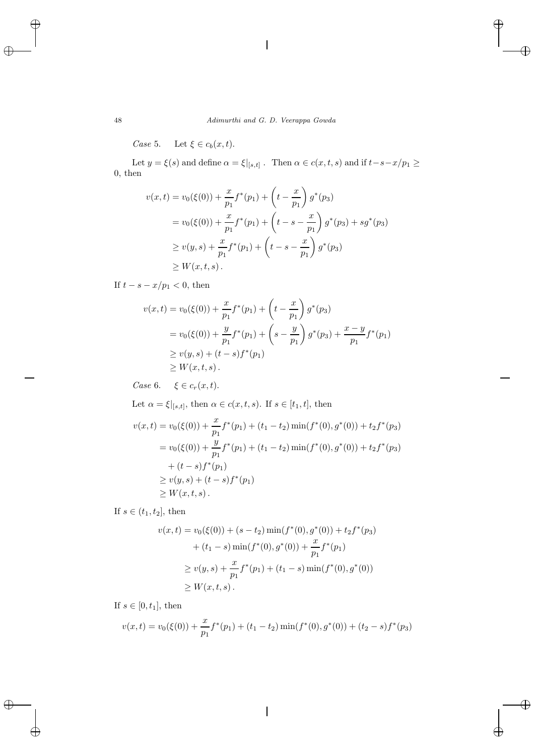*Case* 5. Let $\xi \in c_b(x,t)$.

Let $y = \xi(s)$ and define $\alpha = \xi|_{[s,t]}$ . Then $\alpha \in c(x,t,s)$ and if $t - s - x/p_1 \geq 0$, then

$$
\begin{aligned}
v(x,t) &= v_0(\xi(0)) + \frac{x}{p_1} f^*(p_1) + \left(t - \frac{x}{p_1}\right) g^*(p_3) \\
&= v_0(\xi(0)) + \frac{x}{p_1} f^*(p_1) + \left(t - s - \frac{x}{p_1}\right) g^*(p_3) + s g^*(p_3) \\
&\geq v(y,s) + \frac{x}{p_1} f^*(p_1) + \left(t - s - \frac{x}{p_1}\right) g^*(p_3) \\
&\geq W(x,t,s)\,.
\end{aligned}
$$

If $t - s - x/p_1 < 0$, then

$$
\begin{aligned}
v(x,t) &= v_0(\xi(0)) + \frac{x}{p_1} f^*(p_1) + \left(t - \frac{x}{p_1}\right) g^*(p_3) \\
&= v_0(\xi(0)) + \frac{y}{p_1} f^*(p_1) + \left(s - \frac{y}{p_1}\right) g^*(p_3) + \frac{x-y}{p_1} f^*(p_1) \\
&\geq v(y,s) + (t-s) f^*(p_1) \\
&\geq W(x,t,s)\,.
\end{aligned}
$$

*Case* 6. $\xi \in c_r(x,t)$.

Let $\alpha = \xi|_{[s,t]}$, then $\alpha \in c(x,t,s)$. If $s \in [t_1, t]$, then

$$
\begin{aligned}
v(x,t) &= v_0(\xi(0)) + \frac{x}{p_1} f^*(p_1) + (t_1 - t_2) \min(f^*(0), g^*(0)) + t_2 f^*(p_3) \\
&= v_0(\xi(0)) + \frac{y}{p_1} f^*(p_1) + (t_1 - t_2) \min(f^*(0), g^*(0)) + t_2 f^*(p_3) \\
&\quad + (t-s) f^*(p_1) \\
&\geq v(y,s) + (t-s) f^*(p_1) \\
&\geq W(x,t,s)\,.
\end{aligned}
$$

If $s \in (t_1, t_2]$, then

$$
\begin{aligned}
v(x,t) &= v_0(\xi(0)) + (s - t_2) \min(f^*(0), g^*(0)) + t_2 f^*(p_3) \\
&\quad + (t_1 - s) \min(f^*(0), g^*(0)) + \frac{x}{p_1} f^*(p_1) \\
&\geq v(y,s) + \frac{x}{p_1} f^*(p_1) + (t_1 - s) \min(f^*(0), g^*(0)) \\
&\geq W(x,t,s)\,.
\end{aligned}
$$

If $s \in [0, t_1]$, then

$$
v(x,t) = v_0(\xi(0)) + \frac{x}{p_1} f^*(p_1) + (t_1 - t_2) \min(f^*(0), g^*(0)) + (t_2 - s) f^*(p_3)
$$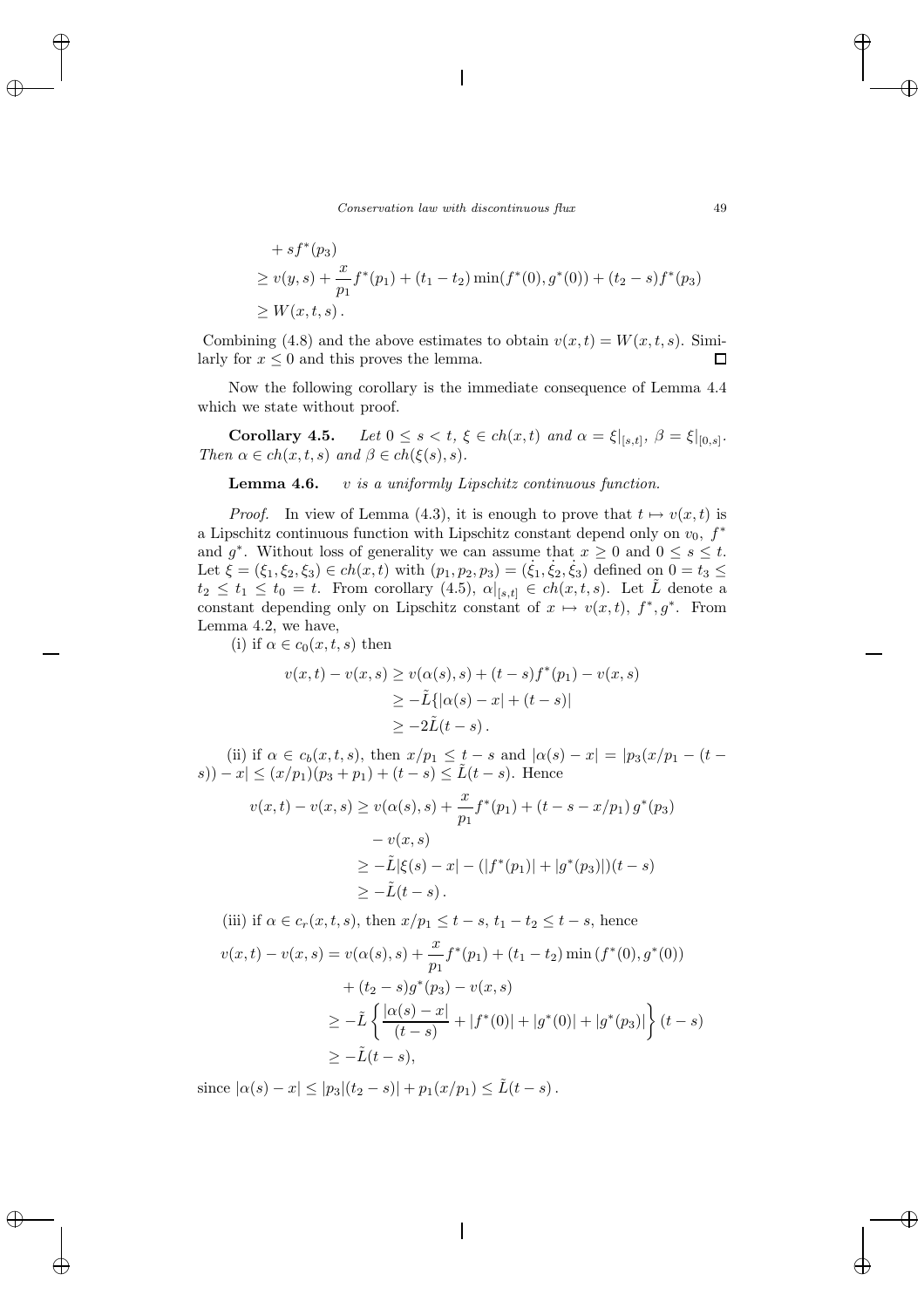$$
\begin{aligned}
&+ sf^*(p_3) \\
&\geq v(y,s) + \frac{x}{p_1} f^*(p_1) + (t_1 - t_2)\min(f^*(0), g^*(0)) + (t_2 - s) f^*(p_3) \\
&\geq W(x,t,s)\,.
\end{aligned}
$$

Combining (4.8) and the above estimates to obtain $v(x,t) = W(x,t,s)$. Similarly for $x \leq 0$ and this proves the lemma. $\square$

Now the following corollary is the immediate consequence of Lemma 4.4 which we state without proof.

**Corollary 4.5.** *Let $0 \leq s < t$, $\xi \in ch(x,t)$ and $\alpha = \xi|_{[s,t]}$, $\beta = \xi|_{[0,s]}$. Then $\alpha \in ch(x,t,s)$ and $\beta \in ch(\xi(s),s)$.*

**Lemma 4.6.** *$v$ is a uniformly Lipschitz continuous function.*

*Proof.* In view of Lemma (4.3), it is enough to prove that $t \mapsto v(x,t)$ is a Lipschitz continuous function with Lipschitz constant depend only on $v_0$, $f^*$ and $g^*$. Without loss of generality we can assume that $x \geq 0$ and $0 \leq s \leq t$. Let $\xi = (\xi_1, \xi_2, \xi_3) \in ch(x,t)$ with $(p_1, p_2, p_3) = (\dot{\xi}_1, \dot{\xi}_2, \dot{\xi}_3)$ defined on $0 = t_3 \leq t_2 \leq t_1 \leq t_0 = t$. From corollary (4.5), $\alpha|_{[s,t]} \in ch(x,t,s)$. Let $\tilde{L}$ denote a constant depending only on Lipschitz constant of $x \mapsto v(x,t)$, $f^*, g^*$. From Lemma 4.2, we have,

(i) if $\alpha \in c_0(x,t,s)$ then

$$
\begin{aligned}
v(x,t) - v(x,s) &\geq v(\alpha(s), s) + (t-s) f^*(p_1) - v(x,s) \\
&\geq -\tilde{L}\{|\alpha(s) - x| + (t-s)| \\
&\geq -2\tilde{L}(t-s)\,.
\end{aligned}
$$

(ii) if $\alpha \in c_b(x,t,s)$, then $x/p_1 \leq t-s$ and $|\alpha(s) - x| = |p_3(x/p_1 - (t-s)) - x| \leq (x/p_1)(p_3 + p_1) + (t-s) \leq \tilde{L}(t-s)$. Hence

$$
\begin{aligned}
v(x,t) - v(x,s) &\geq v(\alpha(s), s) + \frac{x}{p_1} f^*(p_1) + (t - s - x/p_1)\, g^*(p_3) \\
&\quad - v(x,s) \\
&\geq -\tilde{L}|\xi(s) - x| - (|f^*(p_1)| + |g^*(p_3)|)(t-s) \\
&\geq -\tilde{L}(t-s)\,.
\end{aligned}
$$

(iii) if $\alpha \in c_r(x,t,s)$, then $x/p_1 \leq t-s$, $t_1 - t_2 \leq t-s$, hence

$$
\begin{aligned}
v(x,t) - v(x,s) &= v(\alpha(s), s) + \frac{x}{p_1} f^*(p_1) + (t_1 - t_2)\min(f^*(0), g^*(0)) \\
&\quad + (t_2 - s) g^*(p_3) - v(x,s) \\
&\geq -\tilde{L}\left\{\frac{|\alpha(s) - x|}{(t-s)} + |f^*(0)| + |g^*(0)| + |g^*(p_3)|\right\}(t-s) \\
&\geq -\tilde{L}(t-s),
\end{aligned}
$$

since $|\alpha(s) - x| \leq |p_3|(t_2 - s)| + p_1(x/p_1) \leq \tilde{L}(t-s)\,.$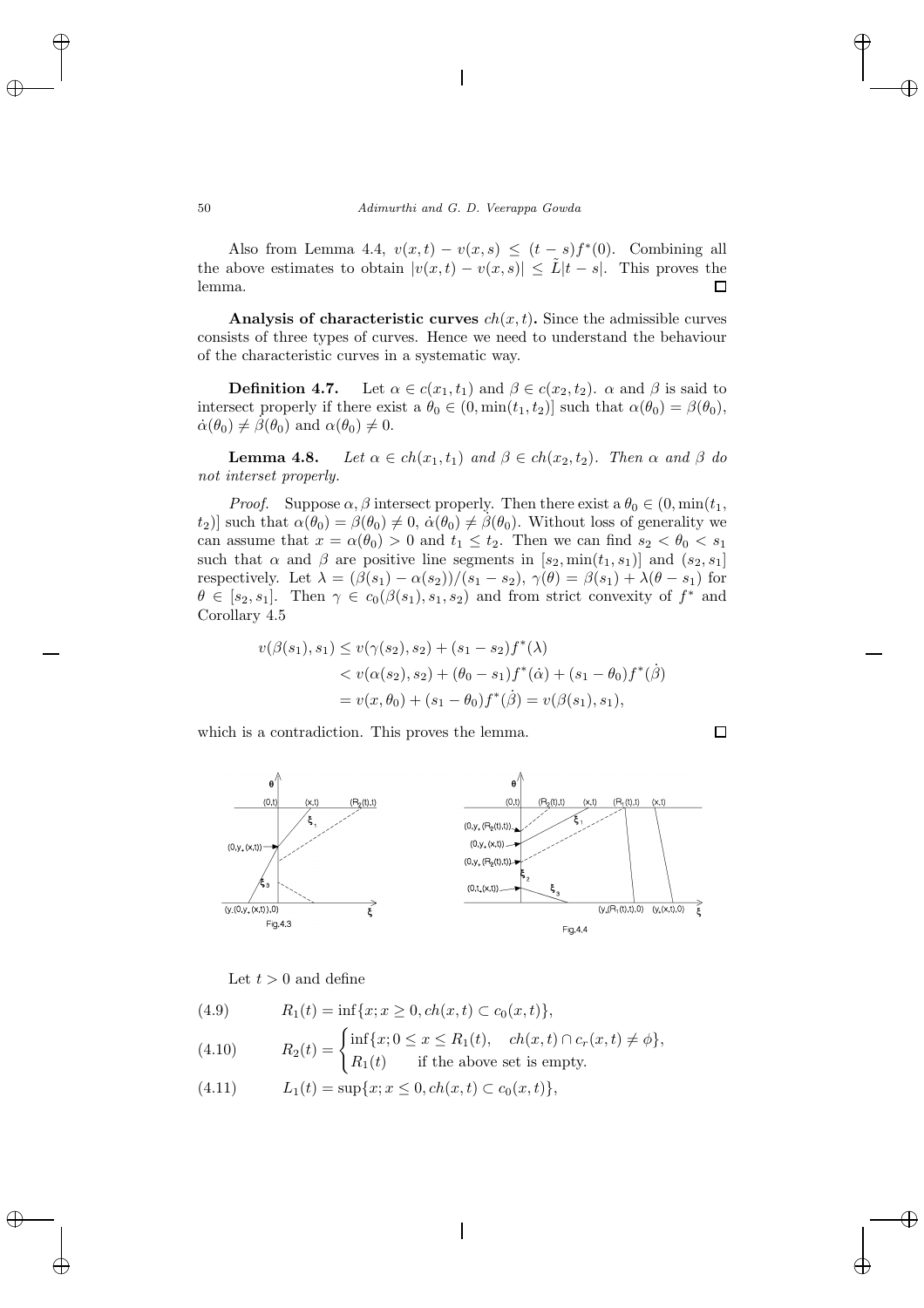Also from Lemma 4.4, $v(x,t) - v(x,s) \leq (t-s)f^*(0)$. Combining all the above estimates to obtain $|v(x,t) - v(x,s)| \leq \tilde{L}|t-s|$. This proves the lemma. $\square$

**Analysis of characteristic curves** $ch(x,t)$**.** Since the admissible curves consists of three types of curves. Hence we need to understand the behaviour of the characteristic curves in a systematic way.

**Definition 4.7.** Let $\alpha \in c(x_1,t_1)$ and $\beta \in c(x_2,t_2)$. $\alpha$ and $\beta$ is said to intersect properly if there exist a $\theta_0 \in (0, \min(t_1,t_2)]$ such that $\alpha(\theta_0) = \beta(\theta_0)$, $\dot{\alpha}(\theta_0) \neq \dot{\beta}(\theta_0)$ and $\alpha(\theta_0) \neq 0$.

**Lemma 4.8.** *Let $\alpha \in ch(x_1,t_1)$ and $\beta \in ch(x_2,t_2)$. Then $\alpha$ and $\beta$ do not interset properly.*

*Proof.* Suppose $\alpha, \beta$ intersect properly. Then there exist a $\theta_0 \in (0, \min(t_1, t_2)]$ such that $\alpha(\theta_0) = \beta(\theta_0) \neq 0$, $\dot{\alpha}(\theta_0) \neq \dot{\beta}(\theta_0)$. Without loss of generality we can assume that $x = \alpha(\theta_0) > 0$ and $t_1 \leq t_2$. Then we can find $s_2 < \theta_0 < s_1$ such that $\alpha$ and $\beta$ are positive line segments in $[s_2, \min(t_1,s_1)]$ and $(s_2, s_1]$ respectively. Let $\lambda = (\beta(s_1) - \alpha(s_2))/(s_1 - s_2)$, $\gamma(\theta) = \beta(s_1) + \lambda(\theta - s_1)$ for $\theta \in [s_2, s_1]$. Then $\gamma \in c_0(\beta(s_1), s_1, s_2)$ and from strict convexity of $f^*$ and Corollary 4.5

$$
\begin{aligned}
v(\beta(s_1), s_1) &\leq v(\gamma(s_2), s_2) + (s_1 - s_2)f^*(\lambda) \\
&< v(\alpha(s_2), s_2) + (\theta_0 - s_1)f^*(\dot{\alpha}) + (s_1 - \theta_0)f^*(\dot{\beta}) \\
&= v(x, \theta_0) + (s_1 - \theta_0)f^*(\dot{\beta}) = v(\beta(s_1), s_1),
\end{aligned}
$$

which is a contradiction. This proves the lemma. $\square$

Fig.4.3

Fig.4.4

Let $t > 0$ and define

$$
R_1(t) = \inf\{x; x \geq 0, ch(x,t) \subset c_0(x,t)\}, \tag{4.9}
$$

$$
R_2(t) = \begin{cases} \inf\{x; 0 \leq x \leq R_1(t), \quad ch(x,t) \cap c_r(x,t) \neq \phi\}, \\ R_1(t) \qquad \text{if the above set is empty.} \end{cases} \tag{4.10}
$$

$$
L_1(t) = \sup\{x; x \leq 0, ch(x,t) \subset c_0(x,t)\}, \tag{4.11}
$$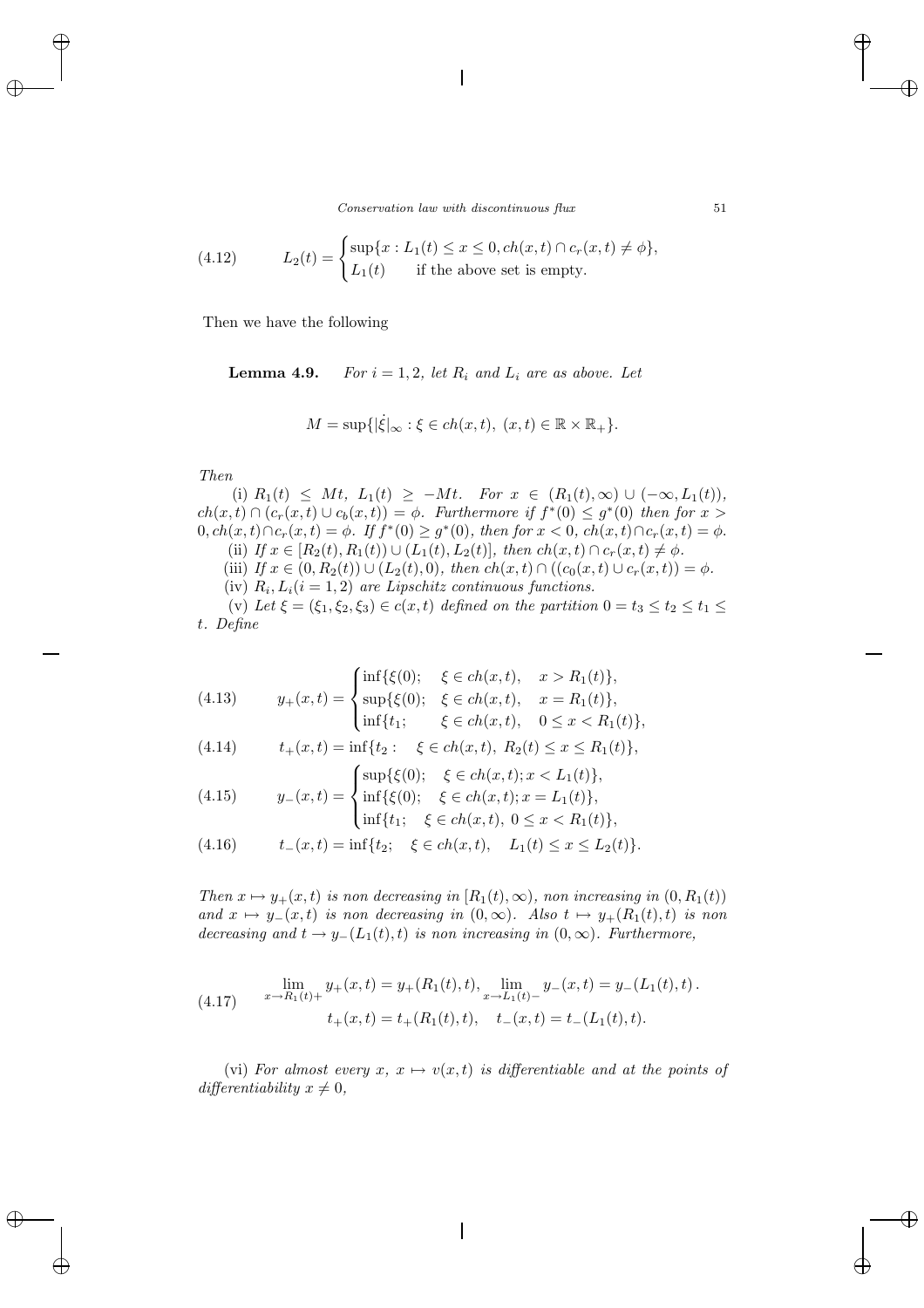$$
(4.12) \qquad L_2(t) = \begin{cases} \sup\{x : L_1(t) \le x \le 0, ch(x,t) \cap c_r(x,t) \neq \phi\}, \\ L_1(t) \qquad \text{if the above set is empty.} \end{cases}
$$

Then we have the following

**Lemma 4.9.** *For $i = 1, 2$, let $R_i$ and $L_i$ are as above. Let*

$$
M = \sup\{|\dot{\xi}|_\infty : \xi \in ch(x,t),\ (x,t) \in \mathbb{R} \times \mathbb{R}_+\}.
$$

*Then*

(i) *$R_1(t) \le Mt$, $L_1(t) \ge -Mt$. For $x \in (R_1(t), \infty) \cup (-\infty, L_1(t))$, $ch(x,t) \cap (c_r(x,t) \cup c_b(x,t)) = \phi$. Furthermore if $f^*(0) \le g^*(0)$ then for $x > 0, ch(x,t) \cap c_r(x,t) = \phi$. If $f^*(0) \ge g^*(0)$, then for $x < 0$, $ch(x,t) \cap c_r(x,t) = \phi$.*

(ii) *If $x \in [R_2(t), R_1(t)) \cup (L_1(t), L_2(t)]$, then $ch(x,t) \cap c_r(x,t) \neq \phi$.*

(iii) *If $x \in (0, R_2(t)) \cup (L_2(t), 0)$, then $ch(x,t) \cap ((c_0(x,t) \cup c_r(x,t)) = \phi$.*

(iv) *$R_i, L_i (i = 1, 2)$ are Lipschitz continuous functions.*

(v) *Let $\xi = (\xi_1, \xi_2, \xi_3) \in c(x,t)$ defined on the partition $0 = t_3 \le t_2 \le t_1 \le t$. Define*

$$
(4.13) \qquad y_+(x,t) = \begin{cases} \inf\{\xi(0); \quad \xi \in ch(x,t), \quad x > R_1(t)\}, \\ \sup\{\xi(0); \quad \xi \in ch(x,t), \quad x = R_1(t)\}, \\ \inf\{t_1; \qquad \xi \in ch(x,t), \quad 0 \le x < R_1(t)\}, \end{cases}
$$

$$
(4.14) \qquad t_+(x,t) = \inf\{t_2 : \quad \xi \in ch(x,t),\ R_2(t) \le x \le R_1(t)\},
$$

$$
(4.15) \qquad y_-(x,t) = \begin{cases} \sup\{\xi(0); \quad \xi \in ch(x,t); x < L_1(t)\}, \\ \inf\{\xi(0); \quad \xi \in ch(x,t); x = L_1(t)\}, \\ \inf\{t_1; \quad \xi \in ch(x,t),\ 0 \le x < R_1(t)\}, \end{cases}
$$

$$
(4.16) \qquad t_-(x,t) = \inf\{t_2; \quad \xi \in ch(x,t), \quad L_1(t) \le x \le L_2(t)\}.
$$

*Then $x \mapsto y_+(x,t)$ is non decreasing in $[R_1(t), \infty)$, non increasing in $(0, R_1(t))$ and $x \mapsto y_-(x,t)$ is non decreasing in $(0, \infty)$. Also $t \mapsto y_+(R_1(t), t)$ is non decreasing and $t \to y_-(L_1(t), t)$ is non increasing in $(0, \infty)$. Furthermore,*

$$
(4.17) \qquad \begin{aligned} \lim_{x \to R_1(t)+} y_+(x,t) = y_+(R_1(t), t), &\lim_{x \to L_1(t)-} y_-(x,t) = y_-(L_1(t), t)\,. \\ t_+(x,t) = t_+(R_1(t), t), \quad &t_-(x,t) = t_-(L_1(t), t). \end{aligned}
$$

(vi) *For almost every $x$, $x \mapsto v(x,t)$ is differentiable and at the points of differentiability $x \neq 0$,*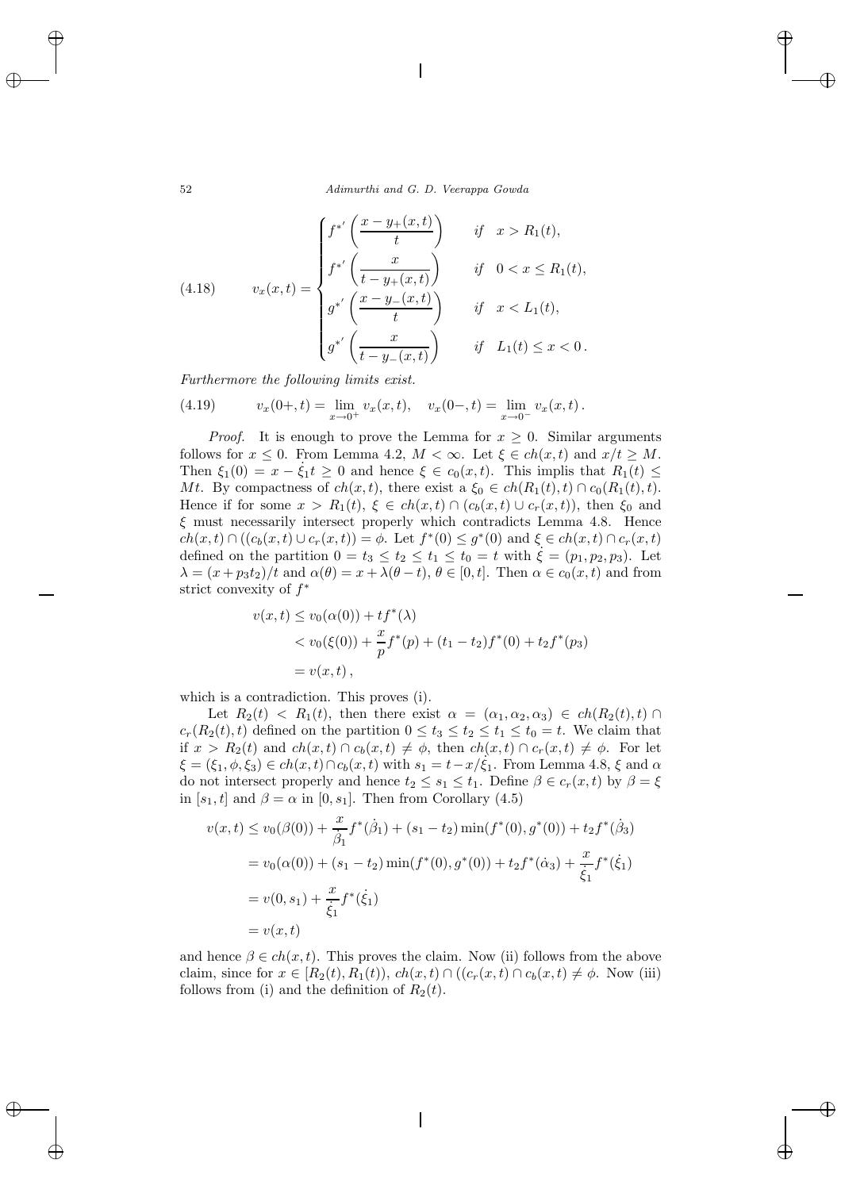$$
(4.18) \qquad v_x(x,t) = \begin{cases} f^{*'}\left(\dfrac{x - y_+(x,t)}{t}\right) & \text{if } \; x > R_1(t), \\ f^{*'}\left(\dfrac{x}{t - y_+(x,t)}\right) & \text{if } \; 0 < x \le R_1(t), \\ g^{*'}\left(\dfrac{x - y_-(x,t)}{t}\right) & \text{if } \; x < L_1(t), \\ g^{*'}\left(\dfrac{x}{t - y_-(x,t)}\right) & \text{if } \; L_1(t) \le x < 0\,. \end{cases}
$$

*Furthermore the following limits exist.*

$$
(4.19) \qquad v_x(0+,t) = \lim_{x \to 0^+} v_x(x,t), \quad v_x(0-,t) = \lim_{x \to 0^-} v_x(x,t)\,.
$$

*Proof.* It is enough to prove the Lemma for $x \ge 0$. Similar arguments follows for $x \le 0$. From Lemma 4.2, $M < \infty$. Let $\xi \in ch(x,t)$ and $x/t \ge M$. Then $\xi_1(0) = x - \dot{\xi}_1 t \ge 0$ and hence $\xi \in c_0(x,t)$. This implis that $R_1(t) \le Mt$. By compactness of $ch(x,t)$, there exist a $\xi_0 \in ch(R_1(t),t) \cap c_0(R_1(t),t)$. Hence if for some $x > R_1(t)$, $\xi \in ch(x,t) \cap (c_b(x,t) \cup c_r(x,t))$, then $\xi_0$ and $\xi$ must necessarily intersect properly which contradicts Lemma 4.8. Hence $ch(x,t) \cap ((c_b(x,t) \cup c_r(x,t)) = \phi$. Let $f^*(0) \le g^*(0)$ and $\xi \in ch(x,t) \cap c_r(x,t)$ defined on the partition $0 = t_3 \le t_2 \le t_1 \le t_0 = t$ with $\dot{\xi} = (p_1, p_2, p_3)$. Let $\lambda = (x + p_3 t_2)/t$ and $\alpha(\theta) = x + \lambda(\theta - t)$, $\theta \in [0,t]$. Then $\alpha \in c_0(x,t)$ and from strict convexity of $f^*$

$$
\begin{aligned}
v(x,t) &\le v_0(\alpha(0)) + t f^*(\lambda) \\
&< v_0(\xi(0)) + \frac{x}{p} f^*(p) + (t_1 - t_2) f^*(0) + t_2 f^*(p_3) \\
&= v(x,t)\,,
\end{aligned}
$$

which is a contradiction. This proves (i).

Let $R_2(t) < R_1(t)$, then there exist $\alpha = (\alpha_1, \alpha_2, \alpha_3) \in ch(R_2(t),t) \cap c_r(R_2(t),t)$ defined on the partition $0 \le t_3 \le t_2 \le t_1 \le t_0 = t$. We claim that if $x > R_2(t)$ and $ch(x,t) \cap c_b(x,t) \ne \phi$, then $ch(x,t) \cap c_r(x,t) \ne \phi$. For let $\xi = (\xi_1, \phi, \xi_3) \in ch(x,t) \cap c_b(x,t)$ with $s_1 = t - x/\dot{\xi}_1$. From Lemma 4.8, $\xi$ and $\alpha$ do not intersect properly and hence $t_2 \le s_1 \le t_1$. Define $\beta \in c_r(x,t)$ by $\beta = \xi$ in $[s_1, t]$ and $\beta = \alpha$ in $[0, s_1]$. Then from Corollary (4.5)

$$
\begin{aligned}
v(x,t) &\le v_0(\beta(0)) + \frac{x}{\dot{\beta}_1} f^*(\dot{\beta}_1) + (s_1 - t_2)\min(f^*(0), g^*(0)) + t_2 f^*(\dot{\beta}_3) \\
&= v_0(\alpha(0)) + (s_1 - t_2)\min(f^*(0), g^*(0)) + t_2 f^*(\dot{\alpha}_3) + \frac{x}{\dot{\xi}_1} f^*(\dot{\xi}_1) \\
&= v(0, s_1) + \frac{x}{\dot{\xi}_1} f^*(\dot{\xi}_1) \\
&= v(x,t)
\end{aligned}
$$

and hence $\beta \in ch(x,t)$. This proves the claim. Now (ii) follows from the above claim, since for $x \in [R_2(t), R_1(t))$, $ch(x,t) \cap ((c_r(x,t) \cap c_b(x,t) \ne \phi$. Now (iii) follows from (i) and the definition of $R_2(t)$.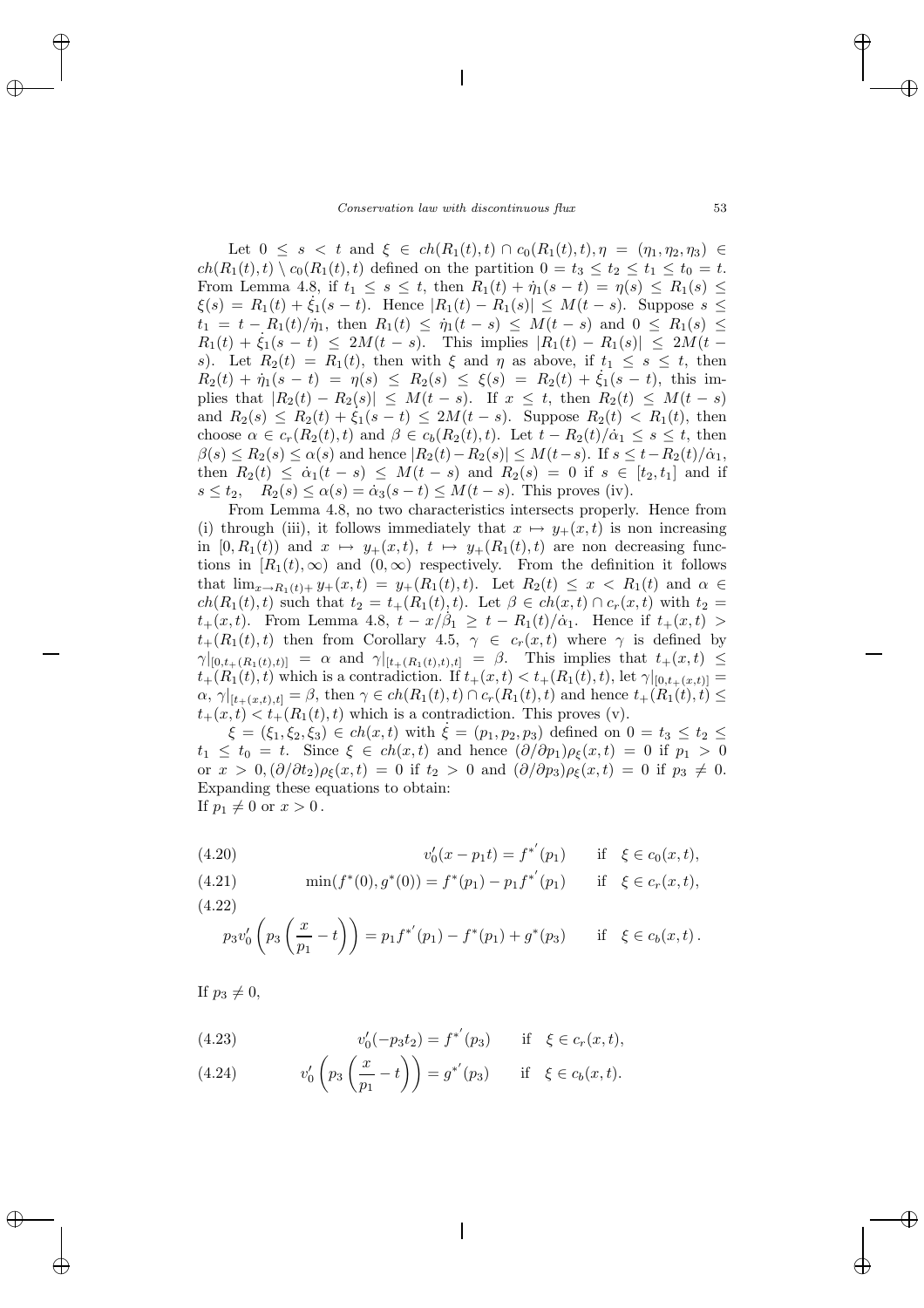Let $0 \leq s < t$ and $\xi \in ch(R_1(t),t) \cap c_0(R_1(t),t), \eta = (\eta_1,\eta_2,\eta_3) \in ch(R_1(t),t) \setminus c_0(R_1(t),t)$ defined on the partition $0 = t_3 \leq t_2 \leq t_1 \leq t_0 = t$. From Lemma 4.8, if $t_1 \leq s \leq t$, then $R_1(t) + \dot{\eta}_1(s-t) = \eta(s) \leq R_1(s) \leq \xi(s) = R_1(t) + \dot{\xi}_1(s-t)$. Hence $|R_1(t) - R_1(s)| \leq M(t-s)$. Suppose $s \leq t_1 = t - R_1(t)/\dot{\eta}_1$, then $R_1(t) \leq \dot{\eta}_1(t-s) \leq M(t-s)$ and $0 \leq R_1(s) \leq R_1(t) + \dot{\xi}_1(s-t) \leq 2M(t-s)$. This implies $|R_1(t) - R_1(s)| \leq 2M(t-s)$. Let $R_2(t) = R_1(t)$, then with $\xi$ and $\eta$ as above, if $t_1 \leq s \leq t$, then $R_2(t) + \dot{\eta}_1(s-t) = \eta(s) \leq R_2(s) \leq \xi(s) = R_2(t) + \dot{\xi}_1(s-t)$, this implies that $|R_2(t) - R_2(s)| \leq M(t-s)$. If $x \leq t$, then $R_2(t) \leq M(t-s)$ and $R_2(s) \leq R_2(t) + \dot{\xi}_1(s-t) \leq 2M(t-s)$. Suppose $R_2(t) < R_1(t)$, then choose $\alpha \in c_r(R_2(t),t)$ and $\beta \in c_b(R_2(t),t)$. Let $t - R_2(t)/\dot{\alpha}_1 \leq s \leq t$, then $\beta(s) \leq R_2(s) \leq \alpha(s)$ and hence $|R_2(t) - R_2(s)| \leq M(t-s)$. If $s \leq t - R_2(t)/\dot{\alpha}_1$, then $R_2(t) \leq \dot{\alpha}_1(t-s) \leq M(t-s)$ and $R_2(s) = 0$ if $s \in [t_2,t_1]$ and if $s \leq t_2$, $\quad R_2(s) \leq \alpha(s) = \dot{\alpha}_3(s-t) \leq M(t-s)$. This proves (iv).

From Lemma 4.8, no two characteristics intersects properly. Hence from (i) through (iii), it follows immediately that $x \mapsto y_+(x,t)$ is non increasing in $[0, R_1(t))$ and $x \mapsto y_+(x,t)$, $t \mapsto y_+(R_1(t),t)$ are non decreasing functions in $[R_1(t),\infty)$ and $(0,\infty)$ respectively. From the definition it follows that $\lim_{x \to R_1(t)+} y_+(x,t) = y_+(R_1(t),t)$. Let $R_2(t) \leq x < R_1(t)$ and $\alpha \in ch(R_1(t),t)$ such that $t_2 = t_+(R_1(t),t)$. Let $\beta \in ch(x,t) \cap c_r(x,t)$ with $t_2 = t_+(x,t)$. From Lemma 4.8, $t - x/\dot{\beta}_1 \geq t - R_1(t)/\dot{\alpha}_1$. Hence if $t_+(x,t) > t_+(R_1(t),t)$ then from Corollary 4.5, $\gamma \in c_r(x,t)$ where $\gamma$ is defined by $\gamma|_{[0,t_+(R_1(t),t)]} = \alpha$ and $\gamma|_{[t_+(R_1(t),t),t]} = \beta$. This implies that $t_+(x,t) \leq t_+(R_1(t),t)$ which is a contradiction. If $t_+(x,t) < t_+(R_1(t),t)$, let $\gamma|_{[0,t_+(x,t)]} = \alpha$, $\gamma|_{[t_+(x,t),t]} = \beta$, then $\gamma \in ch(R_1(t),t) \cap c_r(R_1(t),t)$ and hence $t_+(R_1(t),t) \leq t_+(x,t) < t_+(R_1(t),t)$ which is a contradiction. This proves (v).

$\xi = (\xi_1,\xi_2,\xi_3) \in ch(x,t)$ with $\dot{\xi} = (p_1,p_2,p_3)$ defined on $0 = t_3 \leq t_2 \leq t_1 \leq t_0 = t$. Since $\xi \in ch(x,t)$ and hence $(\partial/\partial p_1)\rho_\xi(x,t) = 0$ if $p_1 > 0$ or $x > 0, (\partial/\partial t_2)\rho_\xi(x,t) = 0$ if $t_2 > 0$ and $(\partial/\partial p_3)\rho_\xi(x,t) = 0$ if $p_3 \neq 0$. Expanding these equations to obtain:
If $p_1 \neq 0$ or $x > 0$.

$$v_0'(x - p_1 t) = f^{*'}(p_1) \qquad \text{if} \quad \xi \in c_0(x,t), \tag{4.20}$$

$$\min(f^*(0), g^*(0)) = f^*(p_1) - p_1 f^{*'}(p_1) \qquad \text{if} \quad \xi \in c_r(x,t), \tag{4.21}$$

$$p_3 v_0'\left(p_3\left(\frac{x}{p_1} - t\right)\right) = p_1 f^{*'}(p_1) - f^*(p_1) + g^*(p_3) \qquad \text{if} \quad \xi \in c_b(x,t)\,. \tag{4.22}$$

If $p_3 \neq 0$,

$$v_0'(-p_3 t_2) = f^{*'}(p_3) \qquad \text{if} \quad \xi \in c_r(x,t), \tag{4.23}$$

$$v_0'\left(p_3\left(\frac{x}{p_1} - t\right)\right) = g^{*'}(p_3) \qquad \text{if} \quad \xi \in c_b(x,t). \tag{4.24}$$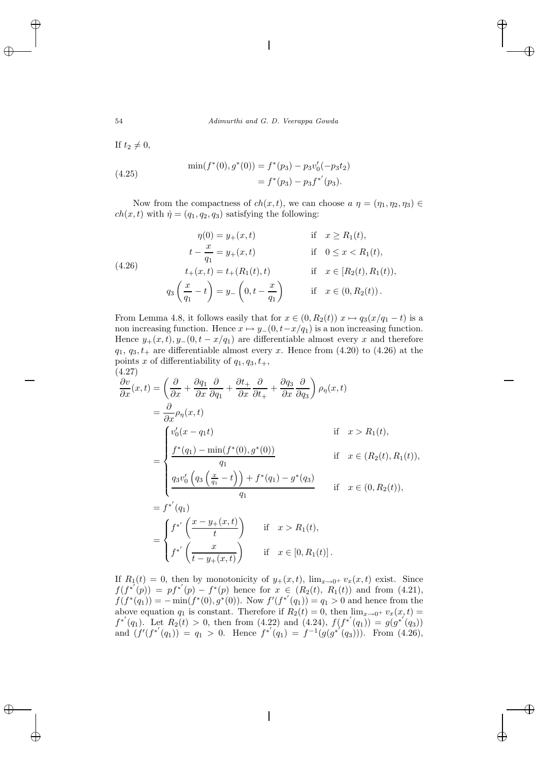If $t_2 \neq 0$,

$$
\begin{aligned}
\min(f^*(0), g^*(0)) &= f^*(p_3) - p_3 v_0'(-p_3 t_2) \\
&= f^*(p_3) - p_3 {f^*}'(p_3).
\end{aligned} \tag{4.25}
$$

Now from the compactness of $ch(x,t)$, we can choose $a\ \eta = (\eta_1, \eta_2, \eta_3) \in ch(x,t)$ with $\dot{\eta} = (q_1, q_2, q_3)$ satisfying the following:

$$
\begin{aligned}
\eta(0) &= y_+(x,t) && \text{if} \quad x \geq R_1(t), \\
t - \frac{x}{q_1} &= y_+(x,t) && \text{if} \quad 0 \leq x < R_1(t), \\
t_+(x,t) &= t_+(R_1(t), t) && \text{if} \quad x \in [R_2(t), R_1(t)), \\
q_3\left(\frac{x}{q_1} - t\right) &= y_-\left(0, t - \frac{x}{q_1}\right) && \text{if} \quad x \in (0, R_2(t)).
\end{aligned} \tag{4.26}
$$

From Lemma 4.8, it follows easily that for $x \in (0, R_2(t))$ $x \mapsto q_3(x/q_1 - t)$ is a non increasing function. Hence $x \mapsto y_-(0, t - x/q_1)$ is a non increasing function. Hence $y_+(x,t), y_-(0, t - x/q_1)$ are differentiable almost every $x$ and therefore $q_1$, $q_3, t_+$ are differentiable almost every $x$. Hence from (4.20) to (4.26) at the points $x$ of differentiability of $q_1, q_3, t_+$,

$$
\begin{aligned}
\frac{\partial v}{\partial x}(x,t) &= \left(\frac{\partial}{\partial x} + \frac{\partial q_1}{\partial x}\frac{\partial}{\partial q_1} + \frac{\partial t_+}{\partial x}\frac{\partial}{\partial t_+} + \frac{\partial q_3}{\partial x}\frac{\partial}{\partial q_3}\right)\rho_\eta(x,t) \\
&= \frac{\partial}{\partial x}\rho_\eta(x,t) \\
&= \begin{cases}
v_0'(x - q_1 t) & \text{if} \quad x > R_1(t), \\[2mm]
\dfrac{f^*(q_1) - \min(f^*(0), g^*(0))}{q_1} & \text{if} \quad x \in (R_2(t), R_1(t)), \\[2mm]
\dfrac{q_3 v_0'\left(q_3\left(\frac{x}{q_1} - t\right)\right) + f^*(q_1) - g^*(q_3)}{q_1} & \text{if} \quad x \in (0, R_2(t)),
\end{cases} \\
&= {f^*}'(q_1) \\
&= \begin{cases}
{f^*}'\left(\dfrac{x - y_+(x,t)}{t}\right) & \text{if} \quad x > R_1(t), \\[2mm]
{f^*}'\left(\dfrac{x}{t - y_+(x,t)}\right) & \text{if} \quad x \in [0, R_1(t)].
\end{cases}
\end{aligned} \tag{4.27}
$$

If $R_1(t) = 0$, then by monotonicity of $y_+(x,t)$, $\lim_{x \to 0^+} v_x(x,t)$ exist. Since $f({f^*}'(p)) = p{f^*}'(p) - f^*(p)$ hence for $x \in (R_2(t),\ R_1(t))$ and from (4.21), $f(f^*(q_1)) = -\min(f^*(0), g^*(0))$. Now $f'({f^*}'(q_1)) = q_1 > 0$ and hence from the above equation $q_1$ is constant. Therefore if $R_2(t) = 0$, then $\lim_{x \to 0^+} v_x(x,t) = {f^*}'(q_1)$. Let $R_2(t) > 0$, then from (4.22) and (4.24), $f({f^*}'(q_1)) = g({g^*}'(q_3))$ and $(f'({f^*}'(q_1)) = q_1 > 0$. Hence ${f^*}'(q_1) = f^{-1}(g({g^*}'(q_3)))$. From (4.26),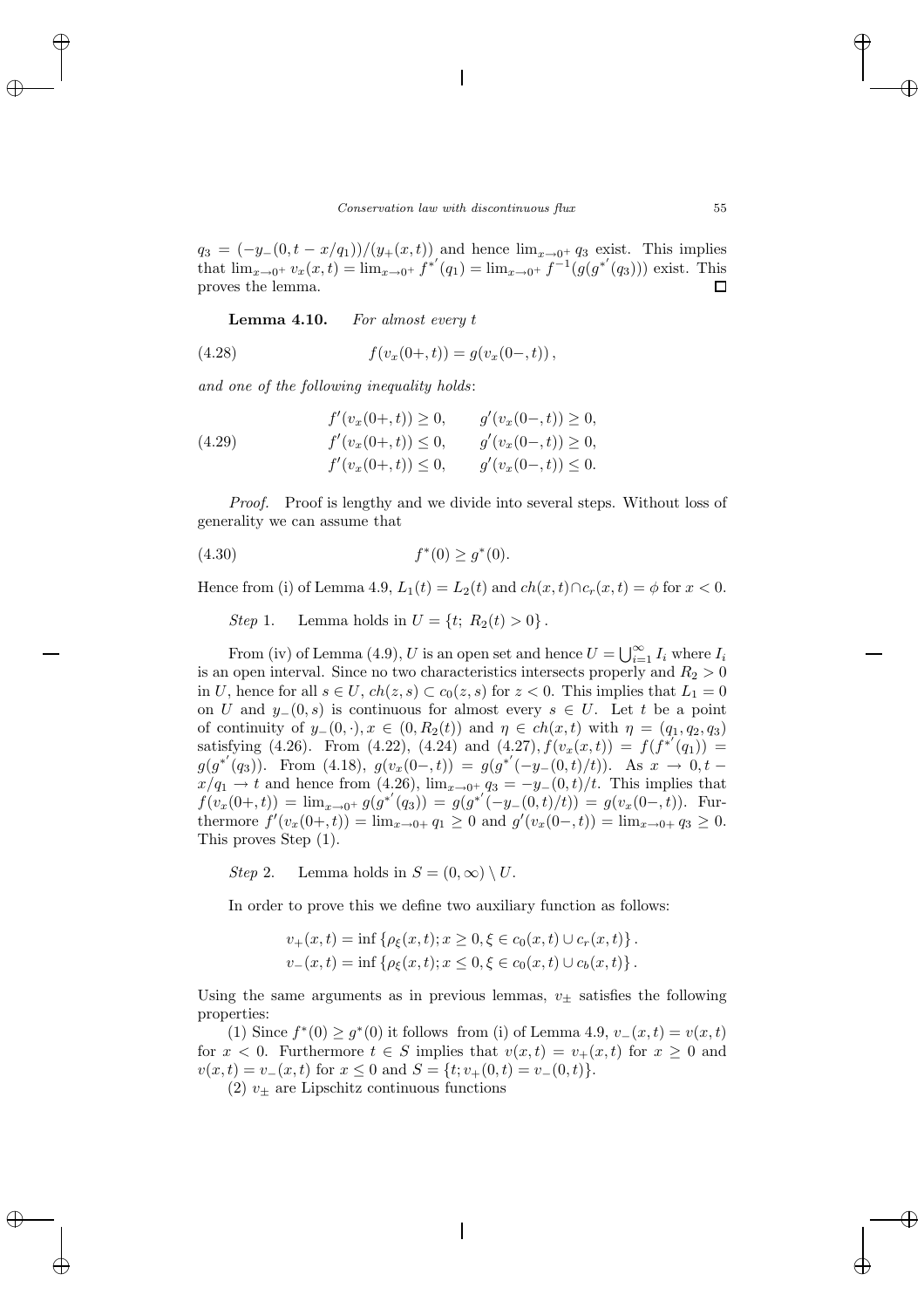$q_3 = (-y_-(0, t - x/q_1))/(y_+(x,t))$ and hence $\lim_{x\to 0^+} q_3$ exist. This implies that $\lim_{x\to 0^+} v_x(x,t) = \lim_{x\to 0^+} f^{*'}(q_1) = \lim_{x\to 0^+} f^{-1}(g(g^{*'}(q_3)))$ exist. This proves the lemma. $\square$

**Lemma 4.10.** *For almost every $t$*

$$f(v_x(0+,t)) = g(v_x(0-,t)), \tag{4.28}$$

*and one of the following inequality holds*:

$$\begin{aligned} &f'(v_x(0+,t)) \geq 0, \qquad g'(v_x(0-,t)) \geq 0,\\ &f'(v_x(0+,t)) \leq 0, \qquad g'(v_x(0-,t)) \geq 0,\\ &f'(v_x(0+,t)) \leq 0, \qquad g'(v_x(0-,t)) \leq 0. \end{aligned} \tag{4.29}$$

*Proof.* Proof is lengthy and we divide into several steps. Without loss of generality we can assume that

$$f^*(0) \geq g^*(0). \tag{4.30}$$

Hence from (i) of Lemma 4.9, $L_1(t) = L_2(t)$ and $ch(x,t) \cap c_r(x,t) = \phi$ for $x < 0$.

*Step* 1. Lemma holds in $U = \{t;\ R_2(t) > 0\}$.

From (iv) of Lemma (4.9), $U$ is an open set and hence $U = \bigcup_{i=1}^{\infty} I_i$ where $I_i$ is an open interval. Since no two characteristics intersects properly and $R_2 > 0$ in $U$, hence for all $s \in U$, $ch(z,s) \subset c_0(z,s)$ for $z < 0$. This implies that $L_1 = 0$ on $U$ and $y_-(0,s)$ is continuous for almost every $s \in U$. Let $t$ be a point of continuity of $y_-(0,\cdot), x \in (0, R_2(t))$ and $\eta \in ch(x,t)$ with $\eta = (q_1,q_2,q_3)$ satisfying (4.26). From (4.22), (4.24) and (4.27), $f(v_x(x,t)) = f(f^{*'}(q_1)) = g(g^{*'}(q_3))$. From (4.18), $g(v_x(0-,t)) = g(g^{*'}(-y_-(0,t)/t))$. As $x \to 0, t - x/q_1 \to t$ and hence from (4.26), $\lim_{x\to 0^+} q_3 = -y_-(0,t)/t$. This implies that $f(v_x(0+,t)) = \lim_{x\to 0^+} g(g^{*'}(q_3)) = g(g^{*'}(-y_-(0,t)/t)) = g(v_x(0-,t))$. Furthermore $f'(v_x(0+,t)) = \lim_{x\to 0^+} q_1 \geq 0$ and $g'(v_x(0-,t)) = \lim_{x\to 0^+} q_3 \geq 0$. This proves Step (1).

*Step* 2. Lemma holds in $S = (0,\infty) \setminus U$.

In order to prove this we define two auxiliary function as follows:

$$\begin{aligned} v_+(x,t) &= \inf\{\rho_\xi(x,t); x \geq 0, \xi \in c_0(x,t) \cup c_r(x,t)\}.\\ v_-(x,t) &= \inf\{\rho_\xi(x,t); x \leq 0, \xi \in c_0(x,t) \cup c_b(x,t)\}. \end{aligned}$$

Using the same arguments as in previous lemmas, $v_\pm$ satisfies the following properties:

(1) Since $f^*(0) \geq g^*(0)$ it follows from (i) of Lemma 4.9, $v_-(x,t) = v(x,t)$ for $x < 0$. Furthermore $t \in S$ implies that $v(x,t) = v_+(x,t)$ for $x \geq 0$ and $v(x,t) = v_-(x,t)$ for $x \leq 0$ and $S = \{t; v_+(0,t) = v_-(0,t)\}$.

(2) $v_\pm$ are Lipschitz continuous functions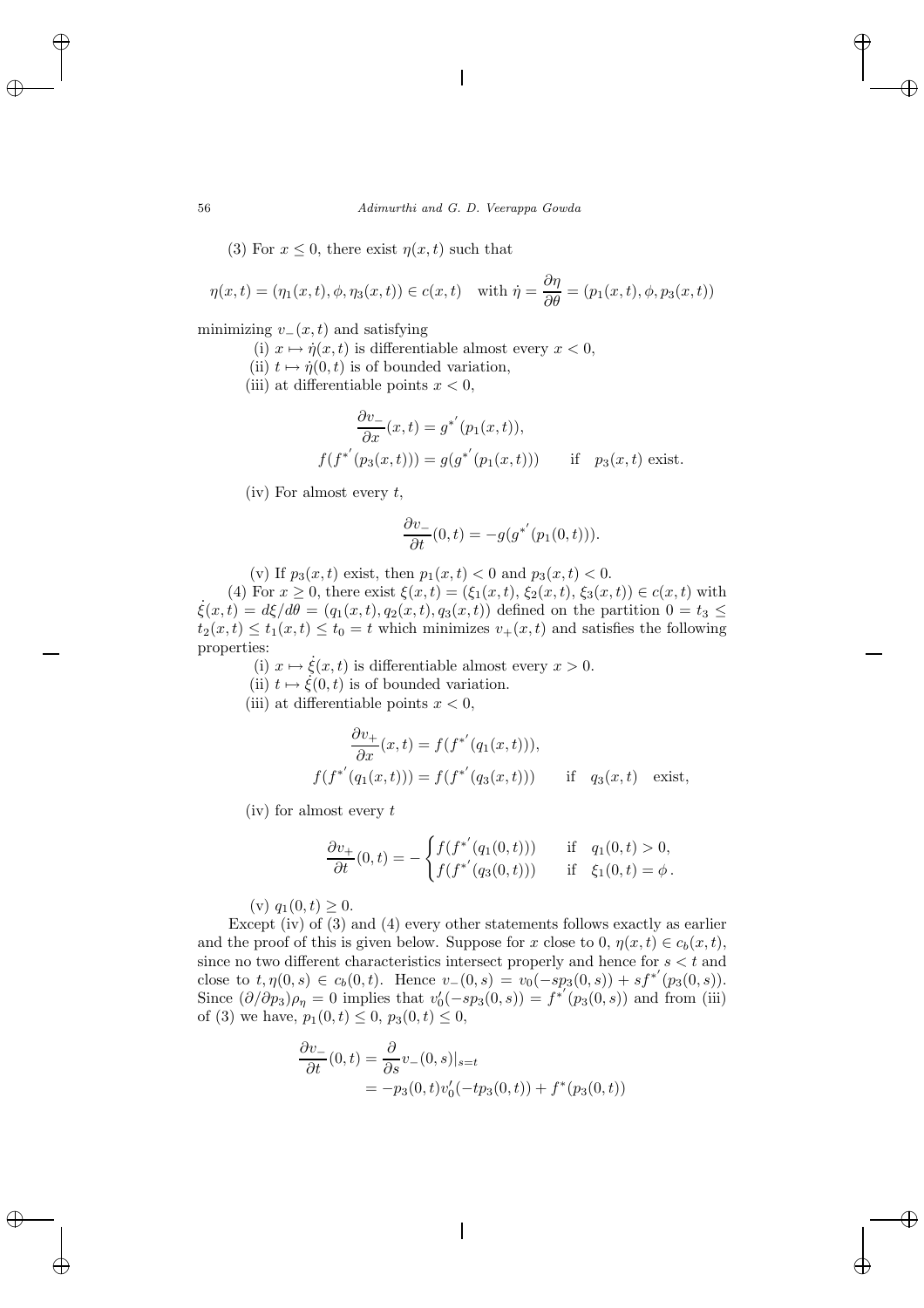(3) For $x \leq 0$, there exist $\eta(x,t)$ such that

$$\eta(x,t) = (\eta_1(x,t), \phi, \eta_3(x,t)) \in c(x,t) \quad \text{with } \dot{\eta} = \frac{\partial \eta}{\partial \theta} = (p_1(x,t), \phi, p_3(x,t))$$

minimizing $v_-(x,t)$ and satisfying

(i) $x \mapsto \dot{\eta}(x,t)$ is differentiable almost every $x < 0$,

(ii) $t \mapsto \dot{\eta}(0,t)$ is of bounded variation,

(iii) at differentiable points $x < 0$,

$$\frac{\partial v_-}{\partial x}(x,t) = g^{*'}(p_1(x,t)),$$
$$f(f^{*'}(p_3(x,t))) = g(g^{*'}(p_1(x,t))) \qquad \text{if} \quad p_3(x,t) \text{ exist.}$$

(iv) For almost every $t$,

$$\frac{\partial v_-}{\partial t}(0,t) = -g(g^{*'}(p_1(0,t))).$$

(v) If $p_3(x,t)$ exist, then $p_1(x,t) < 0$ and $p_3(x,t) < 0$.

(4) For $x \geq 0$, there exist $\xi(x,t) = (\xi_1(x,t), \xi_2(x,t), \xi_3(x,t)) \in c(x,t)$ with $\dot{\xi}(x,t) = d\xi/d\theta = (q_1(x,t), q_2(x,t), q_3(x,t))$ defined on the partition $0 = t_3 \leq t_2(x,t) \leq t_1(x,t) \leq t_0 = t$ which minimizes $v_+(x,t)$ and satisfies the following properties:

(i) $x \mapsto \dot{\xi}(x,t)$ is differentiable almost every $x > 0$.

(ii) $t \mapsto \dot{\xi}(0,t)$ is of bounded variation.

(iii) at differentiable points $x < 0$,

$$\frac{\partial v_+}{\partial x}(x,t) = f(f^{*'}(q_1(x,t))),$$
$$f(f^{*'}(q_1(x,t))) = f(f^{*'}(q_3(x,t))) \qquad \text{if} \quad q_3(x,t) \quad \text{exist,}$$

(iv) for almost every $t$

$$\frac{\partial v_+}{\partial t}(0,t) = -\begin{cases} f(f^{*'}(q_1(0,t))) & \text{if} \quad q_1(0,t) > 0, \\ f(f^{*'}(q_3(0,t))) & \text{if} \quad \xi_1(0,t) = \phi\,. \end{cases}$$

(v) $q_1(0,t) \geq 0$.

Except (iv) of (3) and (4) every other statements follows exactly as earlier and the proof of this is given below. Suppose for $x$ close to 0, $\eta(x,t) \in c_b(x,t)$, since no two different characteristics intersect properly and hence for $s < t$ and close to $t, \eta(0,s) \in c_b(0,t)$. Hence $v_-(0,s) = v_0(-sp_3(0,s)) + sf^{*'}(p_3(0,s))$. Since $(\partial/\partial p_3)\rho_\eta = 0$ implies that $v_0'(-sp_3(0,s)) = f^{*'}(p_3(0,s))$ and from (iii) of (3) we have, $p_1(0,t) \leq 0$, $p_3(0,t) \leq 0$,

$$\begin{aligned}\frac{\partial v_-}{\partial t}(0,t) &= \frac{\partial}{\partial s} v_-(0,s)|_{s=t} \\ &= -p_3(0,t)v_0'(-tp_3(0,t)) + f^*(p_3(0,t))\end{aligned}$$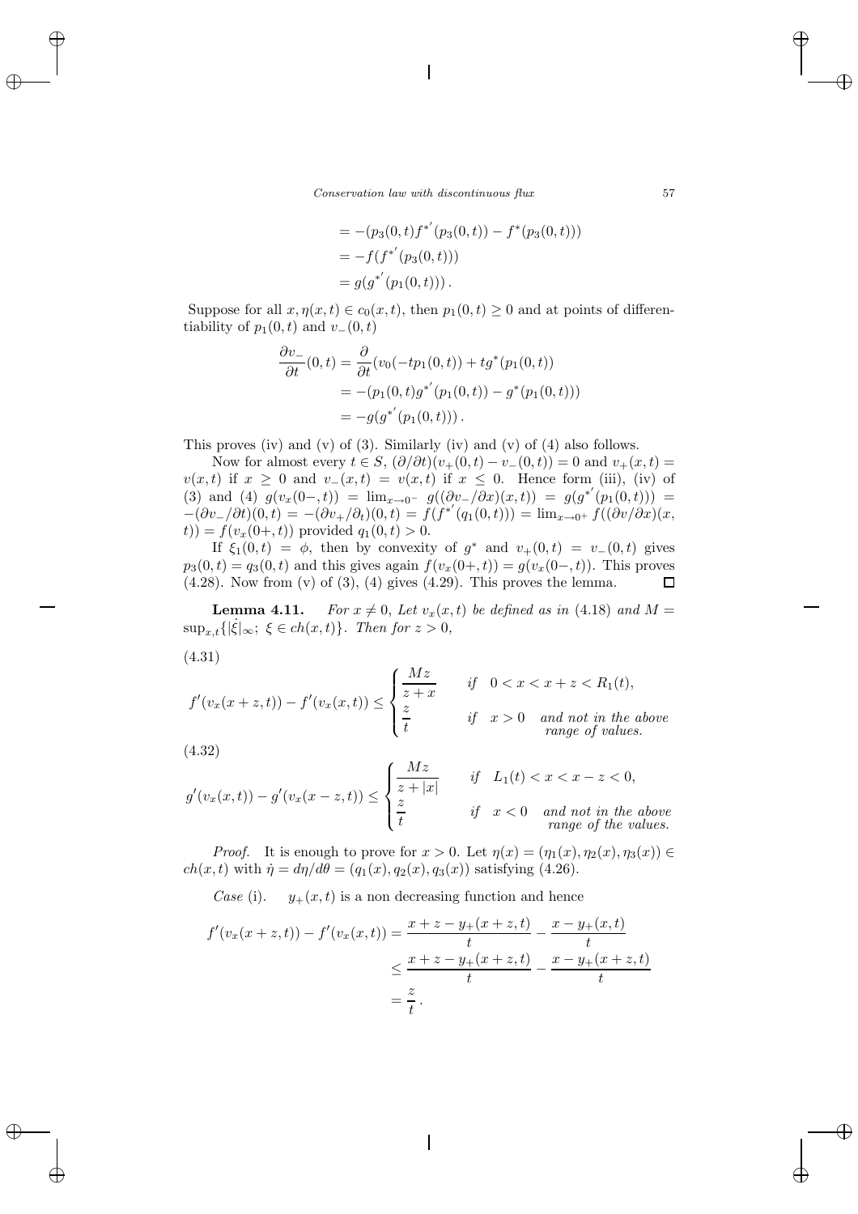$$
\begin{aligned}
&= -(p_3(0,t)f^{*'}(p_3(0,t)) - f^*(p_3(0,t))) \\
&= -f(f^{*'}(p_3(0,t))) \\
&= g(g^{*'}(p_1(0,t)))\,.
\end{aligned}
$$

Suppose for all $x, \eta(x,t) \in c_0(x,t)$, then $p_1(0,t) \geq 0$ and at points of differentiability of $p_1(0,t)$ and $v_-(0,t)$

$$
\begin{aligned}
\frac{\partial v_-}{\partial t}(0,t) &= \frac{\partial}{\partial t}(v_0(-tp_1(0,t)) + tg^*(p_1(0,t)) \\
&= -(p_1(0,t)g^{*'}(p_1(0,t)) - g^*(p_1(0,t))) \\
&= -g(g^{*'}(p_1(0,t)))\,.
\end{aligned}
$$

This proves (iv) and (v) of (3). Similarly (iv) and (v) of (4) also follows.

Now for almost every $t \in S$, $(\partial/\partial t)(v_+(0,t) - v_-(0,t)) = 0$ and $v_+(x,t) = v(x,t)$ if $x \geq 0$ and $v_-(x,t) = v(x,t)$ if $x \leq 0$. Hence form (iii), (iv) of (3) and (4) $g(v_x(0-,t)) = \lim_{x\to 0^-} g((\partial v_-/\partial x)(x,t)) = g(g^{*'}(p_1(0,t))) = -(\partial v_-/\partial t)(0,t) = -(\partial v_+/\partial_t)(0,t) = f(f^{*'}(q_1(0,t))) = \lim_{x\to 0^+} f((\partial v/\partial x)(x, t)) = f(v_x(0+,t))$ provided $q_1(0,t) > 0$.

If $\xi_1(0,t) = \phi$, then by convexity of $g^*$ and $v_+(0,t) = v_-(0,t)$ gives $p_3(0,t) = q_3(0,t)$ and this gives again $f(v_x(0+,t)) = g(v_x(0-,t))$. This proves (4.28). Now from (v) of (3), (4) gives (4.29). This proves the lemma. $\square$

**Lemma 4.11.** *For $x \neq 0$, Let $v_x(x,t)$ be defined as in* (4.18) *and $M = \sup_{x,t}\{|\dot{\xi}|_\infty;\ \xi \in ch(x,t)\}$. Then for $z > 0$,*

(4.31)
$$
f'(v_x(x+z,t)) - f'(v_x(x,t)) \leq \begin{cases} \dfrac{Mz}{z+x} & \text{if} \quad 0 < x < x+z < R_1(t), \\[2mm] \dfrac{z}{t} & \text{if} \quad x > 0 \quad \text{and not in the above range of values.} \end{cases}
$$

(4.32)
$$
g'(v_x(x,t)) - g'(v_x(x-z,t)) \leq \begin{cases} \dfrac{Mz}{z+|x|} & \text{if} \quad L_1(t) < x < x-z < 0, \\[2mm] \dfrac{z}{t} & \text{if} \quad x < 0 \quad \text{and not in the above range of the values.} \end{cases}
$$

*Proof.* It is enough to prove for $x > 0$. Let $\eta(x) = (\eta_1(x), \eta_2(x), \eta_3(x)) \in ch(x,t)$ with $\dot{\eta} = d\eta/d\theta = (q_1(x), q_2(x), q_3(x))$ satisfying (4.26).

*Case* (i). $y_+(x,t)$ is a non decreasing function and hence

$$
\begin{aligned}
f'(v_x(x+z,t)) - f'(v_x(x,t)) &= \frac{x+z-y_+(x+z,t)}{t} - \frac{x-y_+(x,t)}{t} \\
&\leq \frac{x+z-y_+(x+z,t)}{t} - \frac{x-y_+(x+z,t)}{t} \\
&= \frac{z}{t}\,.
\end{aligned}
$$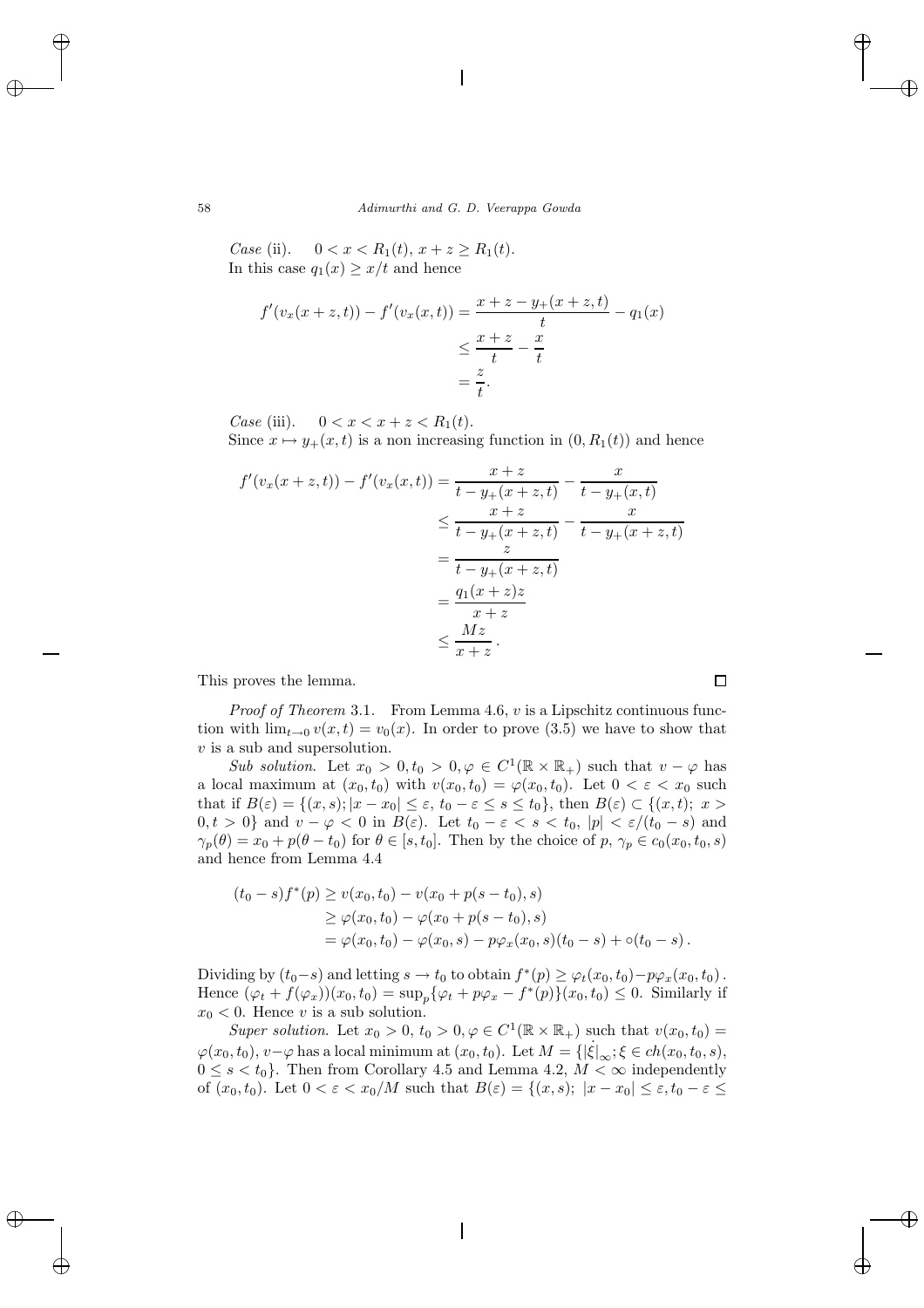*Case* (ii). $\quad 0 < x < R_1(t),\, x+z \geq R_1(t)$.
In this case $q_1(x) \geq x/t$ and hence

$$
\begin{aligned}
f'(v_x(x+z,t)) - f'(v_x(x,t)) &= \frac{x+z-y_+(x+z,t)}{t} - q_1(x) \\
&\leq \frac{x+z}{t} - \frac{x}{t} \\
&= \frac{z}{t}.
\end{aligned}
$$

*Case* (iii). $\quad 0 < x < x+z < R_1(t)$.
Since $x \mapsto y_+(x,t)$ is a non increasing function in $(0, R_1(t))$ and hence

$$
\begin{aligned}
f'(v_x(x+z,t)) - f'(v_x(x,t)) &= \frac{x+z}{t-y_+(x+z,t)} - \frac{x}{t-y_+(x,t)} \\
&\leq \frac{x+z}{t-y_+(x+z,t)} - \frac{x}{t-y_+(x+z,t)} \\
&= \frac{z}{t-y_+(x+z,t)} \\
&= \frac{q_1(x+z)z}{x+z} \\
&\leq \frac{Mz}{x+z}\,.
\end{aligned}
$$

This proves the lemma. $\square$

*Proof of Theorem* 3.1. From Lemma 4.6, $v$ is a Lipschitz continuous function with $\lim_{t\to 0} v(x,t) = v_0(x)$. In order to prove (3.5) we have to show that $v$ is a sub and supersolution.

*Sub solution.* Let $x_0 > 0, t_0 > 0, \varphi \in C^1(\mathbb{R} \times \mathbb{R}_+)$ such that $v - \varphi$ has a local maximum at $(x_0, t_0)$ with $v(x_0,t_0) = \varphi(x_0,t_0)$. Let $0 < \varepsilon < x_0$ such that if $B(\varepsilon) = \{(x,s); |x-x_0| \leq \varepsilon,\, t_0 - \varepsilon \leq s \leq t_0\}$, then $B(\varepsilon) \subset \{(x,t);\, x > 0, t > 0\}$ and $v - \varphi < 0$ in $B(\varepsilon)$. Let $t_0 - \varepsilon < s < t_0$, $|p| < \varepsilon/(t_0 - s)$ and $\gamma_p(\theta) = x_0 + p(\theta - t_0)$ for $\theta \in [s, t_0]$. Then by the choice of $p$, $\gamma_p \in c_0(x_0,t_0,s)$ and hence from Lemma 4.4

$$
\begin{aligned}
(t_0 - s) f^*(p) &\geq v(x_0,t_0) - v(x_0 + p(s-t_0), s) \\
&\geq \varphi(x_0,t_0) - \varphi(x_0 + p(s-t_0), s) \\
&= \varphi(x_0,t_0) - \varphi(x_0, s) - p\varphi_x(x_0,s)(t_0 - s) + \circ(t_0 - s)\,.
\end{aligned}
$$

Dividing by $(t_0 - s)$ and letting $s \to t_0$ to obtain $f^*(p) \geq \varphi_t(x_0,t_0) - p\varphi_x(x_0,t_0)$. Hence $(\varphi_t + f(\varphi_x))(x_0,t_0) = \sup_p\{\varphi_t + p\varphi_x - f^*(p)\}(x_0,t_0) \leq 0$. Similarly if $x_0 < 0$. Hence $v$ is a sub solution.

*Super solution.* Let $x_0 > 0,\, t_0 > 0, \varphi \in C^1(\mathbb{R} \times \mathbb{R}_+)$ such that $v(x_0,t_0) = \varphi(x_0,t_0)$, $v - \varphi$ has a local minimum at $(x_0,t_0)$. Let $M = \{|\dot{\xi}|_\infty; \xi \in ch(x_0,t_0,s),\, 0 \leq s < t_0\}$. Then from Corollary 4.5 and Lemma 4.2, $M < \infty$ independently of $(x_0,t_0)$. Let $0 < \varepsilon < x_0/M$ such that $B(\varepsilon) = \{(x,s);\; |x - x_0| \leq \varepsilon, t_0 - \varepsilon \leq$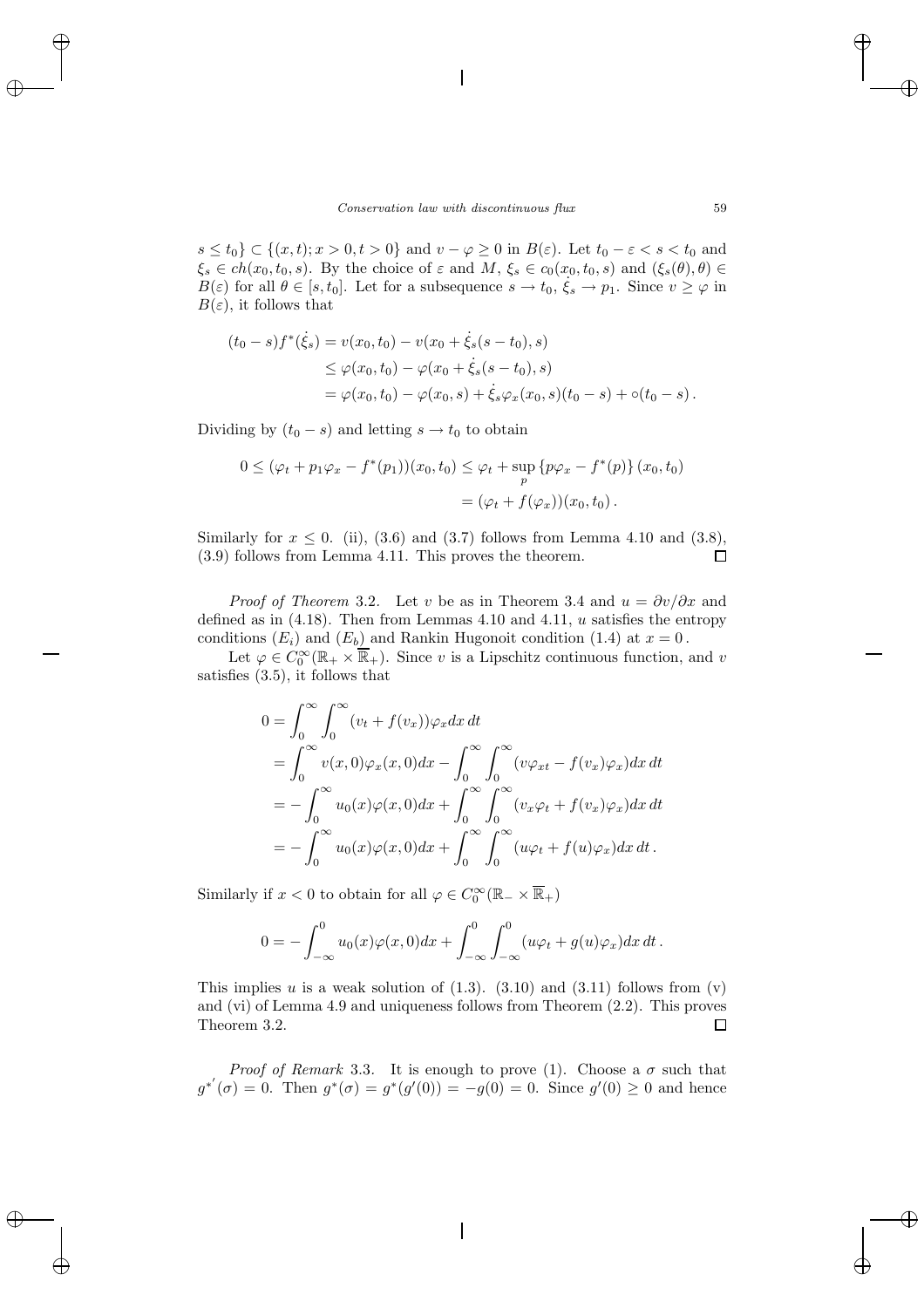$s \le t_0\} \subset \{(x,t); x > 0, t > 0\}$ and $v - \varphi \ge 0$ in $B(\varepsilon)$. Let $t_0 - \varepsilon < s < t_0$ and $\xi_s \in ch(x_0, t_0, s)$. By the choice of $\varepsilon$ and $M$, $\xi_s \in c_0(x_0, t_0, s)$ and $(\xi_s(\theta), \theta) \in B(\varepsilon)$ for all $\theta \in [s, t_0]$. Let for a subsequence $s \to t_0$, $\dot{\xi}_s \to p_1$. Since $v \ge \varphi$ in $B(\varepsilon)$, it follows that

$$
\begin{aligned}
(t_0 - s) f^*(\dot{\xi}_s) &= v(x_0, t_0) - v(x_0 + \dot{\xi}_s(s - t_0), s) \\
&\le \varphi(x_0, t_0) - \varphi(x_0 + \dot{\xi}_s(s - t_0), s) \\
&= \varphi(x_0, t_0) - \varphi(x_0, s) + \dot{\xi}_s \varphi_x(x_0, s)(t_0 - s) + \circ(t_0 - s)\,.
\end{aligned}
$$

Dividing by $(t_0 - s)$ and letting $s \to t_0$ to obtain

$$
\begin{aligned}
0 \le (\varphi_t + p_1 \varphi_x - f^*(p_1))(x_0, t_0) &\le \varphi_t + \sup_p \{p\varphi_x - f^*(p)\}(x_0, t_0) \\
&= (\varphi_t + f(\varphi_x))(x_0, t_0)\,.
\end{aligned}
$$

Similarly for $x \le 0$. (ii), (3.6) and (3.7) follows from Lemma 4.10 and (3.8), (3.9) follows from Lemma 4.11. This proves the theorem. $\square$

*Proof of Theorem* 3.2. Let $v$ be as in Theorem 3.4 and $u = \partial v/\partial x$ and defined as in (4.18). Then from Lemmas 4.10 and 4.11, $u$ satisfies the entropy conditions $(E_i)$ and $(E_b)$ and Rankin Hugonoit condition (1.4) at $x = 0$.

Let $\varphi \in C_0^\infty(\mathbb{R}_+ \times \overline{\mathbb{R}}_+)$. Since $v$ is a Lipschitz continuous function, and $v$ satisfies (3.5), it follows that

$$
\begin{aligned}
0 &= \int_0^\infty \int_0^\infty (v_t + f(v_x))\varphi_x dx\, dt \\
&= \int_0^\infty v(x,0)\varphi_x(x,0) dx - \int_0^\infty \int_0^\infty (v\varphi_{xt} - f(v_x)\varphi_x) dx\, dt \\
&= -\int_0^\infty u_0(x)\varphi(x,0) dx + \int_0^\infty \int_0^\infty (v_x\varphi_t + f(v_x)\varphi_x) dx\, dt \\
&= -\int_0^\infty u_0(x)\varphi(x,0) dx + \int_0^\infty \int_0^\infty (u\varphi_t + f(u)\varphi_x) dx\, dt\,.
\end{aligned}
$$

Similarly if $x < 0$ to obtain for all $\varphi \in C_0^\infty(\mathbb{R}_- \times \overline{\mathbb{R}}_+)$

$$
0 = -\int_{-\infty}^0 u_0(x)\varphi(x,0) dx + \int_{-\infty}^0 \int_{-\infty}^0 (u\varphi_t + g(u)\varphi_x) dx\, dt\,.
$$

This implies $u$ is a weak solution of (1.3). (3.10) and (3.11) follows from (v) and (vi) of Lemma 4.9 and uniqueness follows from Theorem (2.2). This proves Theorem 3.2. $\square$

*Proof of Remark* 3.3. It is enough to prove (1). Choose a $\sigma$ such that $g^{*'}(\sigma) = 0$. Then $g^*(\sigma) = g^*(g'(0)) = -g(0) = 0$. Since $g'(0) \ge 0$ and hence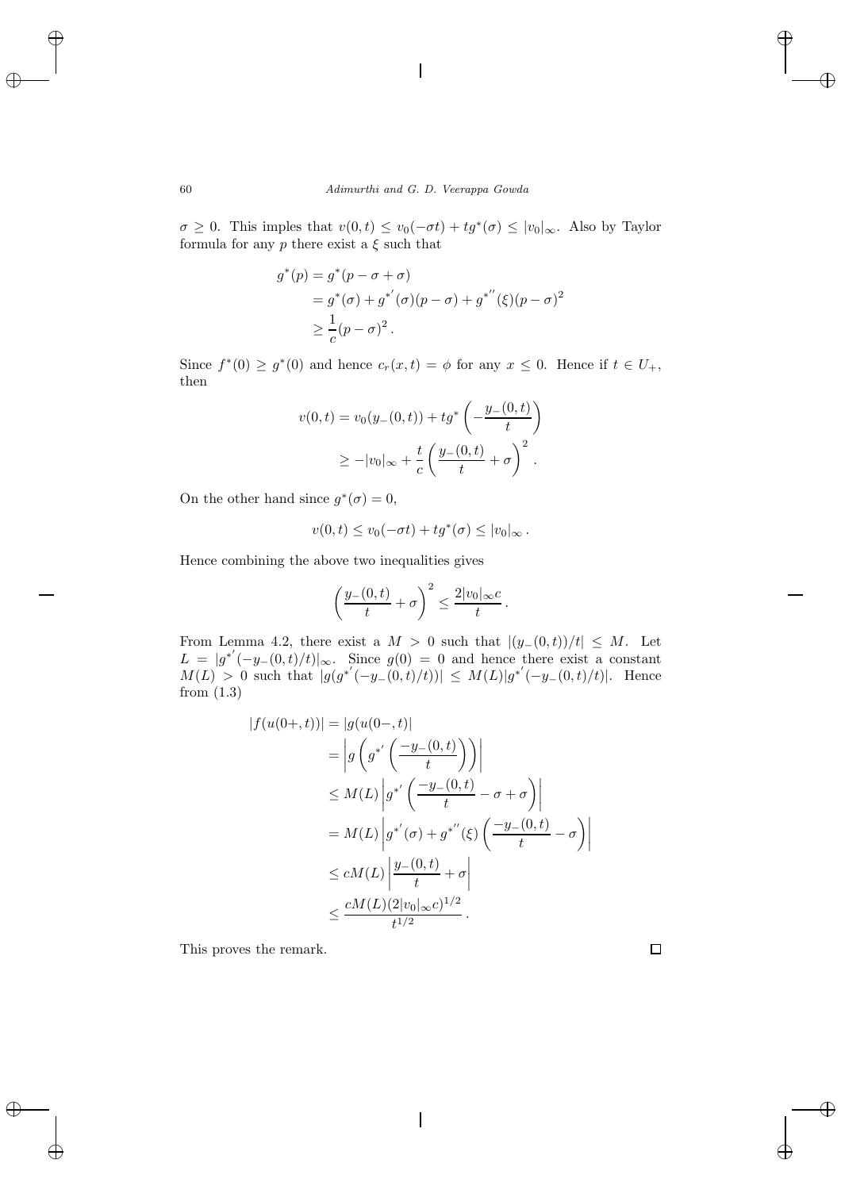$\sigma \geq 0$. This imples that $v(0,t) \leq v_0(-\sigma t) + tg^*(\sigma) \leq |v_0|_\infty$. Also by Taylor formula for any $p$ there exist a $\xi$ such that

$$
\begin{aligned}
g^*(p) &= g^*(p - \sigma + \sigma) \\
&= g^*(\sigma) + g^{*'}(\sigma)(p - \sigma) + g^{*''}(\xi)(p - \sigma)^2 \\
&\geq \frac{1}{c}(p - \sigma)^2 .
\end{aligned}
$$

Since $f^*(0) \geq g^*(0)$ and hence $c_r(x,t) = \phi$ for any $x \leq 0$. Hence if $t \in U_+$, then

$$
\begin{aligned}
v(0,t) &= v_0(y_-(0,t)) + tg^*\left(-\frac{y_-(0,t)}{t}\right) \\
&\geq -|v_0|_\infty + \frac{t}{c}\left(\frac{y_-(0,t)}{t} + \sigma\right)^2 .
\end{aligned}
$$

On the other hand since $g^*(\sigma) = 0$,

$$
v(0,t) \leq v_0(-\sigma t) + tg^*(\sigma) \leq |v_0|_\infty .
$$

Hence combining the above two inequalities gives

$$
\left(\frac{y_-(0,t)}{t} + \sigma\right)^2 \leq \frac{2|v_0|_\infty c}{t} .
$$

From Lemma 4.2, there exist a $M > 0$ such that $|(y_-(0,t))/t| \leq M$. Let $L = |g^{*'}(-y_-(0,t)/t)|_\infty$. Since $g(0) = 0$ and hence there exist a constant $M(L) > 0$ such that $|g(g^{*'}(-y_-(0,t)/t))| \leq M(L)|g^{*'}(-y_-(0,t)/t)|$. Hence from (1.3)

$$
\begin{aligned}
|f(u(0+,t))| &= |g(u(0-,t)| \\
&= \left| g\left(g^{*'}\left(\frac{-y_-(0,t)}{t}\right)\right)\right| \\
&\leq M(L)\left|g^{*'}\left(\frac{-y_-(0,t)}{t} - \sigma + \sigma\right)\right| \\
&= M(L)\left|g^{*'}(\sigma) + g^{*''}(\xi)\left(\frac{-y_-(0,t)}{t} - \sigma\right)\right| \\
&\leq cM(L)\left|\frac{y_-(0,t)}{t} + \sigma\right| \\
&\leq \frac{cM(L)(2|v_0|_\infty c)^{1/2}}{t^{1/2}} .
\end{aligned}
$$

This proves the remark. $\square$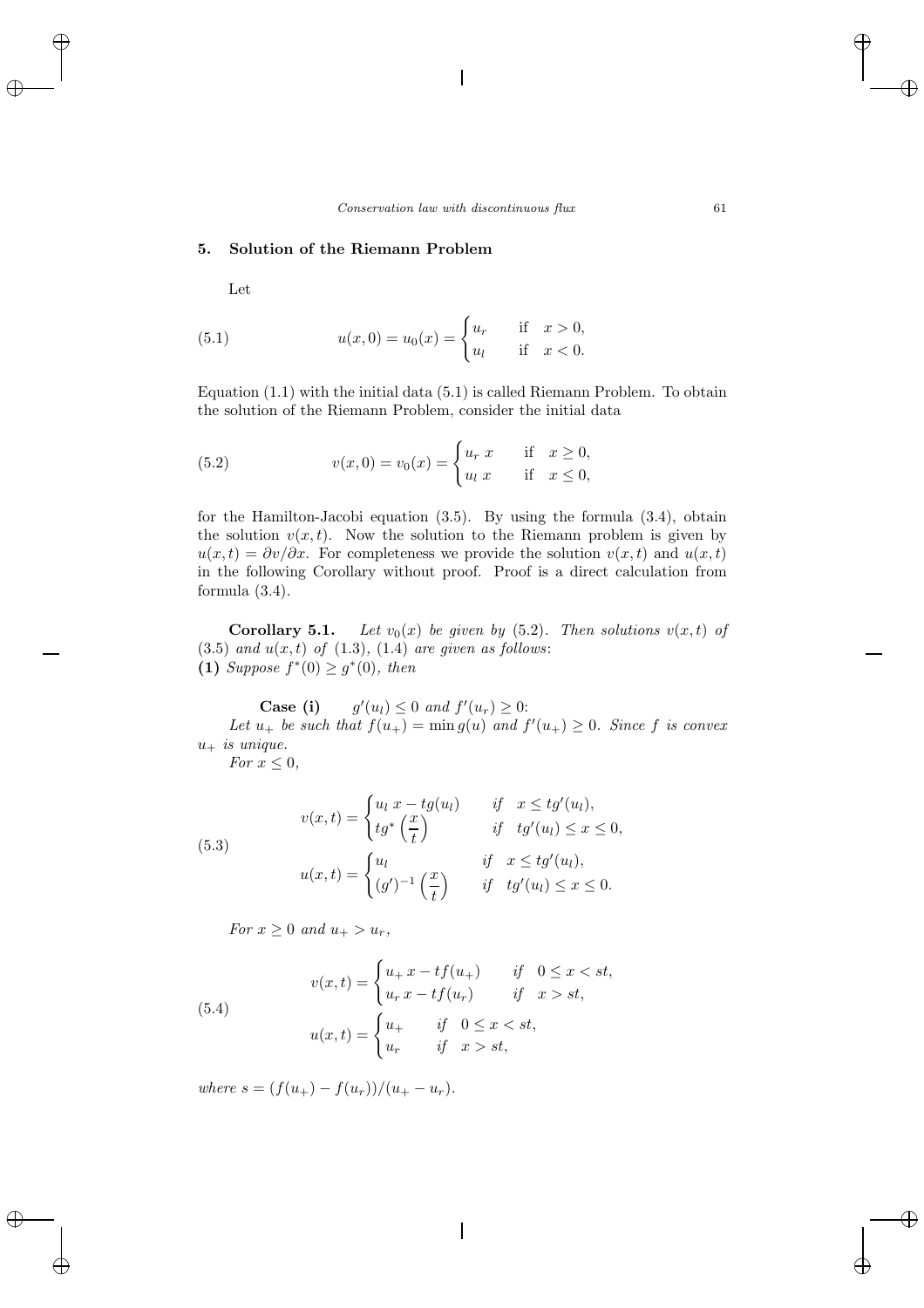## 5. Solution of the Riemann Problem

Let

$$
u(x,0) = u_0(x) = \begin{cases} u_r & \text{if} \quad x > 0, \\ u_l & \text{if} \quad x < 0. \end{cases} \tag{5.1}
$$

Equation (1.1) with the initial data (5.1) is called Riemann Problem. To obtain the solution of the Riemann Problem, consider the initial data

$$
v(x,0) = v_0(x) = \begin{cases} u_r\, x & \text{if} \quad x \geq 0, \\ u_l\, x & \text{if} \quad x \leq 0, \end{cases} \tag{5.2}
$$

for the Hamilton-Jacobi equation (3.5). By using the formula (3.4), obtain the solution $v(x,t)$. Now the solution to the Riemann problem is given by $u(x,t) = \partial v/\partial x$. For completeness we provide the solution $v(x,t)$ and $u(x,t)$ in the following Corollary without proof. Proof is a direct calculation from formula (3.4).

**Corollary 5.1.** *Let $v_0(x)$ be given by (5.2). Then solutions $v(x,t)$ of (3.5) and $u(x,t)$ of (1.3), (1.4) are given as follows:*
**(1)** *Suppose $f^*(0) \geq g^*(0)$, then*

**Case (i)** $\quad g'(u_l) \leq 0$ *and* $f'(u_r) \geq 0$:
*Let $u_+$ be such that $f(u_+) = \min g(u)$ and $f'(u_+) \geq 0$. Since $f$ is convex $u_+$ is unique.*
*For $x \leq 0$,*

$$
\begin{aligned}
v(x,t) &= \begin{cases} u_l\, x - tg(u_l) & \text{if} \quad x \leq tg'(u_l), \\ tg^*\left(\dfrac{x}{t}\right) & \text{if} \quad tg'(u_l) \leq x \leq 0, \end{cases} \\
u(x,t) &= \begin{cases} u_l & \text{if} \quad x \leq tg'(u_l), \\ (g')^{-1}\left(\dfrac{x}{t}\right) & \text{if} \quad tg'(u_l) \leq x \leq 0. \end{cases}
\end{aligned} \tag{5.3}
$$

*For $x \geq 0$ and $u_+ > u_r$,*

$$
\begin{aligned}
v(x,t) &= \begin{cases} u_+\, x - tf(u_+) & \text{if} \quad 0 \leq x < st, \\ u_r\, x - tf(u_r) & \text{if} \quad x > st, \end{cases} \\
u(x,t) &= \begin{cases} u_+ & \text{if} \quad 0 \leq x < st, \\ u_r & \text{if} \quad x > st, \end{cases}
\end{aligned} \tag{5.4}
$$

*where $s = (f(u_+) - f(u_r))/(u_+ - u_r)$.*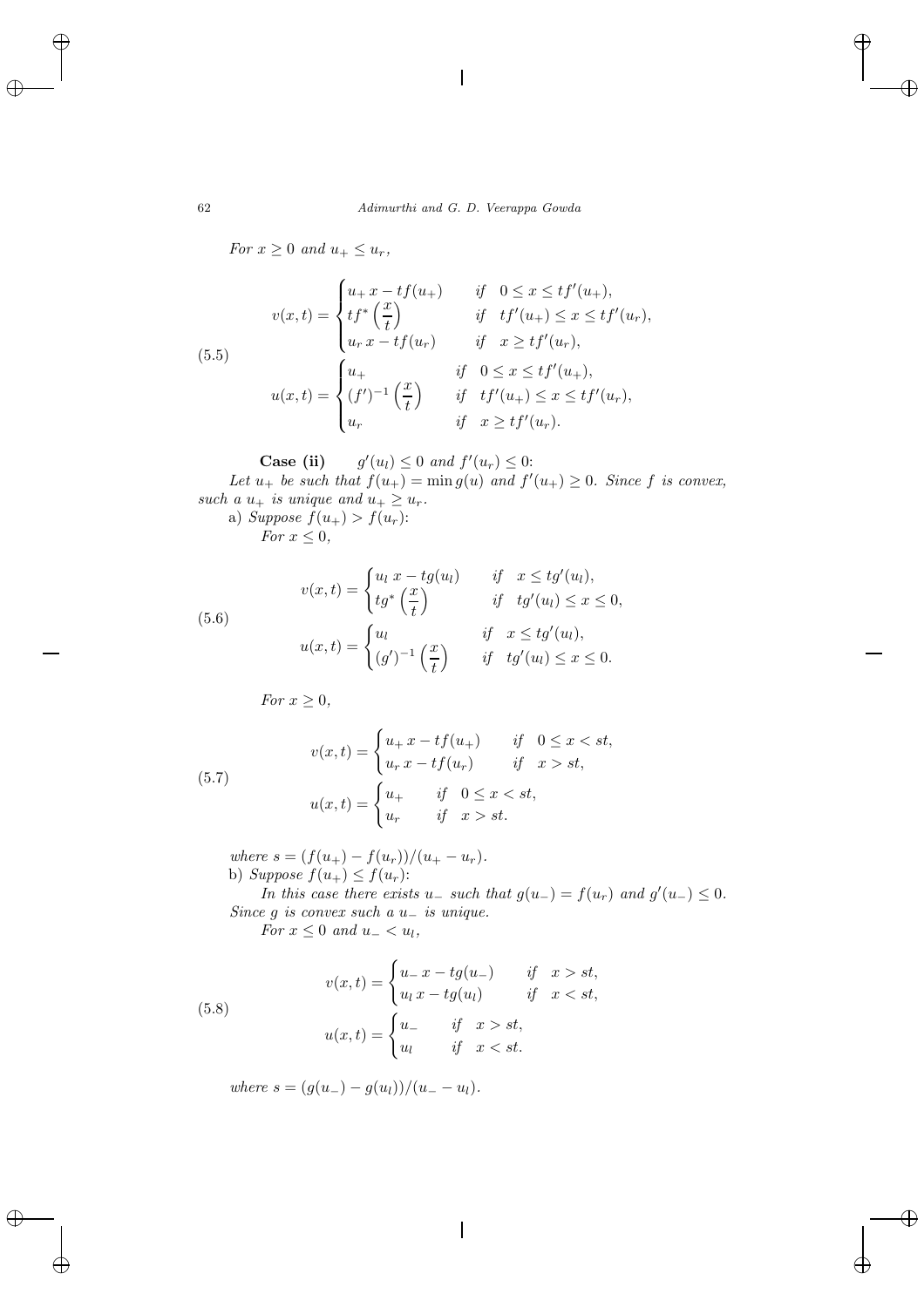*For $x \geq 0$ and $u_+ \leq u_r$,*

$$
(5.5) \quad
\begin{aligned}
v(x,t) &= \begin{cases} u_+ x - tf(u_+) & \text{if} \quad 0 \leq x \leq tf'(u_+), \\ tf^*\left(\dfrac{x}{t}\right) & \text{if} \quad tf'(u_+) \leq x \leq tf'(u_r), \\ u_r x - tf(u_r) & \text{if} \quad x \geq tf'(u_r), \end{cases} \\
u(x,t) &= \begin{cases} u_+ & \text{if} \quad 0 \leq x \leq tf'(u_+), \\ (f')^{-1}\left(\dfrac{x}{t}\right) & \text{if} \quad tf'(u_+) \leq x \leq tf'(u_r), \\ u_r & \text{if} \quad x \geq tf'(u_r). \end{cases}
\end{aligned}
$$

**Case (ii)** $\quad g'(u_l) \leq 0$ *and* $f'(u_r) \leq 0$:

*Let $u_+$ be such that $f(u_+) = \min g(u)$ and $f'(u_+) \geq 0$. Since $f$ is convex, such a $u_+$ is unique and $u_+ \geq u_r$.*

a) *Suppose $f(u_+) > f(u_r)$:*

*For $x \leq 0$,*

$$
(5.6) \quad
\begin{aligned}
v(x,t) &= \begin{cases} u_l x - tg(u_l) & \text{if} \quad x \leq tg'(u_l), \\ tg^*\left(\dfrac{x}{t}\right) & \text{if} \quad tg'(u_l) \leq x \leq 0, \end{cases} \\
u(x,t) &= \begin{cases} u_l & \text{if} \quad x \leq tg'(u_l), \\ (g')^{-1}\left(\dfrac{x}{t}\right) & \text{if} \quad tg'(u_l) \leq x \leq 0. \end{cases}
\end{aligned}
$$

*For $x \geq 0$,*

$$
(5.7) \quad
\begin{aligned}
v(x,t) &= \begin{cases} u_+ x - tf(u_+) & \text{if} \quad 0 \leq x < st, \\ u_r x - tf(u_r) & \text{if} \quad x > st, \end{cases} \\
u(x,t) &= \begin{cases} u_+ & \text{if} \quad 0 \leq x < st, \\ u_r & \text{if} \quad x > st. \end{cases}
\end{aligned}
$$

*where $s = (f(u_+) - f(u_r))/(u_+ - u_r)$.*

b) *Suppose $f(u_+) \leq f(u_r)$:*

*In this case there exists $u_-$ such that $g(u_-) = f(u_r)$ and $g'(u_-) \leq 0$. Since $g$ is convex such a $u_-$ is unique.*

*For $x \leq 0$ and $u_- < u_l$,*

$$
(5.8) \quad
\begin{aligned}
v(x,t) &= \begin{cases} u_- x - tg(u_-) & \text{if} \quad x > st, \\ u_l x - tg(u_l) & \text{if} \quad x < st, \end{cases} \\
u(x,t) &= \begin{cases} u_- & \text{if} \quad x > st, \\ u_l & \text{if} \quad x < st. \end{cases}
\end{aligned}
$$

*where $s = (g(u_-) - g(u_l))/(u_- - u_l)$.*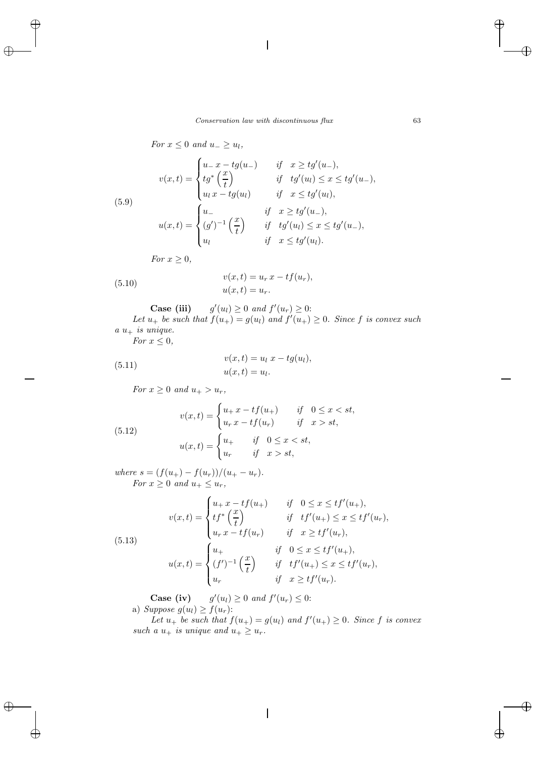*For $x \le 0$ and $u_- \ge u_l$,*

$$
\tag{5.9}
\begin{aligned}
v(x,t) &= \begin{cases} u_- \, x - t g(u_-) & \text{if} \quad x \ge t g'(u_-), \\ t g^* \left(\dfrac{x}{t}\right) & \text{if} \quad t g'(u_l) \le x \le t g'(u_-), \\ u_l \, x - t g(u_l) & \text{if} \quad x \le t g'(u_l), \end{cases} \\
u(x,t) &= \begin{cases} u_- & \text{if} \quad x \ge t g'(u_-), \\ (g')^{-1} \left(\dfrac{x}{t}\right) & \text{if} \quad t g'(u_l) \le x \le t g'(u_-), \\ u_l & \text{if} \quad x \le t g'(u_l). \end{cases}
\end{aligned}
$$

*For $x \ge 0$,*

$$
\tag{5.10}
\begin{aligned}
v(x,t) &= u_r \, x - t f(u_r), \\
u(x,t) &= u_r.
\end{aligned}
$$

**Case (iii)** $\quad g'(u_l) \ge 0$ *and* $f'(u_r) \ge 0$:
*Let $u_+$ be such that $f(u_+) = g(u_l)$ and $f'(u_+) \ge 0$. Since $f$ is convex such a $u_+$ is unique.*
*For $x \le 0$,*

$$
\tag{5.11}
\begin{aligned}
v(x,t) &= u_l \, x - t g(u_l), \\
u(x,t) &= u_l.
\end{aligned}
$$

*For $x \ge 0$ and $u_+ > u_r$,*

$$
\tag{5.12}
\begin{aligned}
v(x,t) &= \begin{cases} u_+ \, x - t f(u_+) & \text{if} \quad 0 \le x < st, \\ u_r \, x - t f(u_r) & \text{if} \quad x > st, \end{cases} \\
u(x,t) &= \begin{cases} u_+ & \text{if} \quad 0 \le x < st, \\ u_r & \text{if} \quad x > st, \end{cases}
\end{aligned}
$$

*where $s = (f(u_+) - f(u_r))/(u_+ - u_r)$.*
*For $x \ge 0$ and $u_+ \le u_r$,*

$$
\tag{5.13}
\begin{aligned}
v(x,t) &= \begin{cases} u_+ \, x - t f(u_+) & \text{if} \quad 0 \le x \le t f'(u_+), \\ t f^* \left(\dfrac{x}{t}\right) & \text{if} \quad t f'(u_+) \le x \le t f'(u_r), \\ u_r \, x - t f(u_r) & \text{if} \quad x \ge t f'(u_r), \end{cases} \\
u(x,t) &= \begin{cases} u_+ & \text{if} \quad 0 \le x \le t f'(u_+), \\ (f')^{-1} \left(\dfrac{x}{t}\right) & \text{if} \quad t f'(u_+) \le x \le t f'(u_r), \\ u_r & \text{if} \quad x \ge t f'(u_r). \end{cases}
\end{aligned}
$$

**Case (iv)** $\quad g'(u_l) \ge 0$ *and* $f'(u_r) \le 0$:
a) *Suppose $g(u_l) \ge f(u_r)$:*
*Let $u_+$ be such that $f(u_+) = g(u_l)$ and $f'(u_+) \ge 0$. Since $f$ is convex such a $u_+$ is unique and $u_+ \ge u_r$.*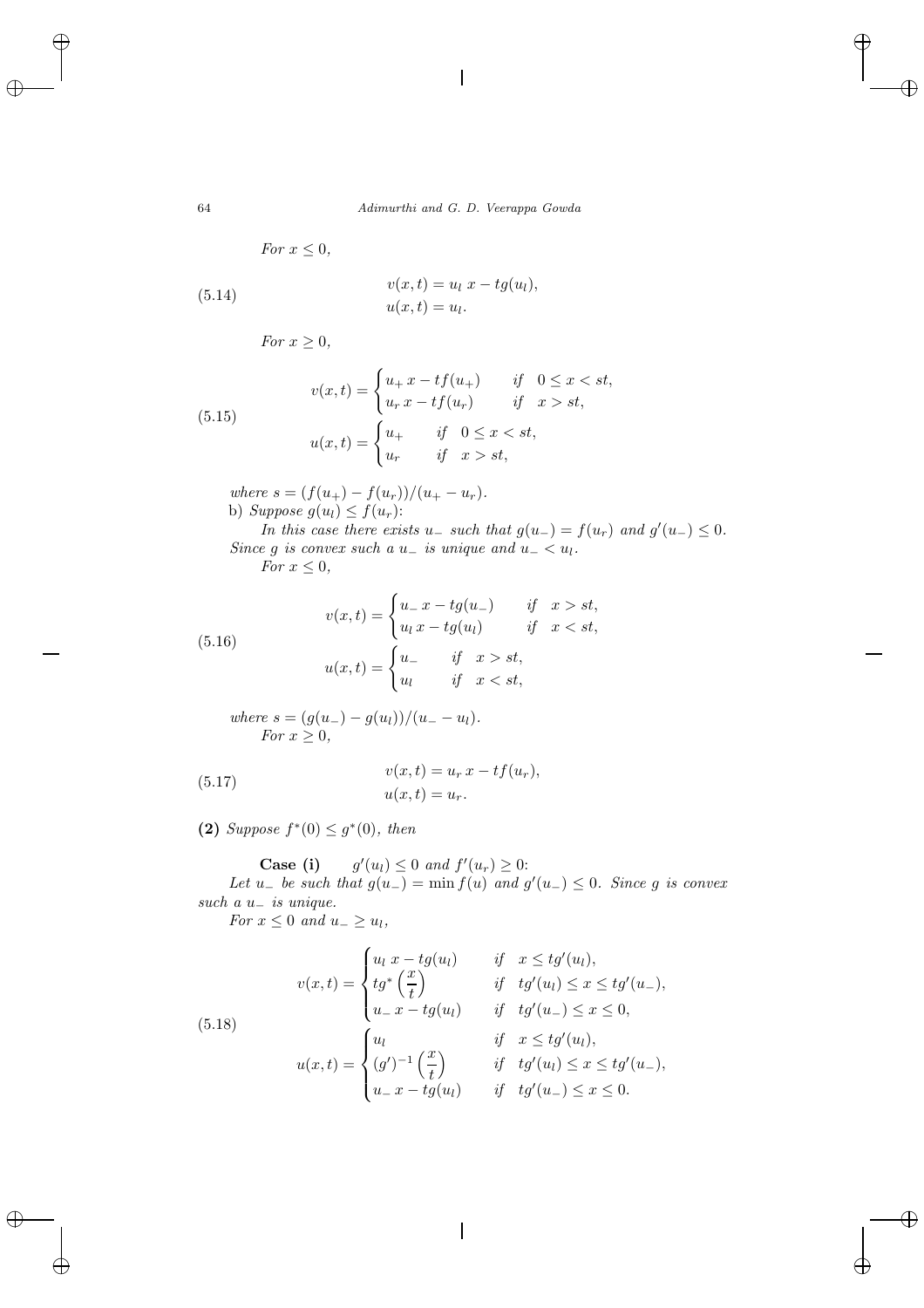*For* $x \leq 0$,

$$
\begin{aligned}
v(x,t) &= u_l\, x - tg(u_l), \\
u(x,t) &= u_l.
\end{aligned}
\tag{5.14}
$$

*For* $x \geq 0$,

$$
\begin{aligned}
v(x,t) &= \begin{cases} u_+\, x - tf(u_+) & \text{if} \quad 0 \leq x < st, \\ u_r\, x - tf(u_r) & \text{if} \quad x > st, \end{cases} \\
u(x,t) &= \begin{cases} u_+ & \text{if} \quad 0 \leq x < st, \\ u_r & \text{if} \quad x > st, \end{cases}
\end{aligned}
\tag{5.15}
$$

*where* $s = (f(u_+) - f(u_r))/(u_+ - u_r)$.

b) *Suppose* $g(u_l) \leq f(u_r)$:

*In this case there exists* $u_-$ *such that* $g(u_-) = f(u_r)$ *and* $g'(u_-) \leq 0$. *Since* $g$ *is convex such a* $u_-$ *is unique and* $u_- < u_l$.

*For* $x \leq 0$,

$$
\begin{aligned}
v(x,t) &= \begin{cases} u_-\, x - tg(u_-) & \text{if} \quad x > st, \\ u_l\, x - tg(u_l) & \text{if} \quad x < st, \end{cases} \\
u(x,t) &= \begin{cases} u_- & \text{if} \quad x > st, \\ u_l & \text{if} \quad x < st, \end{cases}
\end{aligned}
\tag{5.16}
$$

*where* $s = (g(u_-) - g(u_l))/(u_- - u_l)$.

*For* $x \geq 0$,

$$
\begin{aligned}
v(x,t) &= u_r\, x - tf(u_r), \\
u(x,t) &= u_r.
\end{aligned}
\tag{5.17}
$$

**(2)** *Suppose* $f^*(0) \leq g^*(0)$, *then*

**Case (i)** $\quad g'(u_l) \leq 0$ *and* $f'(u_r) \geq 0$:

*Let* $u_-$ *be such that* $g(u_-) = \min f(u)$ *and* $g'(u_-) \leq 0$. *Since* $g$ *is convex such a* $u_-$ *is unique.*

*For* $x \leq 0$ *and* $u_- \geq u_l$,

$$
\begin{aligned}
v(x,t) &= \begin{cases} u_l\, x - tg(u_l) & \text{if} \quad x \leq tg'(u_l), \\ tg^*\left(\dfrac{x}{t}\right) & \text{if} \quad tg'(u_l) \leq x \leq tg'(u_-), \\ u_-\, x - tg(u_l) & \text{if} \quad tg'(u_-) \leq x \leq 0, \end{cases} \\
u(x,t) &= \begin{cases} u_l & \text{if} \quad x \leq tg'(u_l), \\ (g')^{-1}\left(\dfrac{x}{t}\right) & \text{if} \quad tg'(u_l) \leq x \leq tg'(u_-), \\ u_-\, x - tg(u_l) & \text{if} \quad tg'(u_-) \leq x \leq 0. \end{cases}
\end{aligned}
\tag{5.18}
$$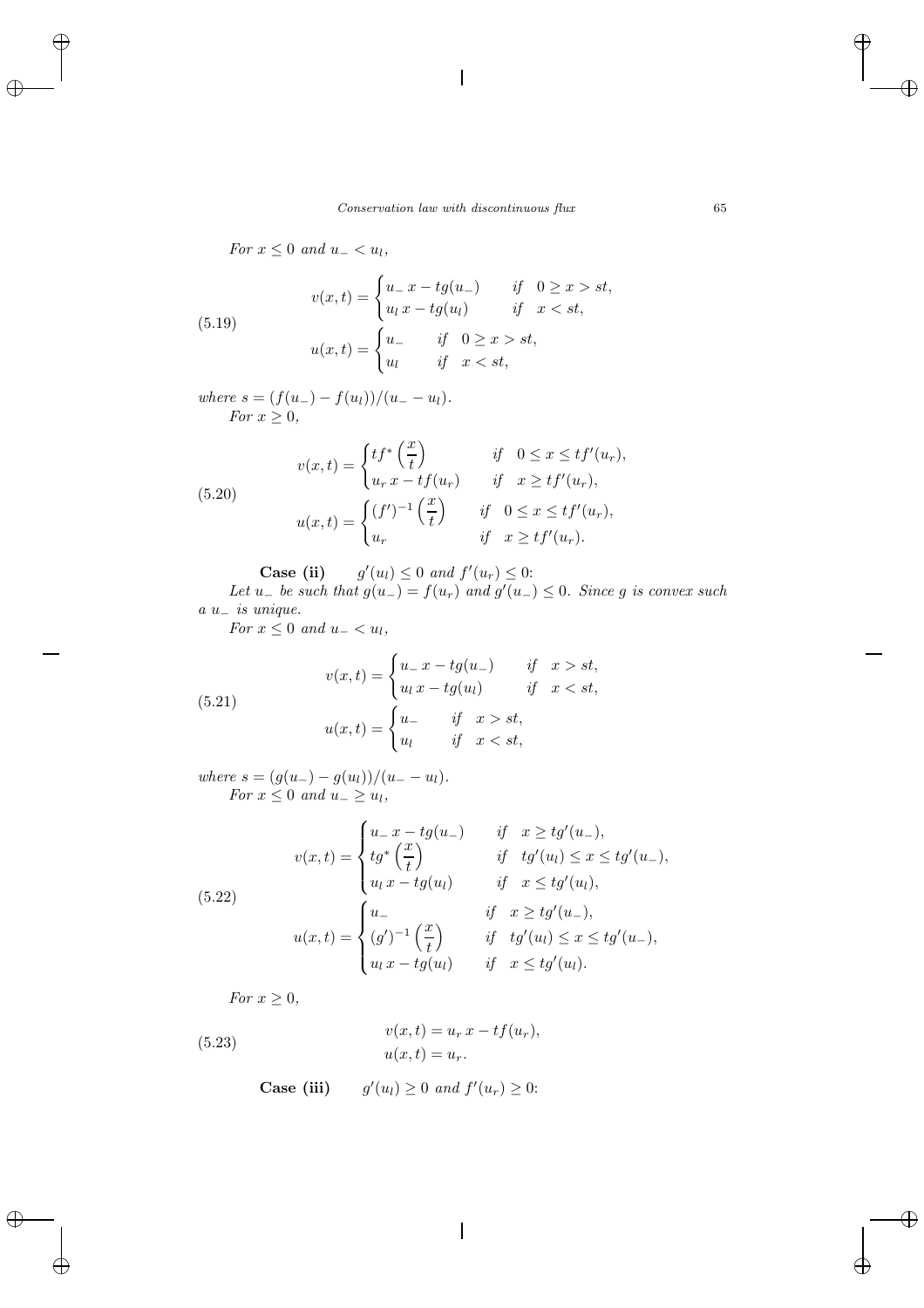*For $x \le 0$ and $u_- < u_l$,*

$$
\begin{aligned}
v(x,t) &= \begin{cases} u_- \, x - t g(u_-) & \text{if} \quad 0 \ge x > st, \\ u_l \, x - t g(u_l) & \text{if} \quad x < st, \end{cases} \\
u(x,t) &= \begin{cases} u_- & \text{if} \quad 0 \ge x > st, \\ u_l & \text{if} \quad x < st, \end{cases}
\end{aligned} \tag{5.19}
$$

*where $s = (f(u_-) - f(u_l))/(u_- - u_l)$.*

*For $x \ge 0$,*

$$
\begin{aligned}
v(x,t) &= \begin{cases} t f^* \left( \dfrac{x}{t} \right) & \text{if} \quad 0 \le x \le t f'(u_r), \\ u_r \, x - t f(u_r) & \text{if} \quad x \ge t f'(u_r), \end{cases} \\
u(x,t) &= \begin{cases} (f')^{-1} \left( \dfrac{x}{t} \right) & \text{if} \quad 0 \le x \le t f'(u_r), \\ u_r & \text{if} \quad x \ge t f'(u_r). \end{cases}
\end{aligned} \tag{5.20}
$$

**Case (ii)** $\quad g'(u_l) \le 0$ *and* $f'(u_r) \le 0$:

*Let $u_-$ be such that $g(u_-) = f(u_r)$ and $g'(u_-) \le 0$. Since $g$ is convex such a $u_-$ is unique.*

*For $x \le 0$ and $u_- < u_l$,*

$$
\begin{aligned}
v(x,t) &= \begin{cases} u_- \, x - t g(u_-) & \text{if} \quad x > st, \\ u_l \, x - t g(u_l) & \text{if} \quad x < st, \end{cases} \\
u(x,t) &= \begin{cases} u_- & \text{if} \quad x > st, \\ u_l & \text{if} \quad x < st, \end{cases}
\end{aligned} \tag{5.21}
$$

*where $s = (g(u_-) - g(u_l))/(u_- - u_l)$.*

*For $x \le 0$ and $u_- \ge u_l$,*

$$
\begin{aligned}
v(x,t) &= \begin{cases} u_- \, x - t g(u_-) & \text{if} \quad x \ge t g'(u_-), \\ t g^* \left( \dfrac{x}{t} \right) & \text{if} \quad t g'(u_l) \le x \le t g'(u_-), \\ u_l \, x - t g(u_l) & \text{if} \quad x \le t g'(u_l), \end{cases} \\
u(x,t) &= \begin{cases} u_- & \text{if} \quad x \ge t g'(u_-), \\ (g')^{-1} \left( \dfrac{x}{t} \right) & \text{if} \quad t g'(u_l) \le x \le t g'(u_-), \\ u_l \, x - t g(u_l) & \text{if} \quad x \le t g'(u_l). \end{cases}
\end{aligned} \tag{5.22}
$$

*For $x \ge 0$,*

$$
\begin{aligned}
v(x,t) &= u_r \, x - t f(u_r), \\
u(x,t) &= u_r.
\end{aligned} \tag{5.23}
$$

**Case (iii)** $\quad g'(u_l) \ge 0$ *and* $f'(u_r) \ge 0$: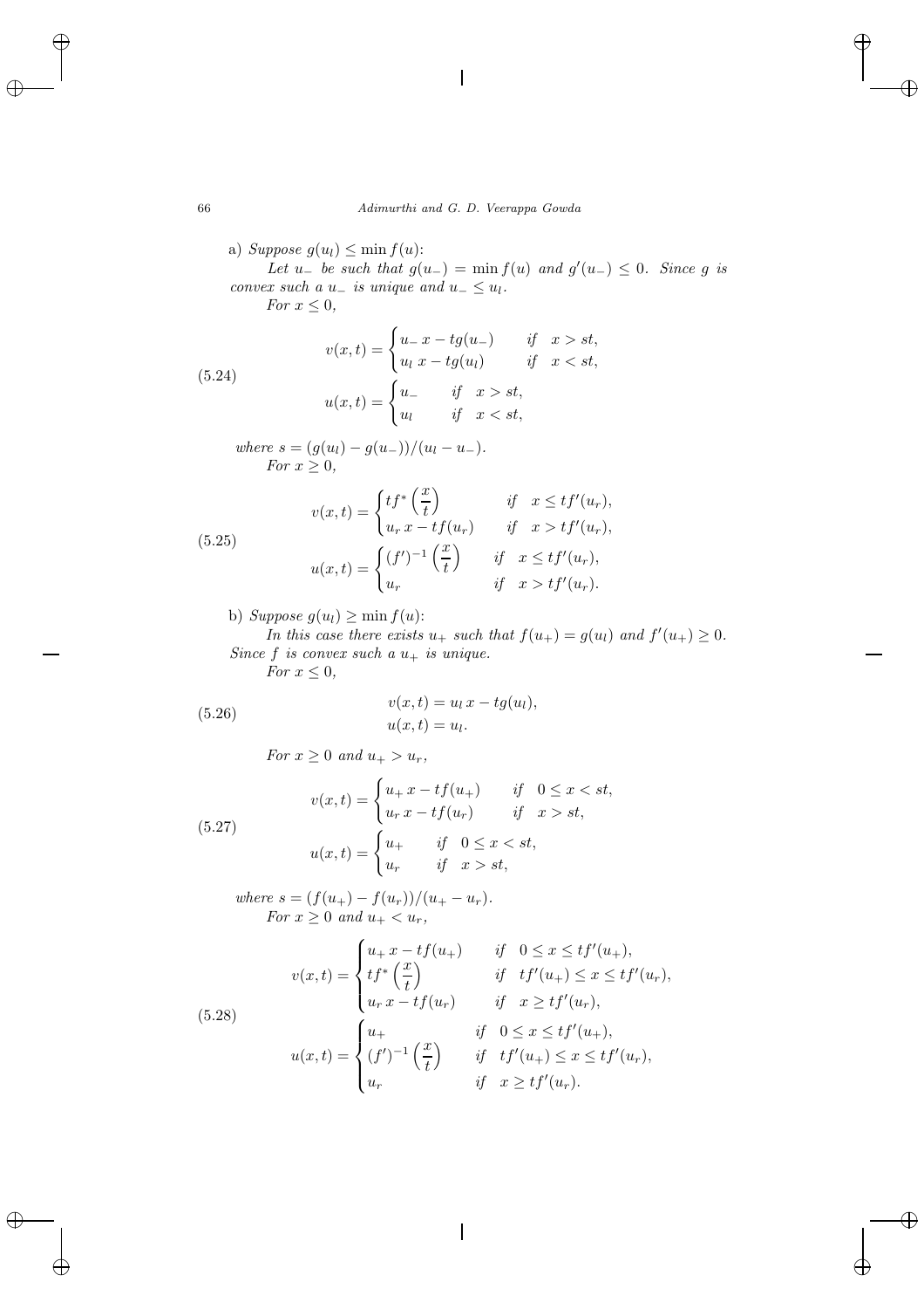a) *Suppose $g(u_l) \le \min f(u)$:*

*Let $u_-$ be such that $g(u_-) = \min f(u)$ and $g'(u_-) \le 0$. Since $g$ is convex such a $u_-$ is unique and $u_- \le u_l$.*

*For $x \le 0$,*

$$
\begin{aligned}
v(x,t) &= \begin{cases} u_- \, x - t g(u_-) & \text{if} \quad x > st, \\ u_l \, x - t g(u_l) & \text{if} \quad x < st, \end{cases} \\
u(x,t) &= \begin{cases} u_- & \text{if} \quad x > st, \\ u_l & \text{if} \quad x < st, \end{cases}
\end{aligned}
\tag{5.24}
$$

*where $s = (g(u_l) - g(u_-))/(u_l - u_-)$.*

*For $x \ge 0$,*

$$
\begin{aligned}
v(x,t) &= \begin{cases} t f^* \left(\dfrac{x}{t}\right) & \text{if} \quad x \le t f'(u_r), \\ u_r \, x - t f(u_r) & \text{if} \quad x > t f'(u_r), \end{cases} \\
u(x,t) &= \begin{cases} (f')^{-1} \left(\dfrac{x}{t}\right) & \text{if} \quad x \le t f'(u_r), \\ u_r & \text{if} \quad x > t f'(u_r). \end{cases}
\end{aligned}
\tag{5.25}
$$

b) *Suppose $g(u_l) \ge \min f(u)$:*

*In this case there exists $u_+$ such that $f(u_+) = g(u_l)$ and $f'(u_+) \ge 0$. Since $f$ is convex such a $u_+$ is unique.*

*For $x \le 0$,*

$$
\begin{aligned}
v(x,t) &= u_l \, x - t g(u_l), \\
u(x,t) &= u_l.
\end{aligned}
\tag{5.26}
$$

*For $x \ge 0$ and $u_+ > u_r$,*

$$
\begin{aligned}
v(x,t) &= \begin{cases} u_+ \, x - t f(u_+) & \text{if} \quad 0 \le x < st, \\ u_r \, x - t f(u_r) & \text{if} \quad x > st, \end{cases} \\
u(x,t) &= \begin{cases} u_+ & \text{if} \quad 0 \le x < st, \\ u_r & \text{if} \quad x > st, \end{cases}
\end{aligned}
\tag{5.27}
$$

*where $s = (f(u_+) - f(u_r))/(u_+ - u_r)$.*

*For $x \ge 0$ and $u_+ < u_r$,*

$$
\begin{aligned}
v(x,t) &= \begin{cases} u_+ \, x - t f(u_+) & \text{if} \quad 0 \le x \le t f'(u_+), \\ t f^* \left(\dfrac{x}{t}\right) & \text{if} \quad t f'(u_+) \le x \le t f'(u_r), \\ u_r \, x - t f(u_r) & \text{if} \quad x \ge t f'(u_r), \end{cases} \\
u(x,t) &= \begin{cases} u_+ & \text{if} \quad 0 \le x \le t f'(u_+), \\ (f')^{-1} \left(\dfrac{x}{t}\right) & \text{if} \quad t f'(u_+) \le x \le t f'(u_r), \\ u_r & \text{if} \quad x \ge t f'(u_r). \end{cases}
\end{aligned}
\tag{5.28}
$$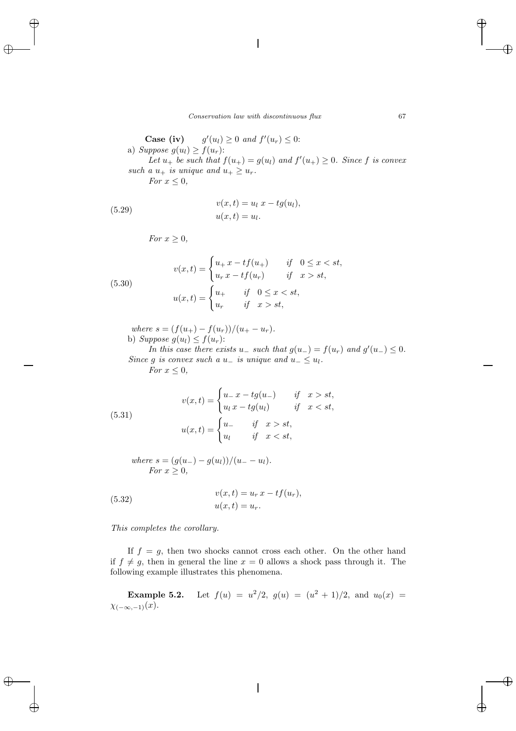**Case (iv)** $\quad g'(u_l) \geq 0$ *and* $f'(u_r) \leq 0$:

a) *Suppose* $g(u_l) \geq f(u_r)$:

*Let* $u_+$ *be such that* $f(u_+) = g(u_l)$ *and* $f'(u_+) \geq 0$. *Since* $f$ *is convex such a* $u_+$ *is unique and* $u_+ \geq u_r$.

*For* $x \leq 0$,

$$
\begin{aligned}
v(x,t) &= u_l\, x - tg(u_l), \\
u(x,t) &= u_l.
\end{aligned} \tag{5.29}
$$

*For* $x \geq 0$,

$$
\begin{aligned}
v(x,t) &= \begin{cases} u_+ x - tf(u_+) & \text{if } \ 0 \leq x < st, \\ u_r\, x - tf(u_r) & \text{if } \ x > st, \end{cases} \\
u(x,t) &= \begin{cases} u_+ & \text{if } \ 0 \leq x < st, \\ u_r & \text{if } \ x > st, \end{cases}
\end{aligned} \tag{5.30}
$$

*where* $s = (f(u_+) - f(u_r))/(u_+ - u_r)$.

b) *Suppose* $g(u_l) \leq f(u_r)$:

*In this case there exists* $u_-$ *such that* $g(u_-) = f(u_r)$ *and* $g'(u_-) \leq 0$. *Since* $g$ *is convex such a* $u_-$ *is unique and* $u_- \leq u_l$.

*For* $x \leq 0$,

$$
\begin{aligned}
v(x,t) &= \begin{cases} u_- x - tg(u_-) & \text{if } \ x > st, \\ u_l\, x - tg(u_l) & \text{if } \ x < st, \end{cases} \\
u(x,t) &= \begin{cases} u_- & \text{if } \ x > st, \\ u_l & \text{if } \ x < st, \end{cases}
\end{aligned} \tag{5.31}
$$

*where* $s = (g(u_-) - g(u_l))/(u_- - u_l)$.

*For* $x \geq 0$,

$$
\begin{aligned}
v(x,t) &= u_r\, x - tf(u_r), \\
u(x,t) &= u_r.
\end{aligned} \tag{5.32}
$$

*This completes the corollary.*

If $f = g$, then two shocks cannot cross each other. On the other hand if $f \neq g$, then in general the line $x = 0$ allows a shock pass through it. The following example illustrates this phenomena.

**Example 5.2.** Let $f(u) = u^2/2$, $g(u) = (u^2+1)/2$, and $u_0(x) = \chi_{(-\infty,-1)}(x)$.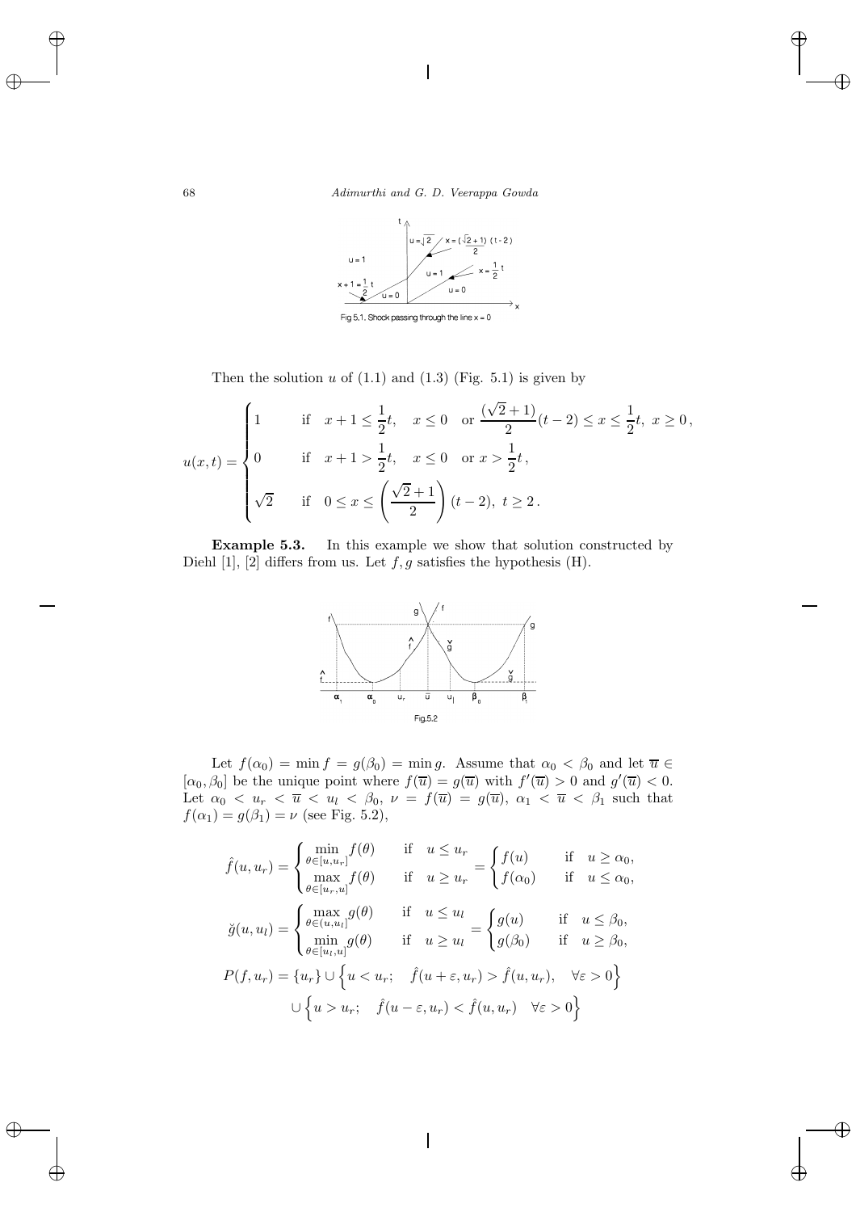Fig 5.1. Shock passing through the line x = 0

Then the solution $u$ of (1.1) and (1.3) (Fig. 5.1) is given by

$$u(x,t) = \begin{cases} 1 & \text{if} \quad x+1 \leq \frac{1}{2}t, \quad x \leq 0 \quad \text{or } \frac{(\sqrt{2}+1)}{2}(t-2) \leq x \leq \frac{1}{2}t,\ x \geq 0\,, \\ 0 & \text{if} \quad x+1 > \frac{1}{2}t, \quad x \leq 0 \quad \text{or } x > \frac{1}{2}t\,, \\ \sqrt{2} & \text{if} \quad 0 \leq x \leq \left(\frac{\sqrt{2}+1}{2}\right)(t-2),\ t \geq 2\,. \end{cases}$$

**Example 5.3.** In this example we show that solution constructed by Diehl [1], [2] differs from us. Let $f, g$ satisfies the hypothesis (H).

Fig.5.2

Let $f(\alpha_0) = \min f = g(\beta_0) = \min g$. Assume that $\alpha_0 < \beta_0$ and let $\overline{u} \in [\alpha_0, \beta_0]$ be the unique point where $f(\overline{u}) = g(\overline{u})$ with $f'(\overline{u}) > 0$ and $g'(\overline{u}) < 0$. Let $\alpha_0 < u_r < \overline{u} < u_l < \beta_0$, $\nu = f(\overline{u}) = g(\overline{u})$, $\alpha_1 < \overline{u} < \beta_1$ such that $f(\alpha_1) = g(\beta_1) = \nu$ (see Fig. 5.2),

$$\hat{f}(u, u_r) = \begin{cases} \min\limits_{\theta \in [u, u_r]} f(\theta) & \text{if} \quad u \leq u_r \\ \max\limits_{\theta \in [u_r, u]} f(\theta) & \text{if} \quad u \geq u_r \end{cases} = \begin{cases} f(u) & \text{if} \quad u \geq \alpha_0, \\ f(\alpha_0) & \text{if} \quad u \leq \alpha_0, \end{cases}$$

$$\breve{g}(u, u_l) = \begin{cases} \max\limits_{\theta \in (u, u_l]} g(\theta) & \text{if} \quad u \leq u_l \\ \min\limits_{\theta \in [u_l, u]} g(\theta) & \text{if} \quad u \geq u_l \end{cases} = \begin{cases} g(u) & \text{if} \quad u \leq \beta_0, \\ g(\beta_0) & \text{if} \quad u \geq \beta_0, \end{cases}$$

$$P(f, u_r) = \{u_r\} \cup \left\{ u < u_r; \quad \hat{f}(u+\varepsilon, u_r) > \hat{f}(u, u_r), \quad \forall \varepsilon > 0 \right\}$$
$$\cup \left\{ u > u_r; \quad \hat{f}(u-\varepsilon, u_r) < \hat{f}(u, u_r) \quad \forall \varepsilon > 0 \right\}$$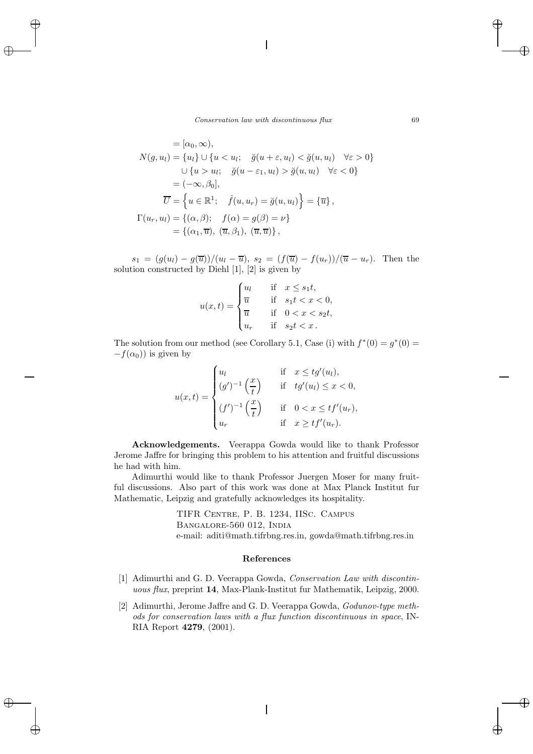$$
\begin{aligned}
&= [\alpha_0, \infty), \\
N(g, u_l) &= \{u_l\} \cup \{u < u_l; \quad \breve{g}(u+\varepsilon, u_l) < \breve{g}(u, u_l) \quad \forall \varepsilon > 0\} \\
&\quad \cup \{u > u_l; \quad \breve{g}(u - \varepsilon_1, u_l) > \breve{g}(u, u_l) \quad \forall \varepsilon < 0\} \\
&= (-\infty, \beta_0], \\
\overline{U} &= \left\{ u \in \mathbb{R}^1; \quad \hat{f}(u, u_r) = \breve{g}(u, u_l) \right\} = \{\overline{u}\}, \\
\Gamma(u_r, u_l) &= \{(\alpha, \beta); \quad f(\alpha) = g(\beta) = \nu\} \\
&= \{(\alpha_1, \overline{u}), \ (\overline{u}, \beta_1), \ (\overline{u}, \overline{u})\},
\end{aligned}
$$

$s_1 = (g(u_l) - g(\overline{u}))/(u_l - \overline{u})$, $s_2 = (f(\overline{u}) - f(u_r))/(\overline{u} - u_r)$. Then the solution constructed by Diehl [1], [2] is given by

$$
u(x,t) = \begin{cases}
u_l & \text{if} \quad x \leq s_1 t, \\
\overline{u} & \text{if} \quad s_1 t < x < 0, \\
\overline{u} & \text{if} \quad 0 < x < s_2 t, \\
u_r & \text{if} \quad s_2 t < x \,.
\end{cases}
$$

The solution from our method (see Corollary 5.1, Case (i) with $f^*(0) = g^*(0) = -f(\alpha_0)$) is given by

$$
u(x,t) = \begin{cases}
u_l & \text{if} \quad x \leq t g'(u_l), \\
(g')^{-1}\left(\dfrac{x}{t}\right) & \text{if} \quad t g'(u_l) \leq x < 0, \\
(f')^{-1}\left(\dfrac{x}{t}\right) & \text{if} \quad 0 < x \leq t f'(u_r), \\
u_r & \text{if} \quad x \geq t f'(u_r).
\end{cases}
$$

**Acknowledgements.** Veerappa Gowda would like to thank Professor Jerome Jaffre for bringing this problem to his attention and fruitful discussions he had with him.

Adimurthi would like to thank Professor Juergen Moser for many fruitful discussions. Also part of this work was done at Max Planck Institut fur Mathematic, Leipzig and gratefully acknowledges its hospitality.

TIFR Centre, P. B. 1234, IISc. Campus
Bangalore-560 012, India
e-mail: aditi@math.tifrbng.res.in, gowda@math.tifrbng.res.in

## References

[1] Adimurthi and G. D. Veerappa Gowda, *Conservation Law with discontinuous flux*, preprint **14**, Max-Plank-Institut fur Mathematik, Leipzig, 2000.

[2] Adimurthi, Jerome Jaffre and G. D. Veerappa Gowda, *Godunov-type methods for conservation laws with a flux function discontinuous in space*, INRIA Report **4279**, (2001).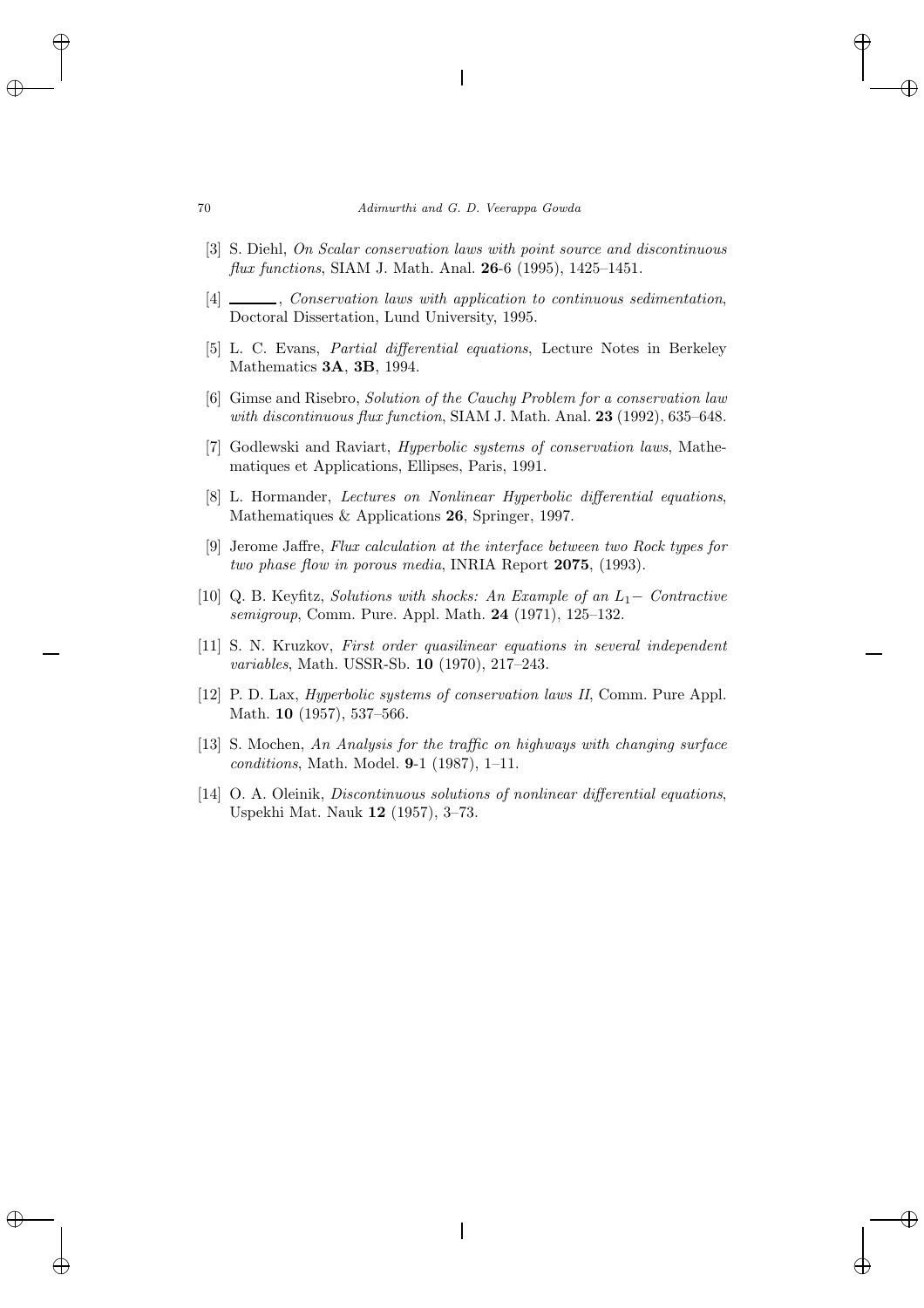[3] S. Diehl, *On Scalar conservation laws with point source and discontinuous flux functions*, SIAM J. Math. Anal. **26**-6 (1995), 1425–1451.

[4] ______, *Conservation laws with application to continuous sedimentation*, Doctoral Dissertation, Lund University, 1995.

[5] L. C. Evans, *Partial differential equations*, Lecture Notes in Berkeley Mathematics **3A**, **3B**, 1994.

[6] Gimse and Risebro, *Solution of the Cauchy Problem for a conservation law with discontinuous flux function*, SIAM J. Math. Anal. **23** (1992), 635–648.

[7] Godlewski and Raviart, *Hyperbolic systems of conservation laws*, Mathematiques et Applications, Ellipses, Paris, 1991.

[8] L. Hormander, *Lectures on Nonlinear Hyperbolic differential equations*, Mathematiques & Applications **26**, Springer, 1997.

[9] Jerome Jaffre, *Flux calculation at the interface between two Rock types for two phase flow in porous media*, INRIA Report **2075**, (1993).

[10] Q. B. Keyfitz, *Solutions with shocks: An Example of an $L_1-$ Contractive semigroup*, Comm. Pure. Appl. Math. **24** (1971), 125–132.

[11] S. N. Kruzkov, *First order quasilinear equations in several independent variables*, Math. USSR-Sb. **10** (1970), 217–243.

[12] P. D. Lax, *Hyperbolic systems of conservation laws II*, Comm. Pure Appl. Math. **10** (1957), 537–566.

[13] S. Mochen, *An Analysis for the traffic on highways with changing surface conditions*, Math. Model. **9**-1 (1987), 1–11.

[14] O. A. Oleinik, *Discontinuous solutions of nonlinear differential equations*, Uspekhi Mat. Nauk **12** (1957), 3–73.